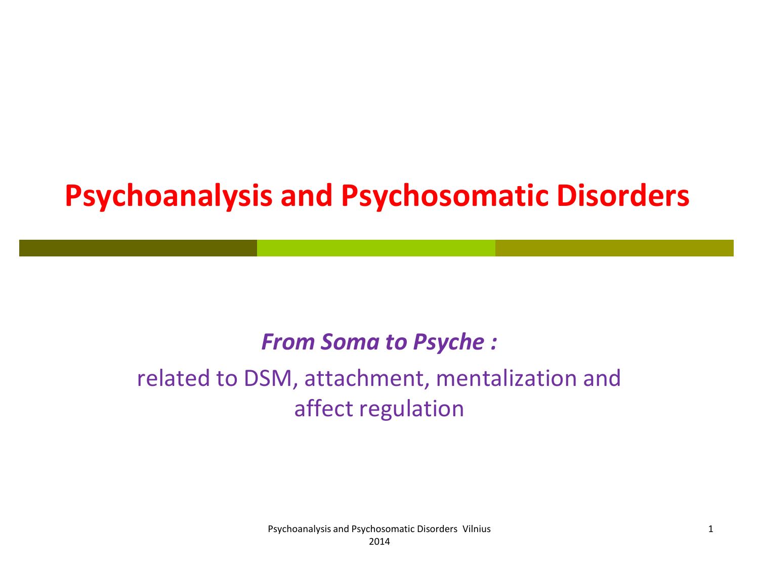# Psychoanalysis and Psychosomatic Disorders

***From Soma to Psyche :***

related to DSM, attachment, mentalization and affect regulation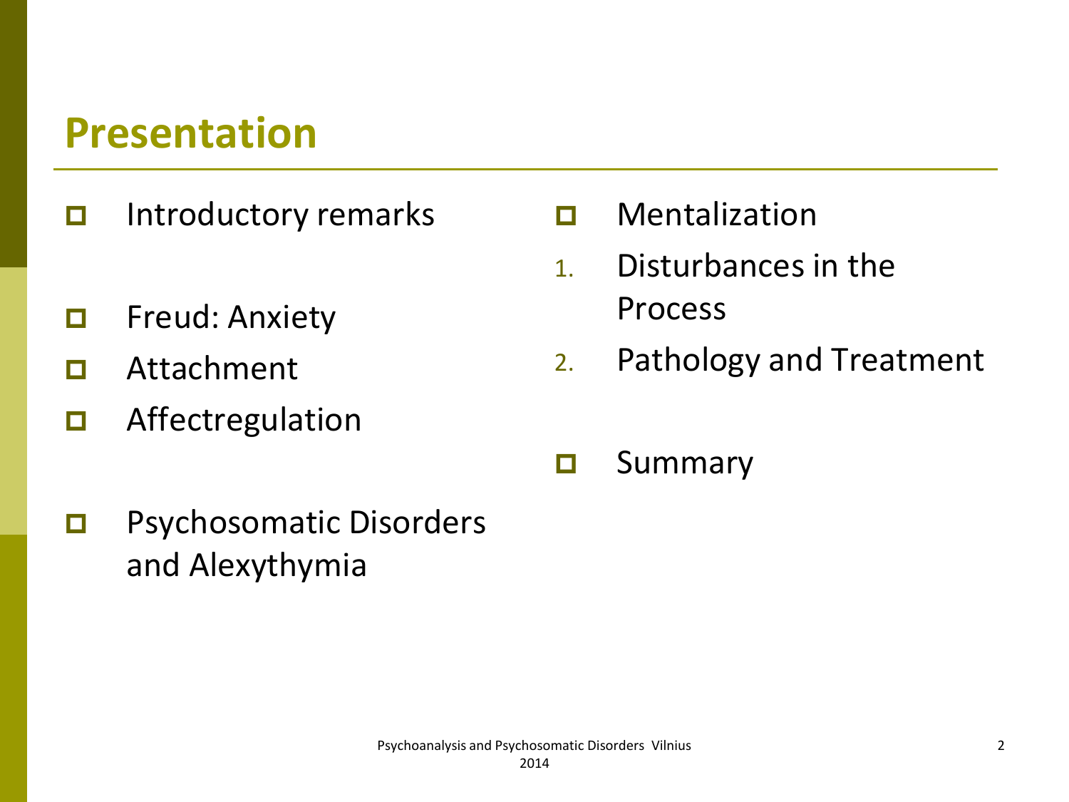# Presentation

- Introductory remarks

- Freud: Anxiety
- Attachment
- Affectregulation

- Psychosomatic Disorders and Alexythymia

- Mentalization

1. Disturbances in the Process
2. Pathology and Treatment

- Summary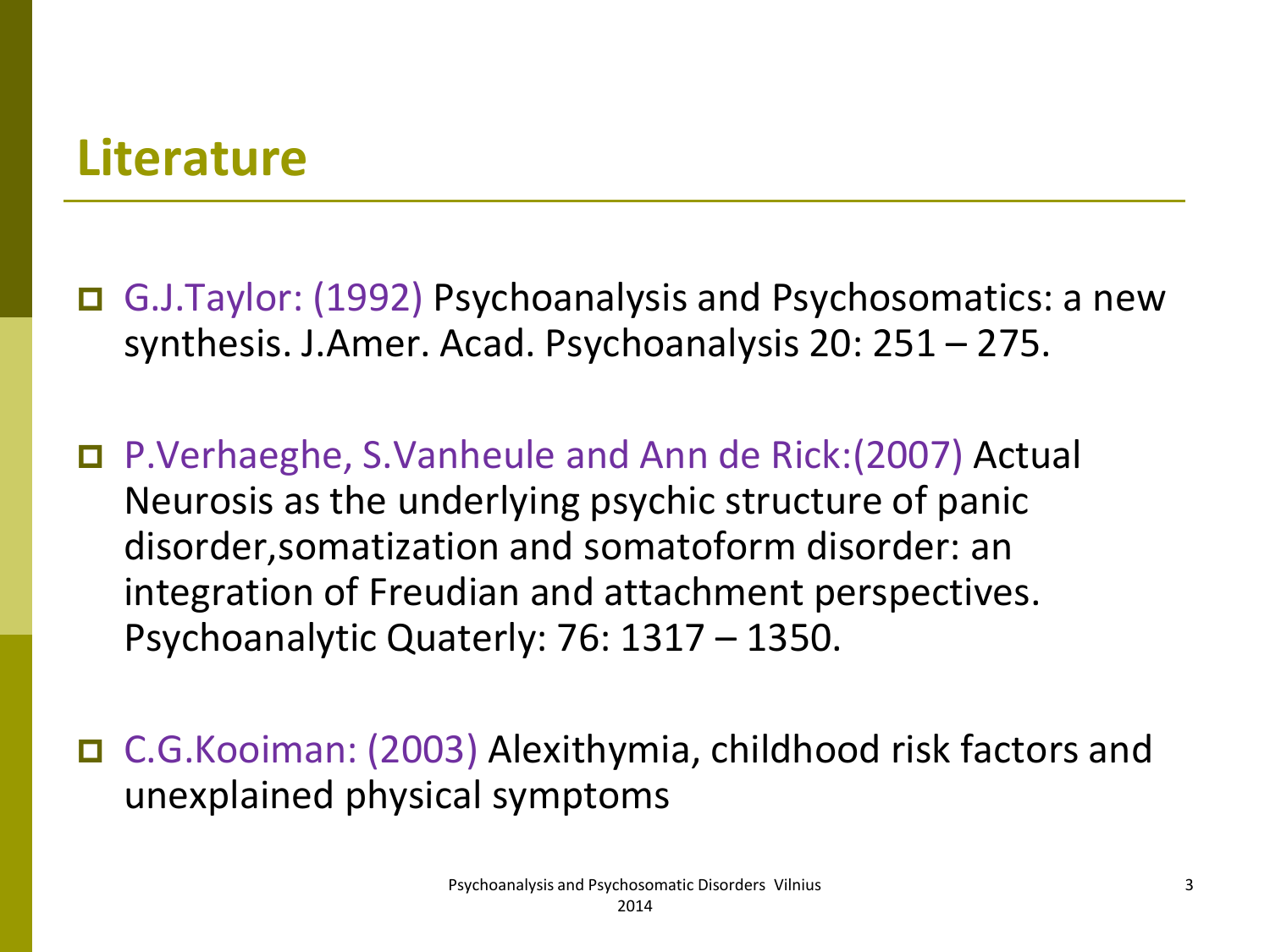# Literature

- G.J.Taylor: (1992) Psychoanalysis and Psychosomatics: a new synthesis. J.Amer. Acad. Psychoanalysis 20: 251 – 275.

- P.Verhaeghe, S.Vanheule and Ann de Rick:(2007) Actual Neurosis as the underlying psychic structure of panic disorder,somatization and somatoform disorder: an integration of Freudian and attachment perspectives. Psychoanalytic Quaterly: 76: 1317 – 1350.

- C.G.Kooiman: (2003) Alexithymia, childhood risk factors and unexplained physical symptoms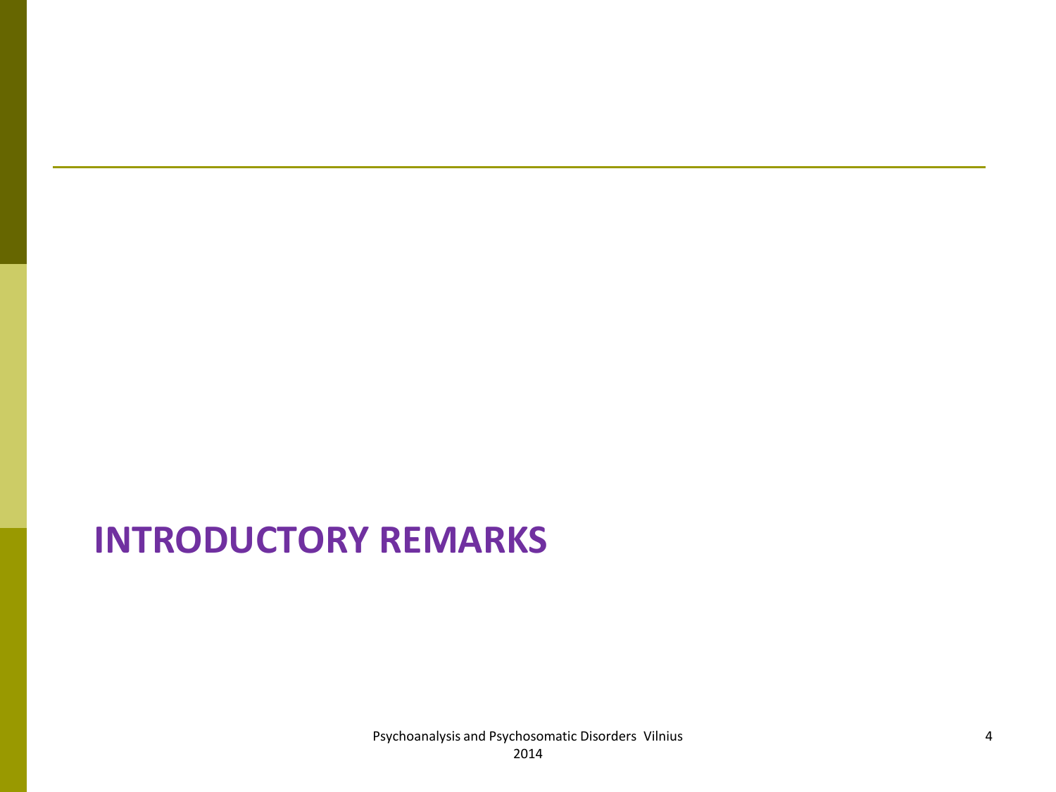# INTRODUCTORY REMARKS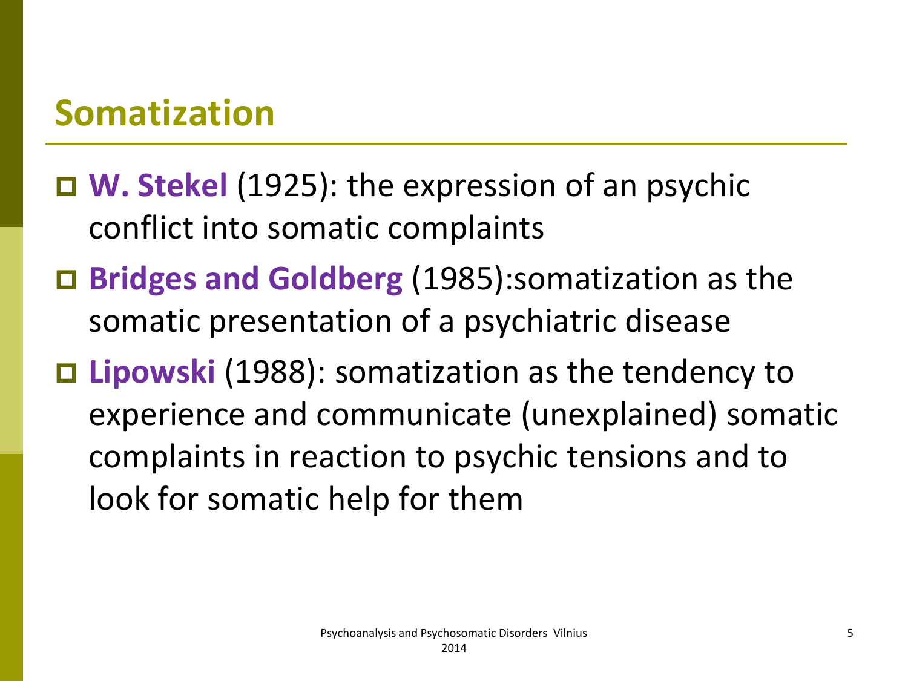## Somatization

- **W. Stekel** (1925): the expression of an psychic conflict into somatic complaints
- **Bridges and Goldberg** (1985):somatization as the somatic presentation of a psychiatric disease
- **Lipowski** (1988): somatization as the tendency to experience and communicate (unexplained) somatic complaints in reaction to psychic tensions and to look for somatic help for them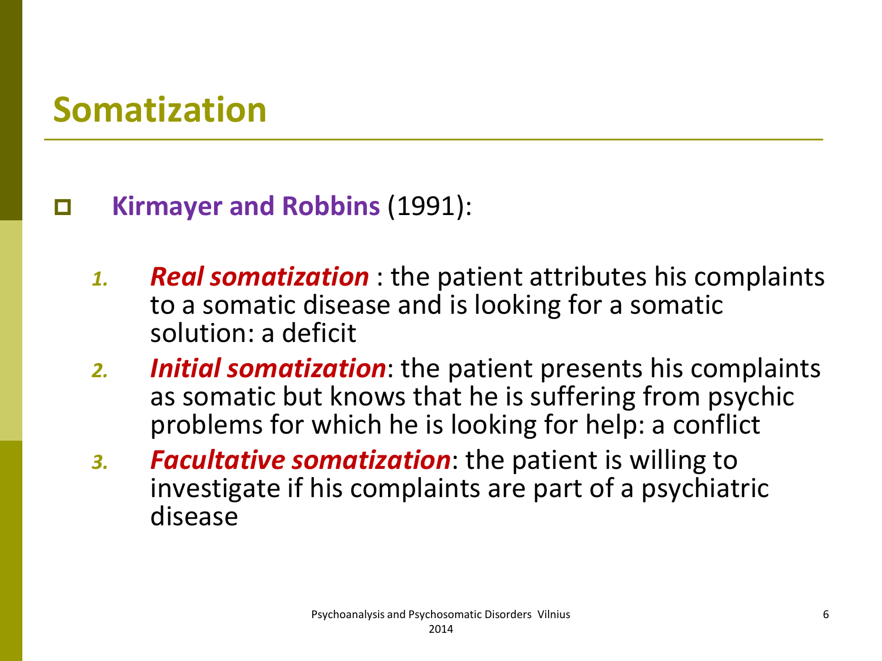# Somatization

- **Kirmayer and Robbins** (1991):

  1. ***Real somatization*** : the patient attributes his complaints to a somatic disease and is looking for a somatic solution: a deficit
  2. ***Initial somatization***: the patient presents his complaints as somatic but knows that he is suffering from psychic problems for which he is looking for help: a conflict
  3. ***Facultative somatization***: the patient is willing to investigate if his complaints are part of a psychiatric disease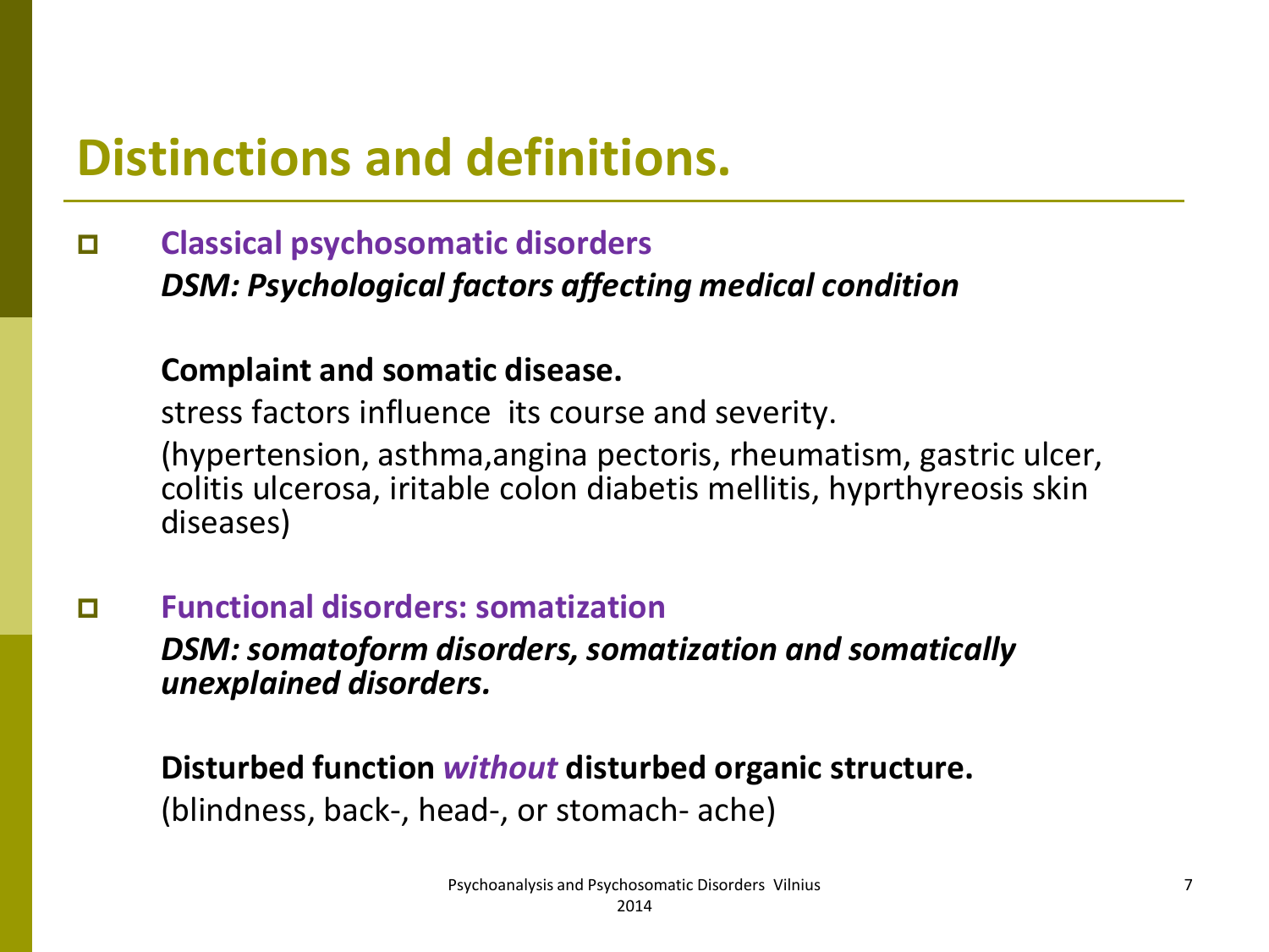# Distinctions and definitions.

- **Classical psychosomatic disorders**

  ***DSM: Psychological factors affecting medical condition***

  **Complaint and somatic disease.**

  stress factors influence its course and severity.

  (hypertension, asthma,angina pectoris, rheumatism, gastric ulcer, colitis ulcerosa, iritable colon diabetis mellitis, hyprthyreosis skin diseases)

- **Functional disorders: somatization**

  ***DSM: somatoform disorders, somatization and somatically unexplained disorders.***

  **Disturbed function *without* disturbed organic structure.**

  (blindness, back-, head-, or stomach- ache)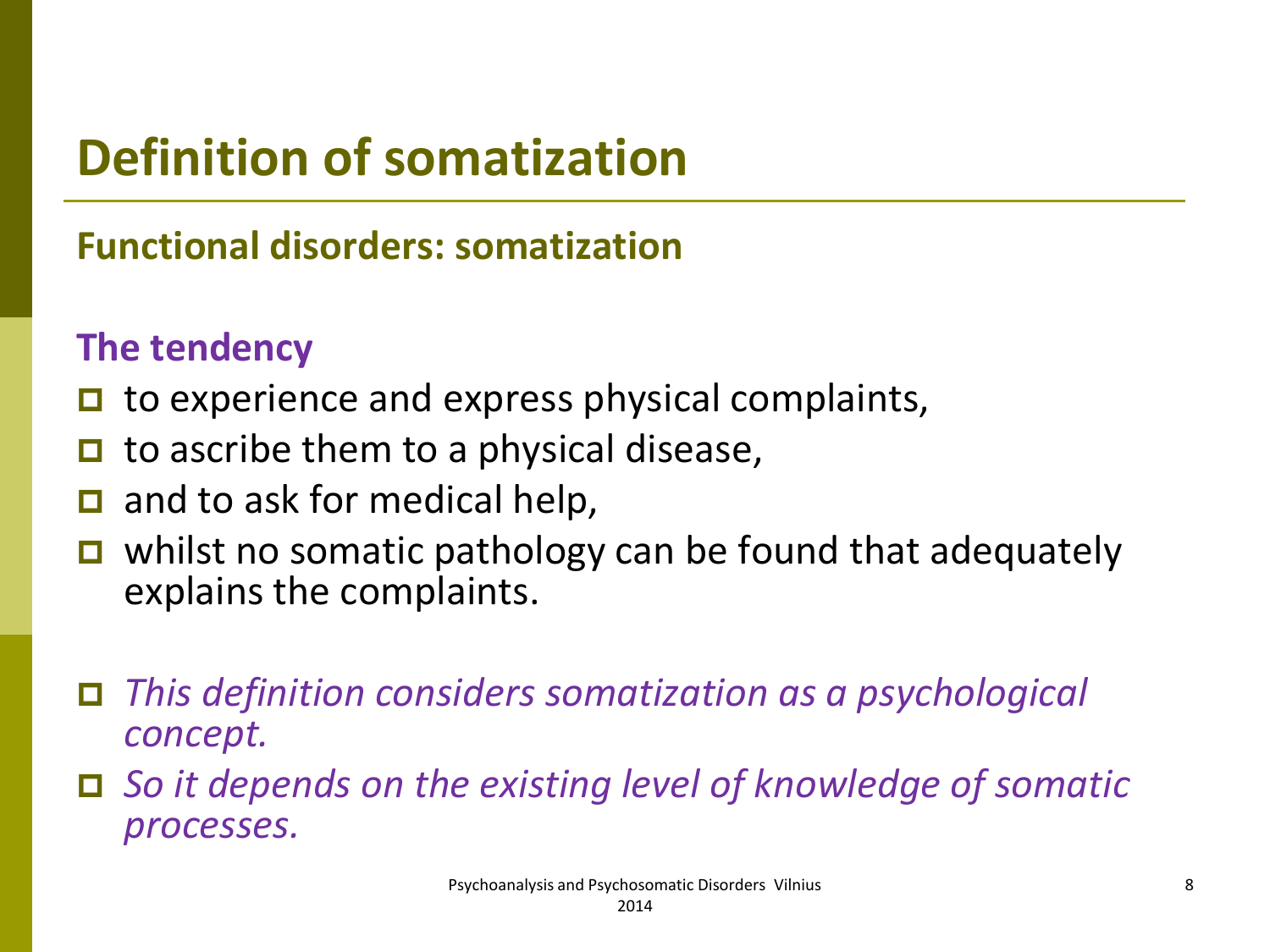# Definition of somatization

## Functional disorders: somatization

### The tendency

- to experience and express physical complaints,
- to ascribe them to a physical disease,
- and to ask for medical help,
- whilst no somatic pathology can be found that adequately explains the complaints.

- *This definition considers somatization as a psychological concept.*
- *So it depends on the existing level of knowledge of somatic processes.*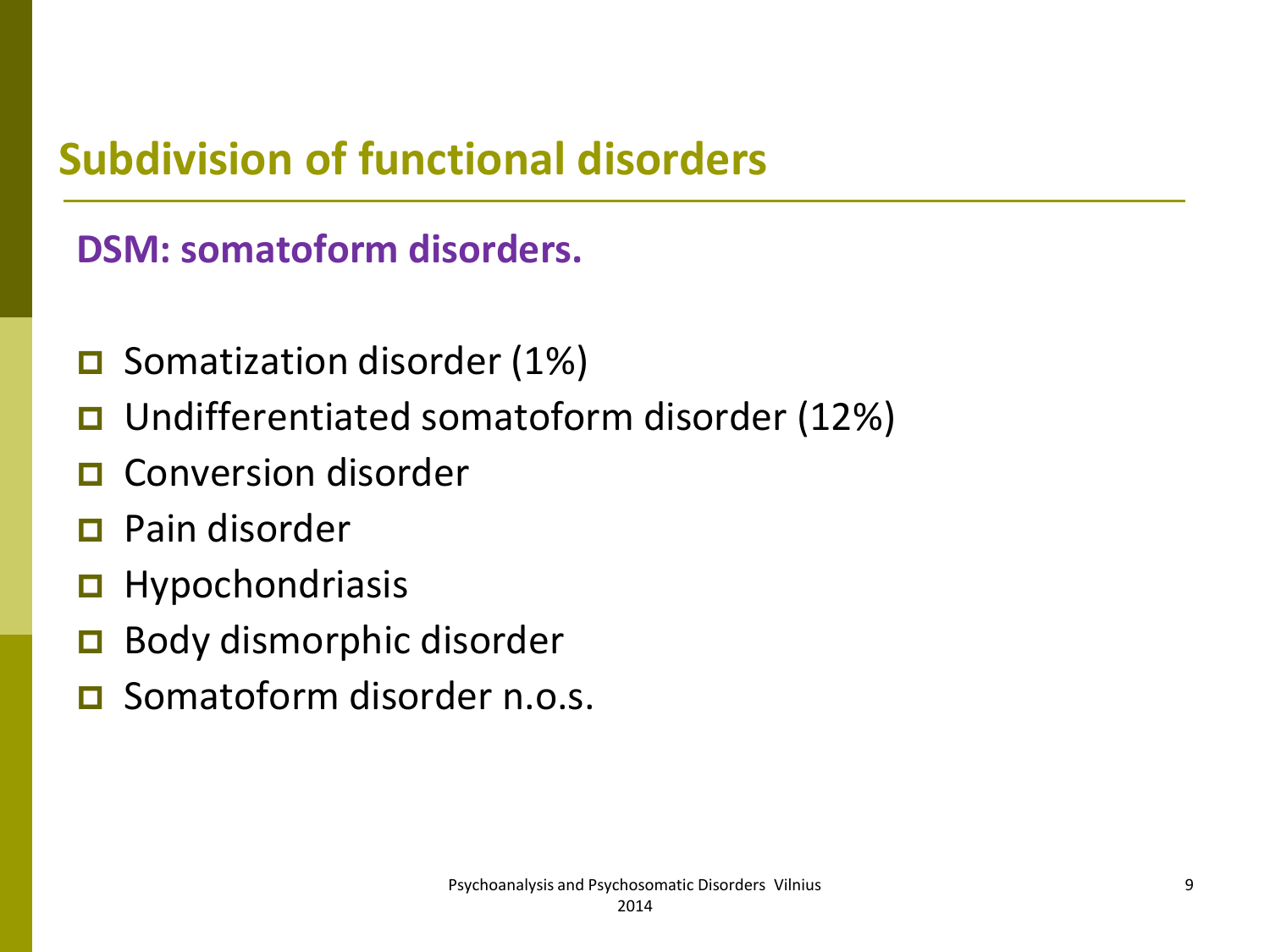# Subdivision of functional disorders

## DSM: somatoform disorders.

- Somatization disorder (1%)
- Undifferentiated somatoform disorder (12%)
- Conversion disorder
- Pain disorder
- Hypochondriasis
- Body dismorphic disorder
- Somatoform disorder n.o.s.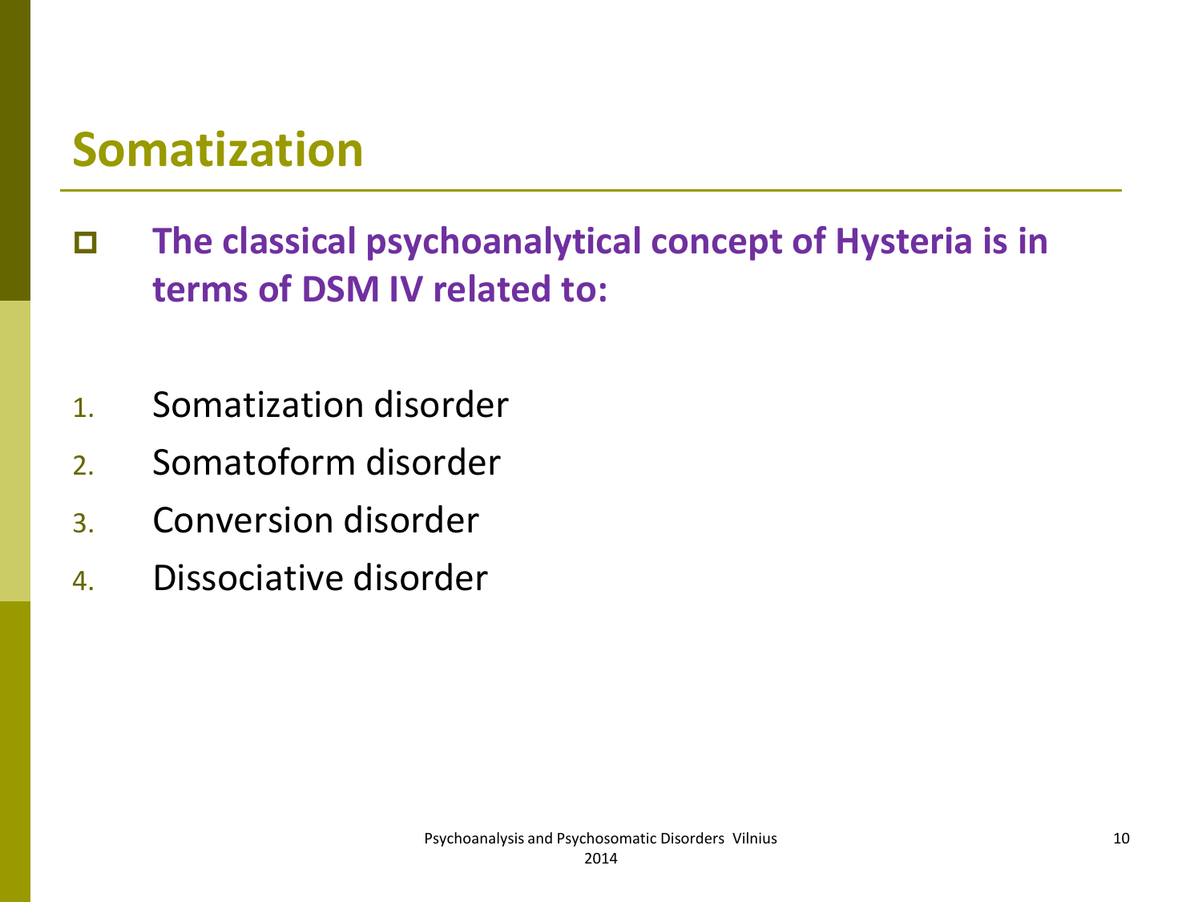# Somatization

- **The classical psychoanalytical concept of Hysteria is in terms of DSM IV related to:**

1. Somatization disorder
2. Somatoform disorder
3. Conversion disorder
4. Dissociative disorder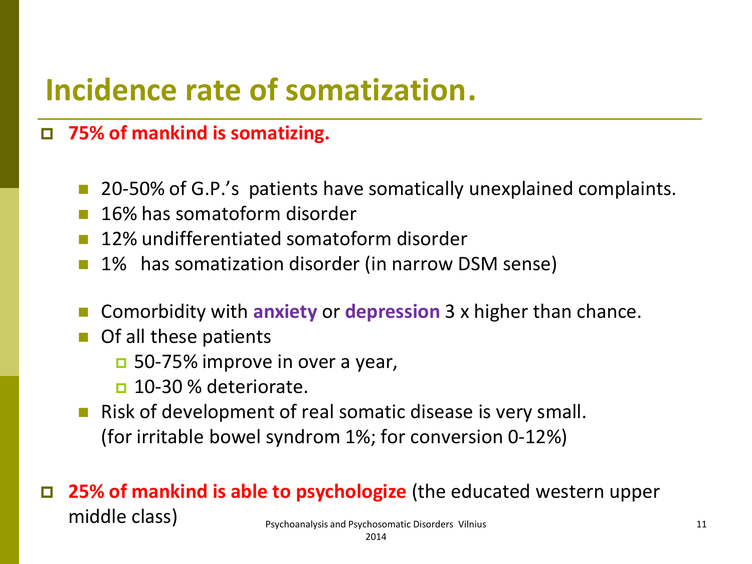# Incidence rate of somatization.

- **75% of mankind is somatizing.**
  - 20-50% of G.P.'s patients have somatically unexplained complaints.
  - 16% has somatoform disorder
  - 12% undifferentiated somatoform disorder
  - 1% has somatization disorder (in narrow DSM sense)
  - Comorbidity with **anxiety** or **depression** 3 x higher than chance.
  - Of all these patients
    - 50-75% improve in over a year,
    - 10-30 % deteriorate.
  - Risk of development of real somatic disease is very small. (for irritable bowel syndrom 1%; for conversion 0-12%)
- **25% of mankind is able to psychologize** (the educated western upper middle class)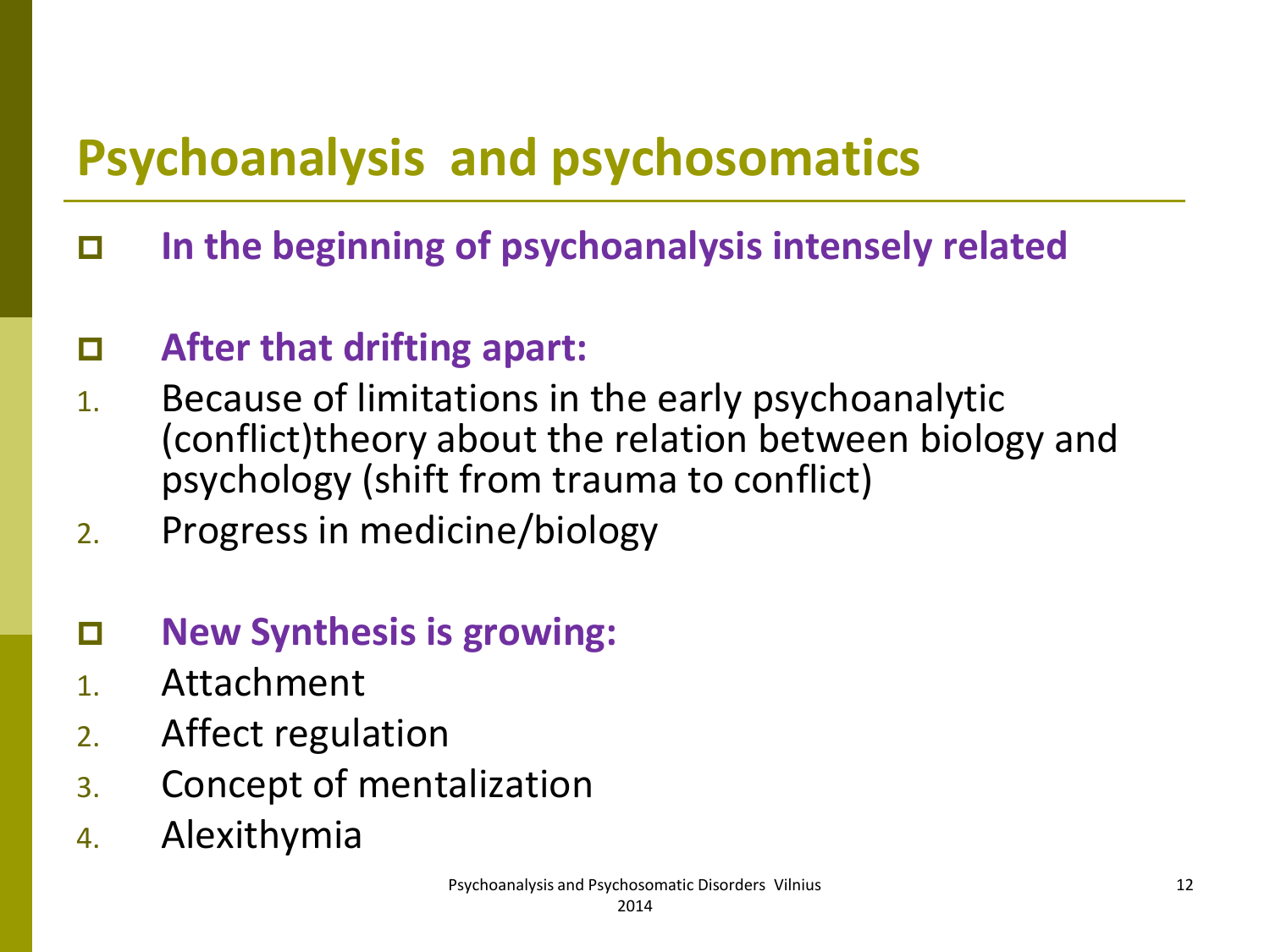# Psychoanalysis and psychosomatics

- **In the beginning of psychoanalysis intensely related**

- **After that drifting apart:**

1. Because of limitations in the early psychoanalytic (conflict)theory about the relation between biology and psychology (shift from trauma to conflict)
2. Progress in medicine/biology

- **New Synthesis is growing:**

1. Attachment
2. Affect regulation
3. Concept of mentalization
4. Alexithymia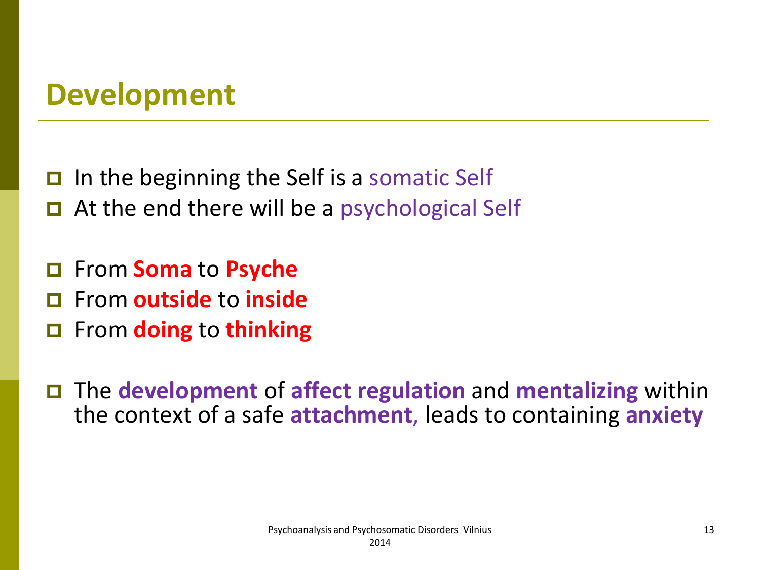## Development

- In the beginning the Self is a somatic Self
- At the end there will be a psychological Self

- From **Soma** to **Psyche**
- From **outside** to **inside**
- From **doing** to **thinking**

- The **development** of **affect regulation** and **mentalizing** within the context of a safe **attachment**, leads to containing **anxiety**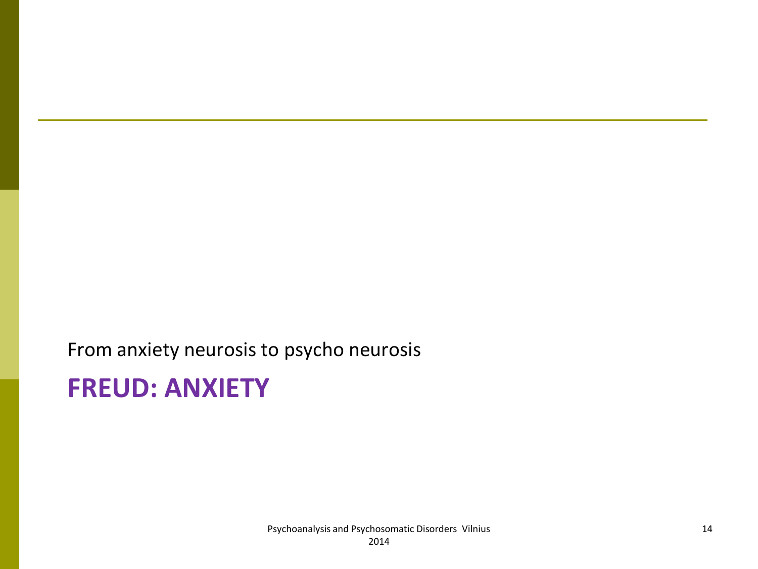From anxiety neurosis to psycho neurosis

# FREUD: ANXIETY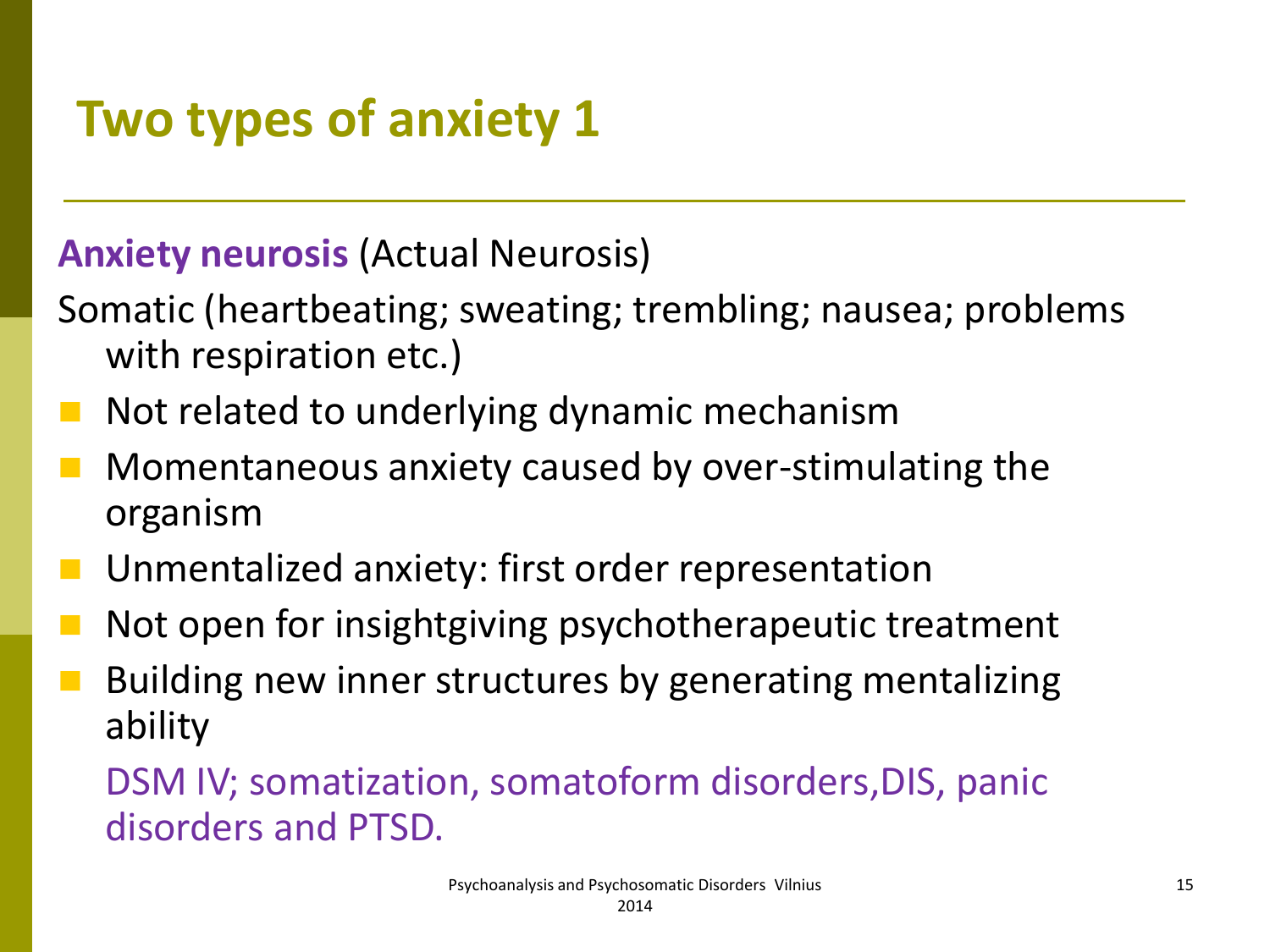# Two types of anxiety 1

**Anxiety neurosis** (Actual Neurosis)

Somatic (heartbeating; sweating; trembling; nausea; problems with respiration etc.)

- Not related to underlying dynamic mechanism
- Momentaneous anxiety caused by over-stimulating the organism
- Unmentalized anxiety: first order representation
- Not open for insightgiving psychotherapeutic treatment
- Building new inner structures by generating mentalizing ability

DSM IV; somatization, somatoform disorders,DIS, panic disorders and PTSD.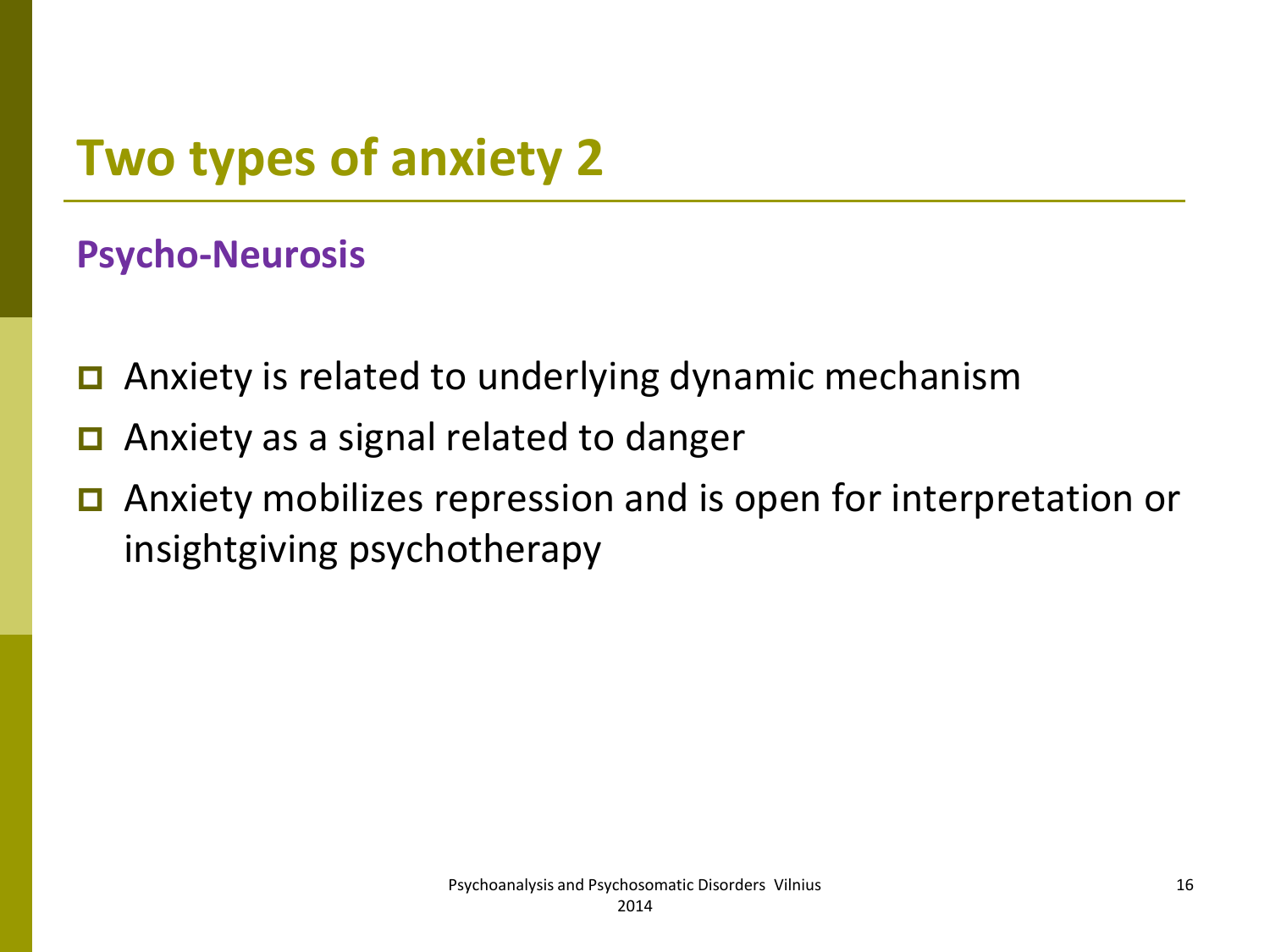# Two types of anxiety 2

**Psycho-Neurosis**

- Anxiety is related to underlying dynamic mechanism
- Anxiety as a signal related to danger
- Anxiety mobilizes repression and is open for interpretation or insightgiving psychotherapy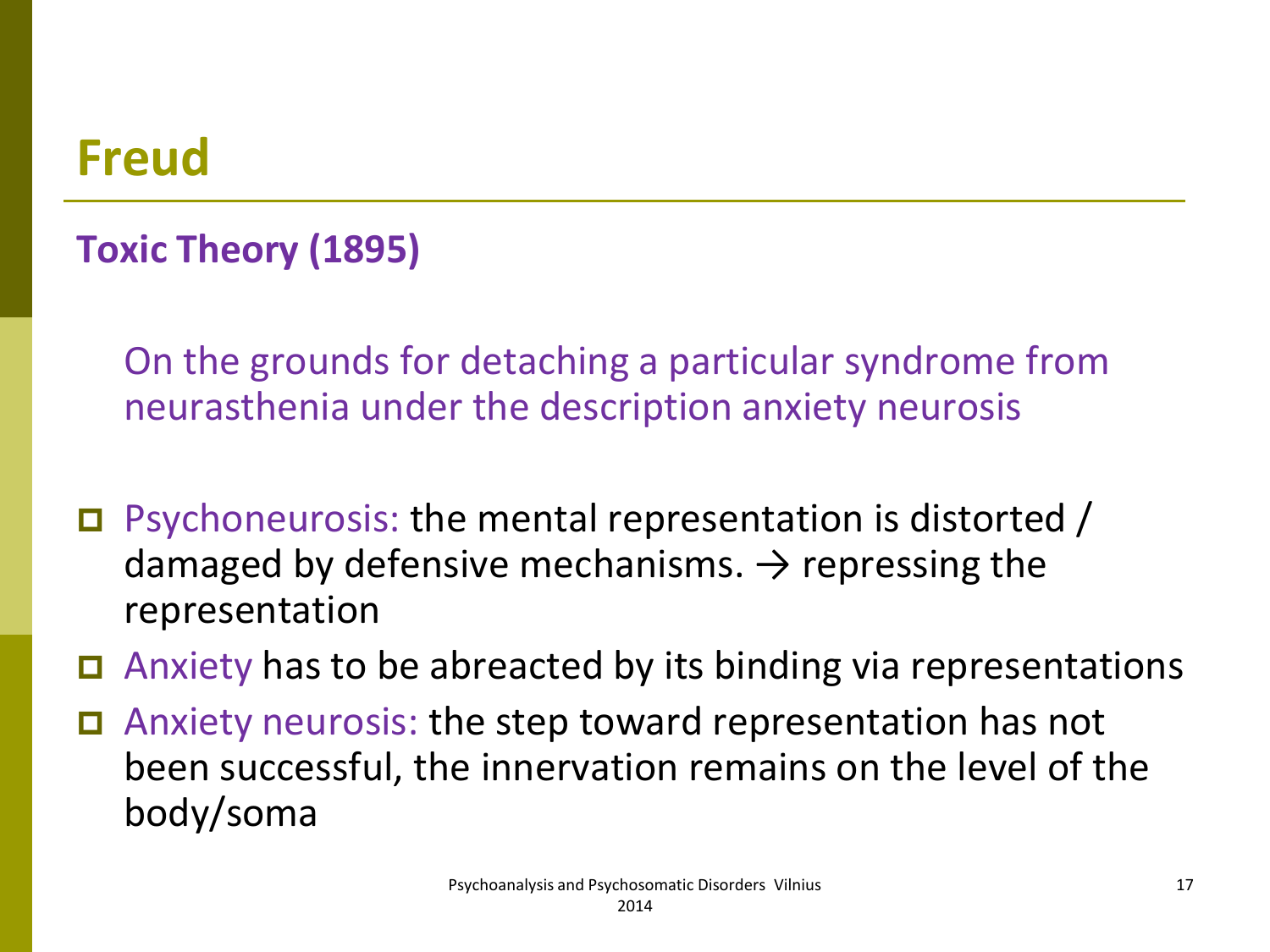# Freud

## Toxic Theory (1895)

On the grounds for detaching a particular syndrome from neurasthenia under the description anxiety neurosis

- Psychoneurosis: the mental representation is distorted / damaged by defensive mechanisms. → repressing the representation
- Anxiety has to be abreacted by its binding via representations
- Anxiety neurosis: the step toward representation has not been successful, the innervation remains on the level of the body/soma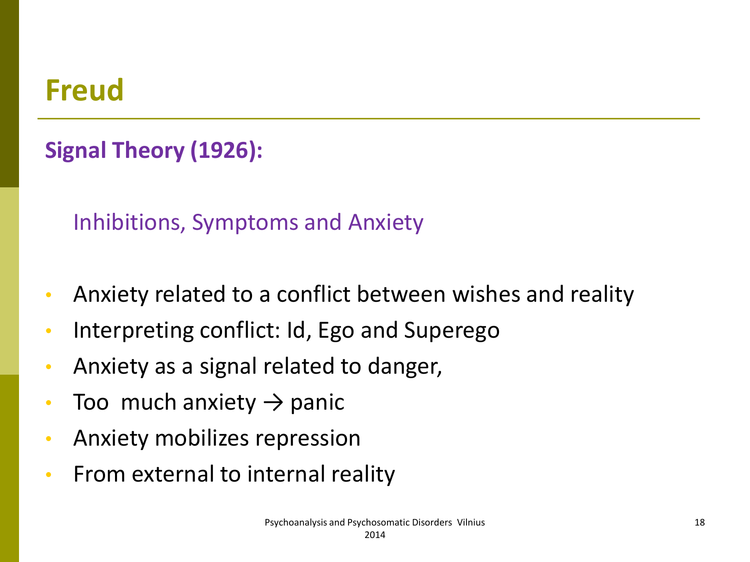# Freud

## Signal Theory (1926):

Inhibitions, Symptoms and Anxiety

- Anxiety related to a conflict between wishes and reality
- Interpreting conflict: Id, Ego and Superego
- Anxiety as a signal related to danger,
- Too much anxiety → panic
- Anxiety mobilizes repression
- From external to internal reality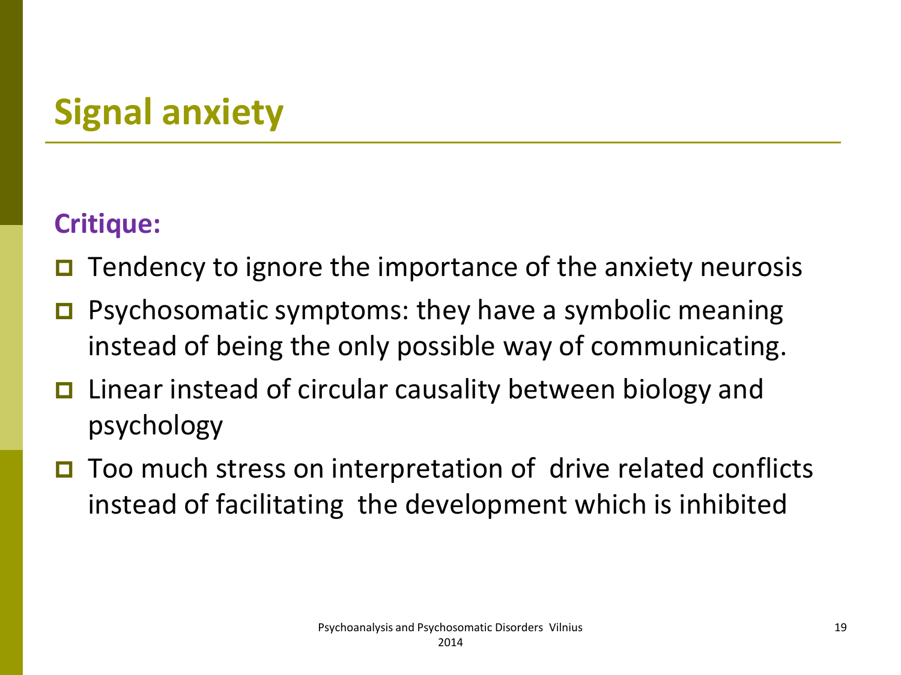# Signal anxiety

**Critique:**

- Tendency to ignore the importance of the anxiety neurosis
- Psychosomatic symptoms: they have a symbolic meaning instead of being the only possible way of communicating.
- Linear instead of circular causality between biology and psychology
- Too much stress on interpretation of drive related conflicts instead of facilitating the development which is inhibited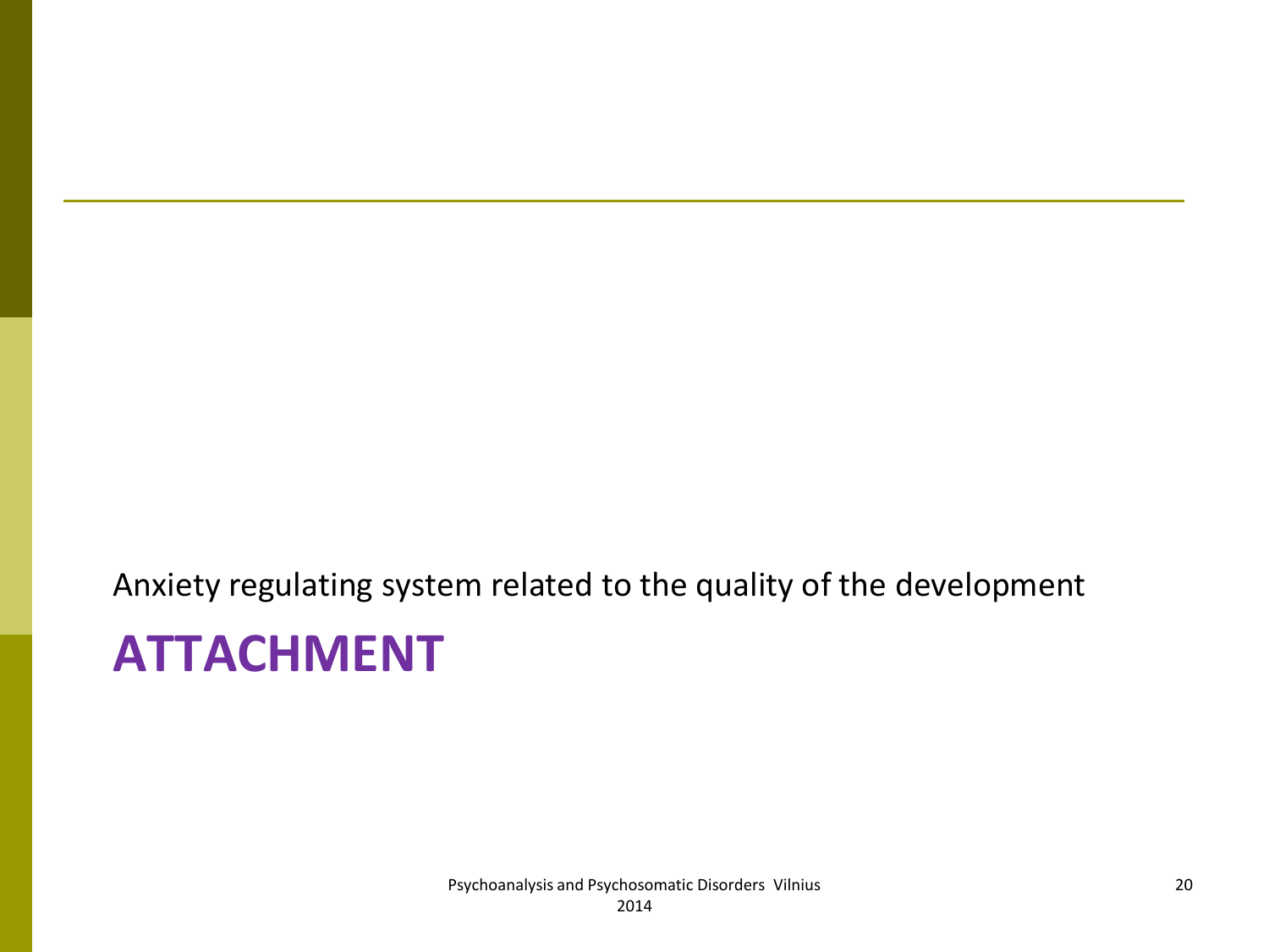Anxiety regulating system related to the quality of the development

# ATTACHMENT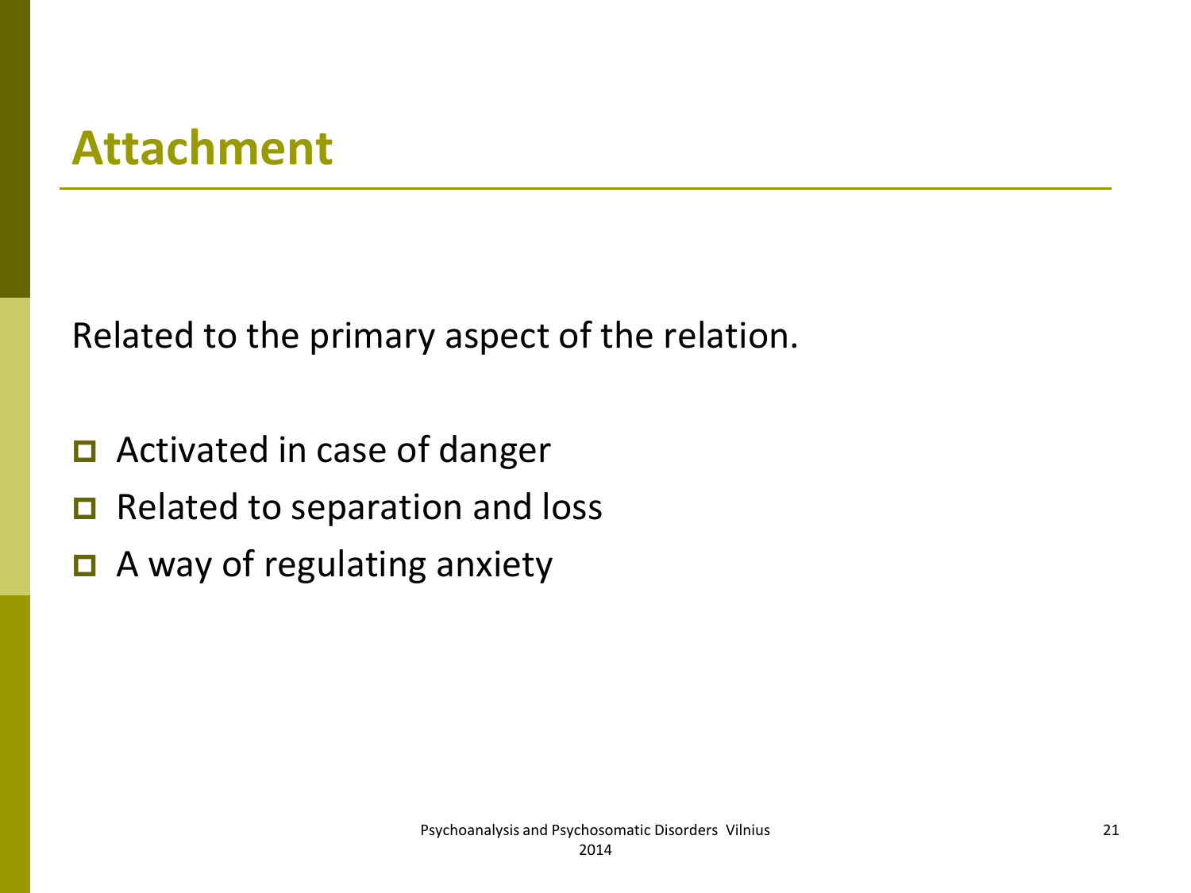# Attachment

Related to the primary aspect of the relation.

- Activated in case of danger
- Related to separation and loss
- A way of regulating anxiety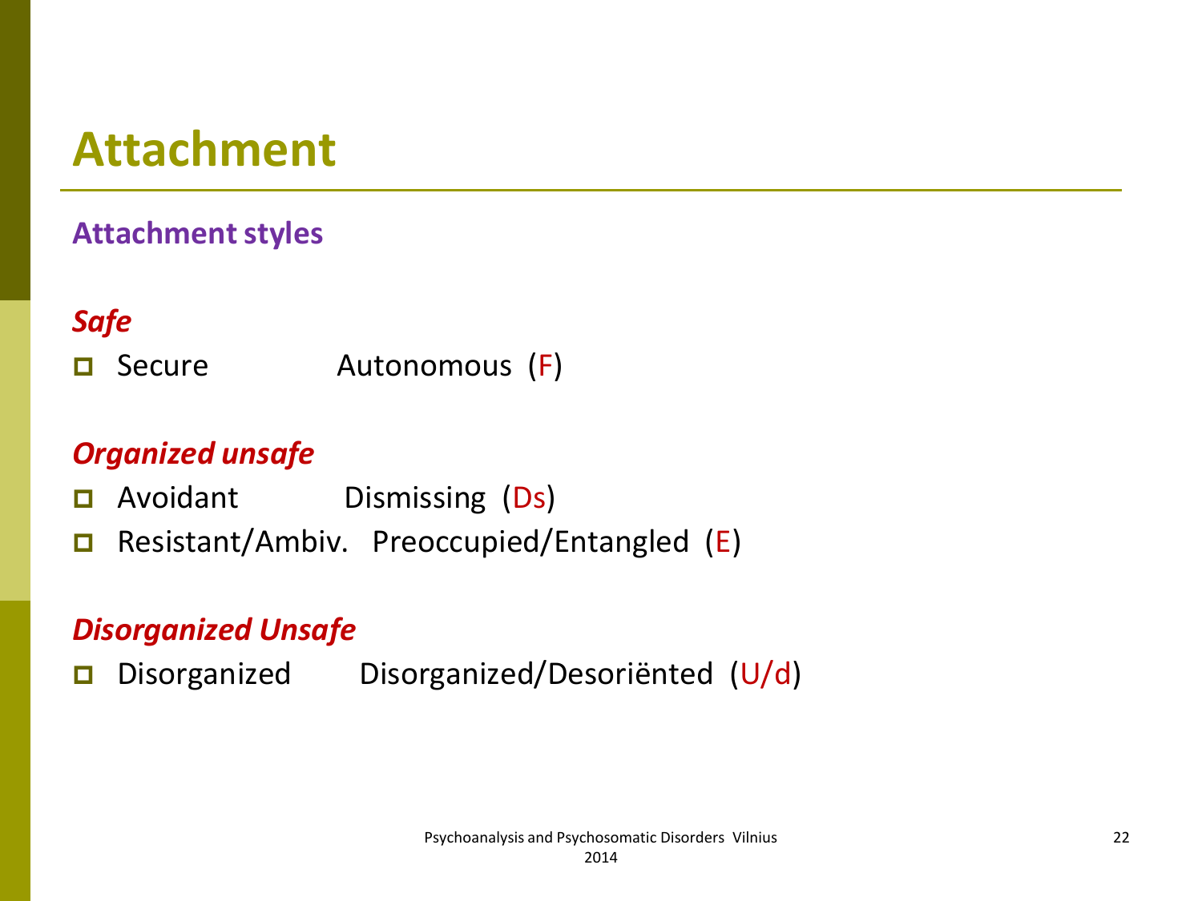# Attachment

## Attachment styles

***Safe***

- Secure    Autonomous  (F)

***Organized unsafe***

- Avoidant    Dismissing  (Ds)
- Resistant/Ambiv.   Preoccupied/Entangled  (E)

***Disorganized Unsafe***

- Disorganized    Disorganized/Desoriënted  (U/d)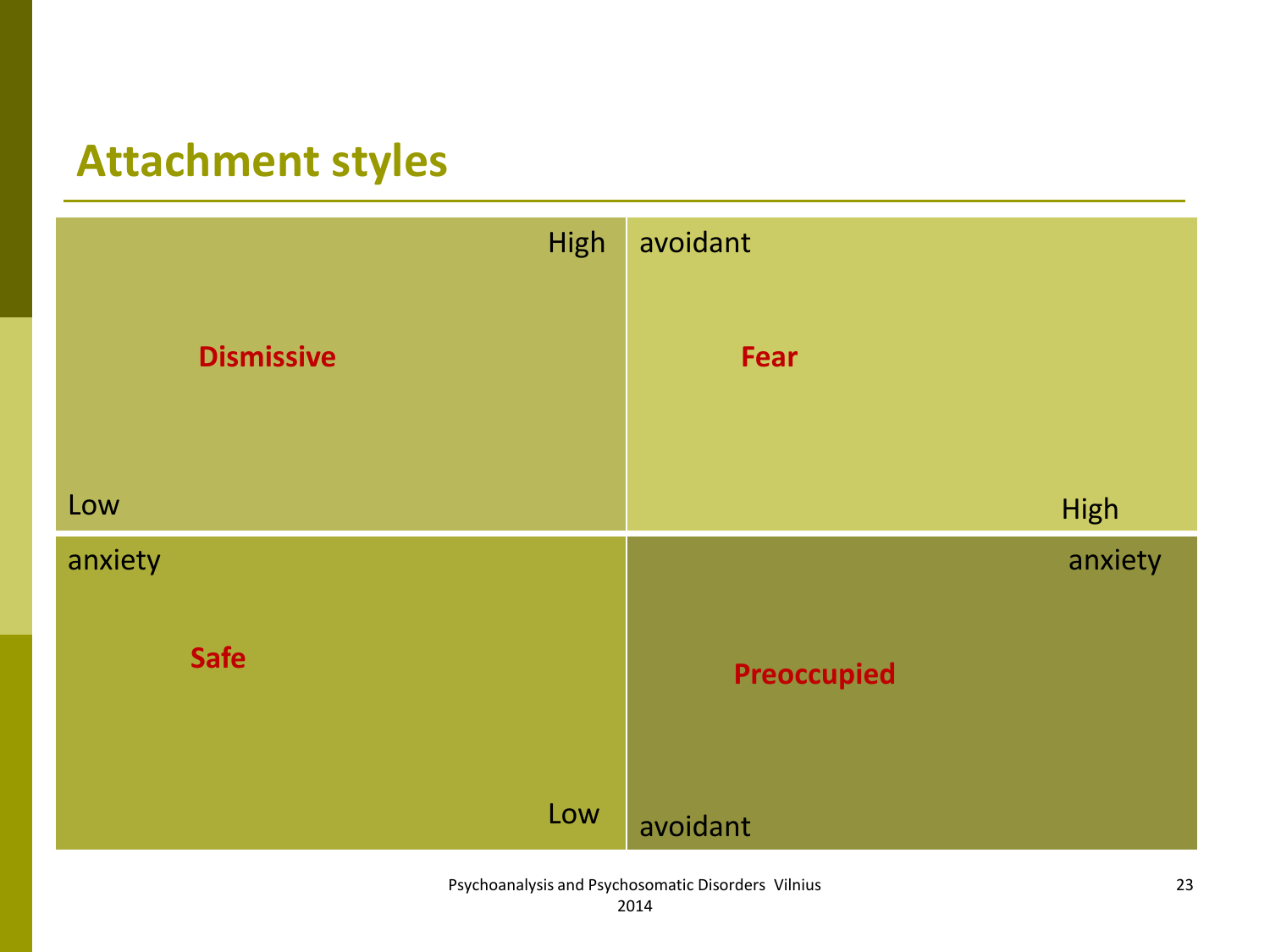## Attachment styles

| High avoidant | |
|---|---|
| **Dismissive** | **Fear** |
| Low anxiety | High anxiety |
| **Safe** | **Preoccupied** |
| Low avoidant | |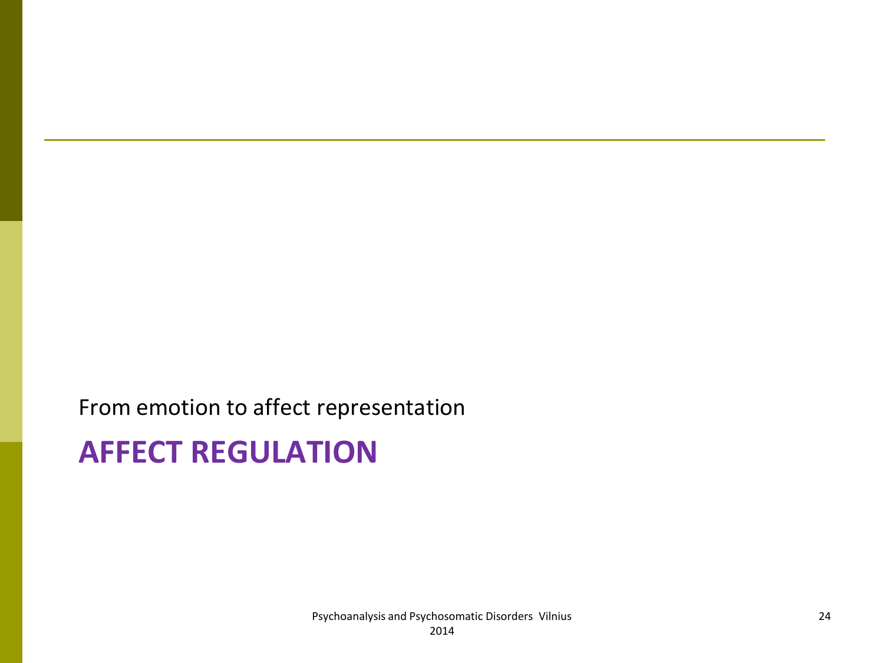From emotion to affect representation

# AFFECT REGULATION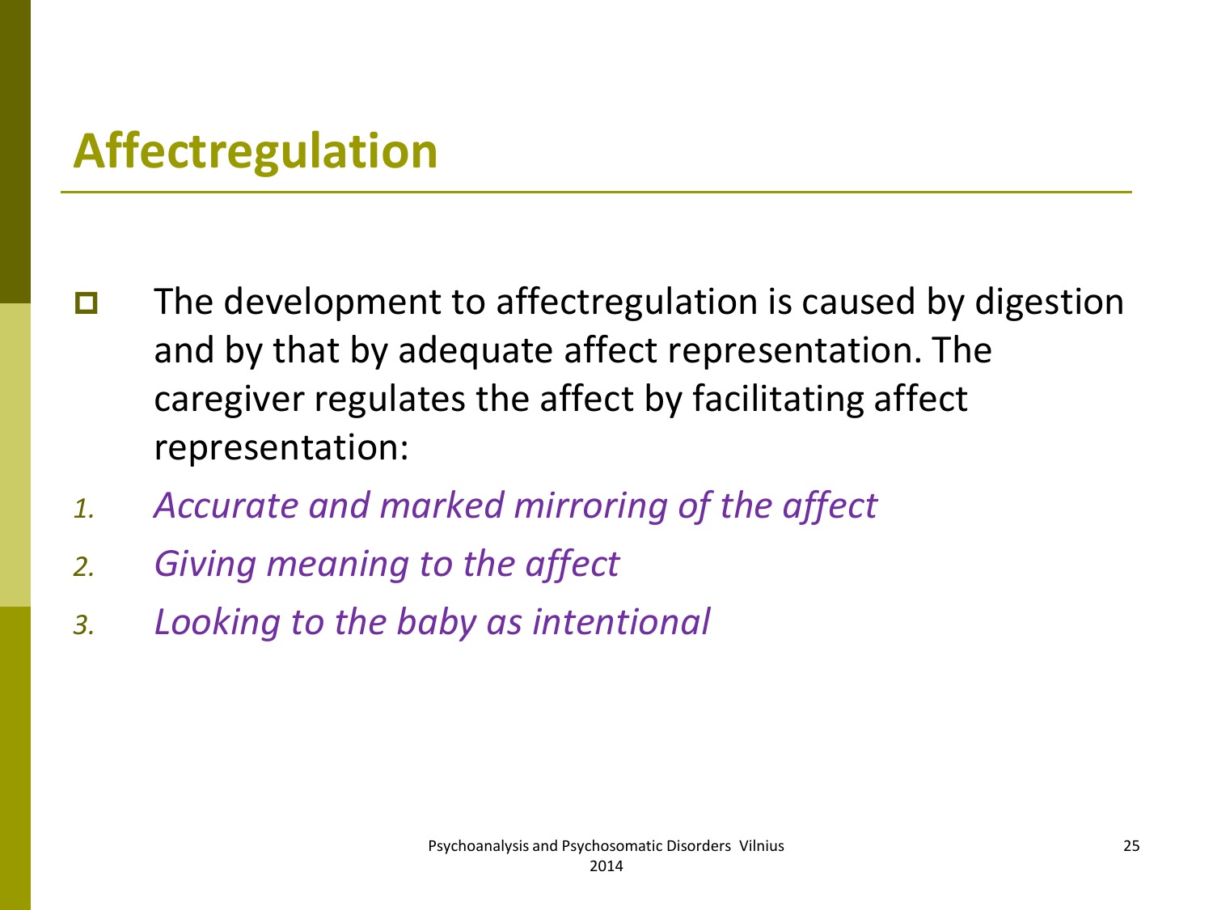# Affectregulation

- The development to affectregulation is caused by digestion and by that by adequate affect representation. The caregiver regulates the affect by facilitating affect representation:

1. *Accurate and marked mirroring of the affect*
2. *Giving meaning to the affect*
3. *Looking to the baby as intentional*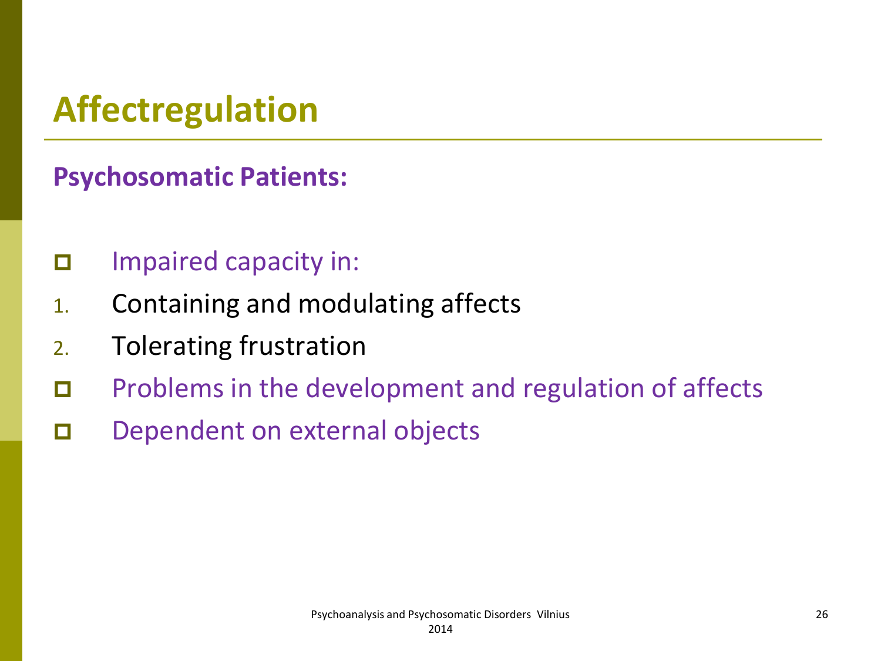# Affectregulation

**Psychosomatic Patients:**

- Impaired capacity in:
  1. Containing and modulating affects
  2. Tolerating frustration
- Problems in the development and regulation of affects
- Dependent on external objects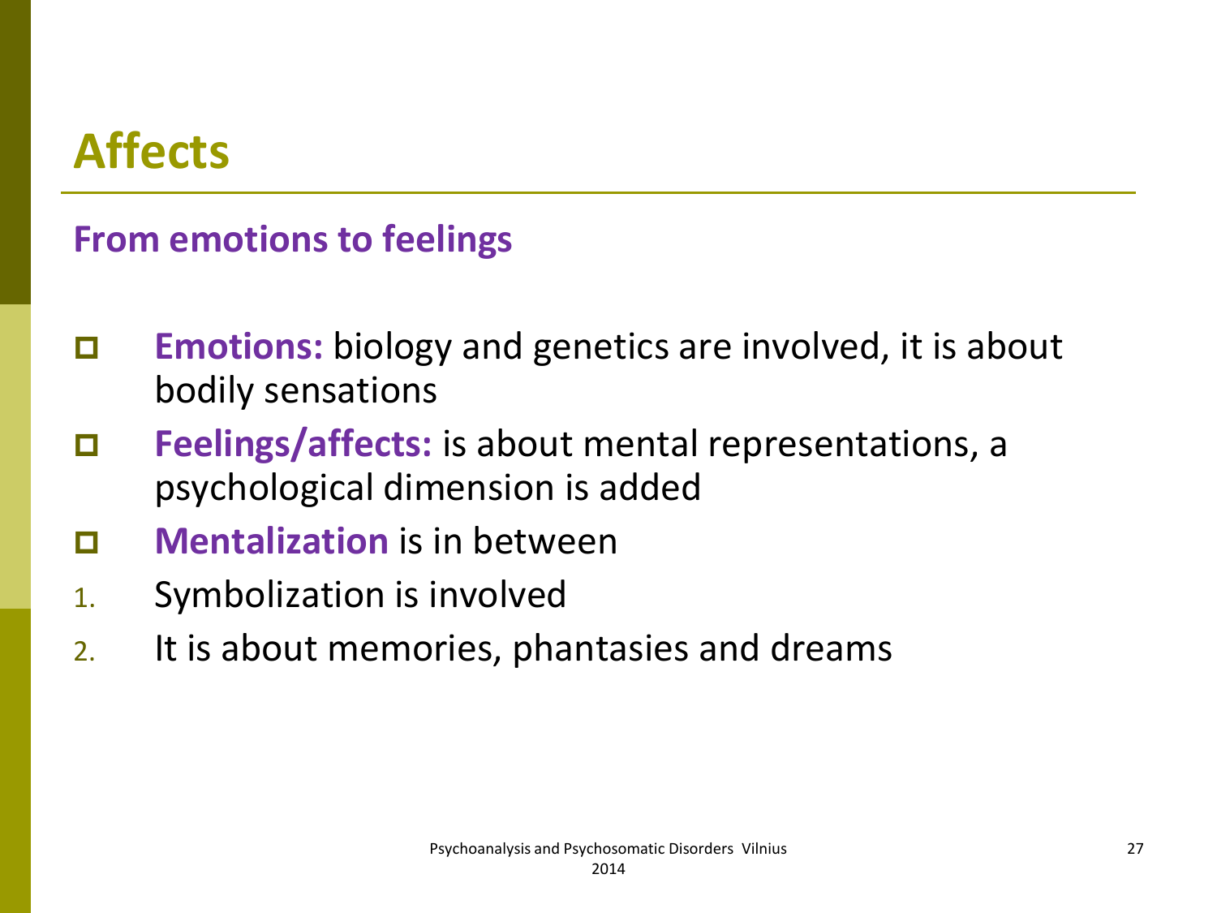# Affects

## From emotions to feelings

- **Emotions:** biology and genetics are involved, it is about bodily sensations
- **Feelings/affects:** is about mental representations, a psychological dimension is added
- **Mentalization** is in between

1. Symbolization is involved
2. It is about memories, phantasies and dreams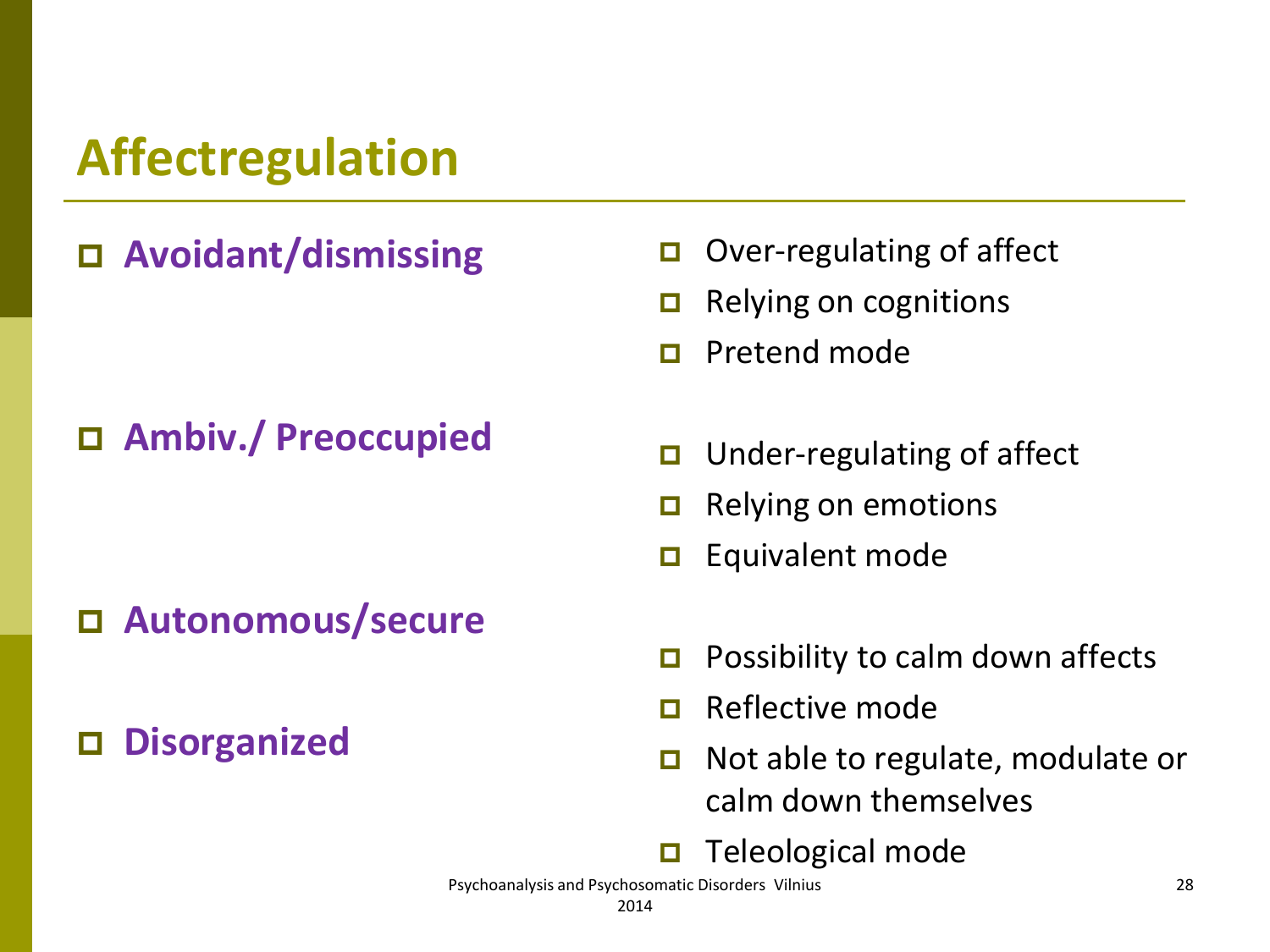# Affectregulation

- **Avoidant/dismissing**
  - Over-regulating of affect
  - Relying on cognitions
  - Pretend mode
- **Ambiv./ Preoccupied**
  - Under-regulating of affect
  - Relying on emotions
  - Equivalent mode
- **Autonomous/secure**
  - Possibility to calm down affects
  - Reflective mode
- **Disorganized**
  - Not able to regulate, modulate or calm down themselves
  - Teleological mode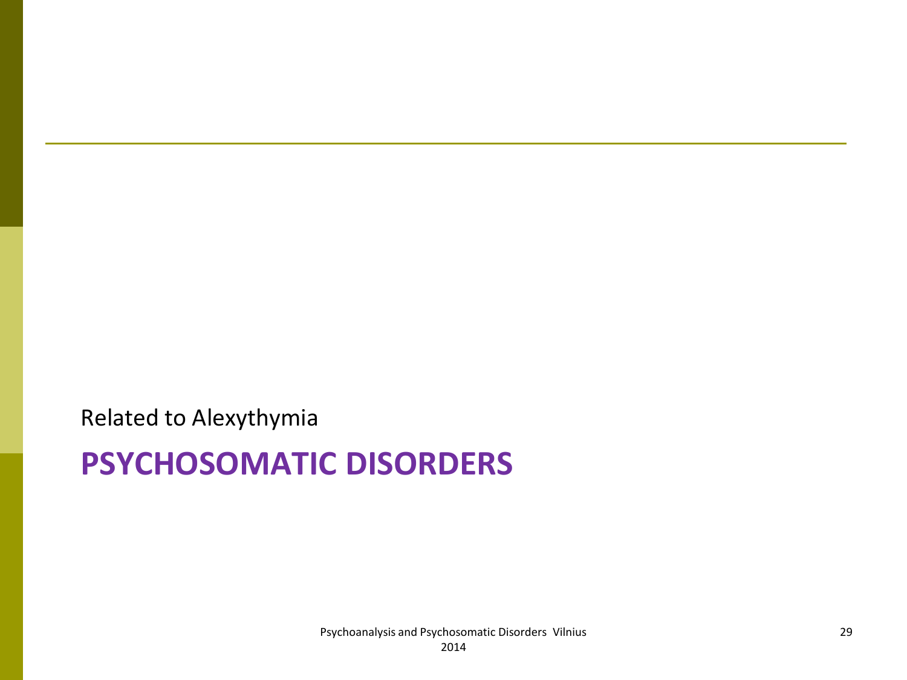Related to Alexythymia

# PSYCHOSOMATIC DISORDERS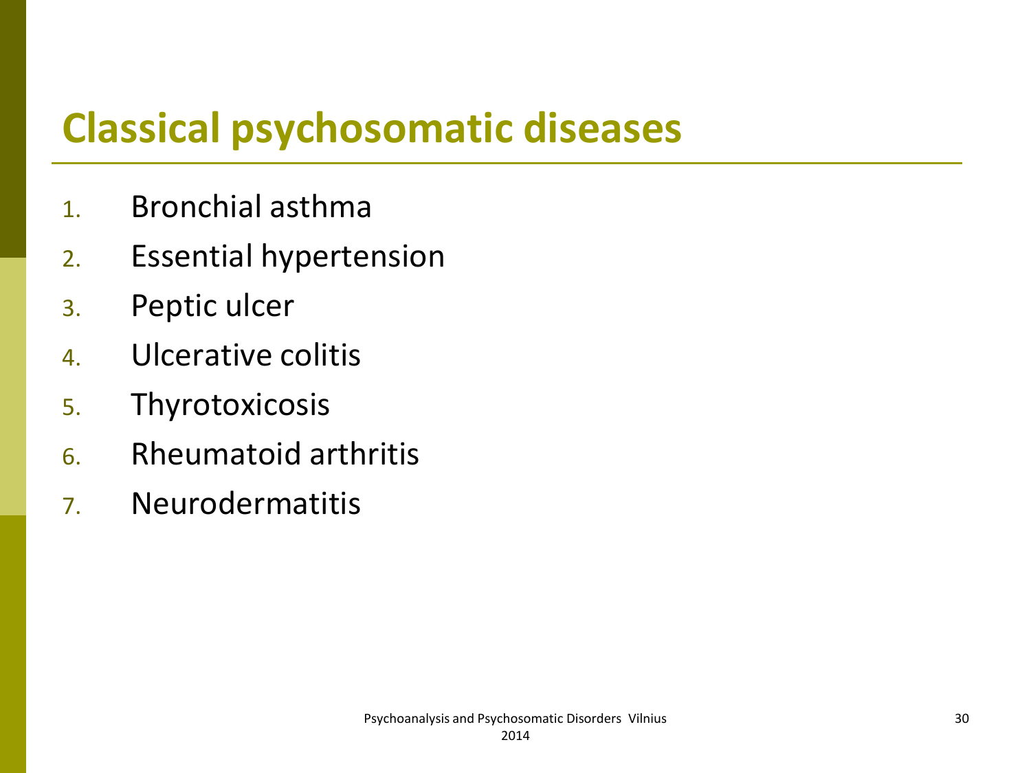# Classical psychosomatic diseases

1. Bronchial asthma
2. Essential hypertension
3. Peptic ulcer
4. Ulcerative colitis
5. Thyrotoxicosis
6. Rheumatoid arthritis
7. Neurodermatitis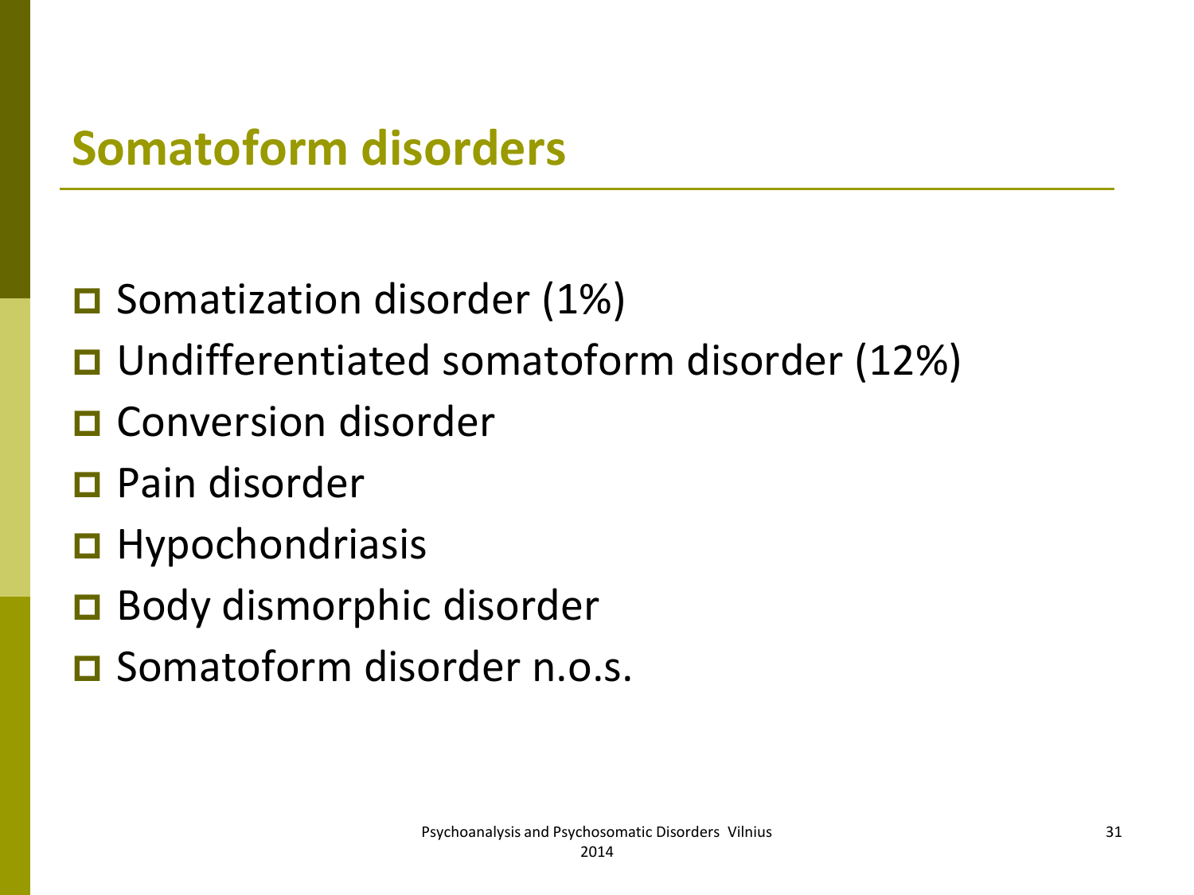# Somatoform disorders

- Somatization disorder (1%)
- Undifferentiated somatoform disorder (12%)
- Conversion disorder
- Pain disorder
- Hypochondriasis
- Body dismorphic disorder
- Somatoform disorder n.o.s.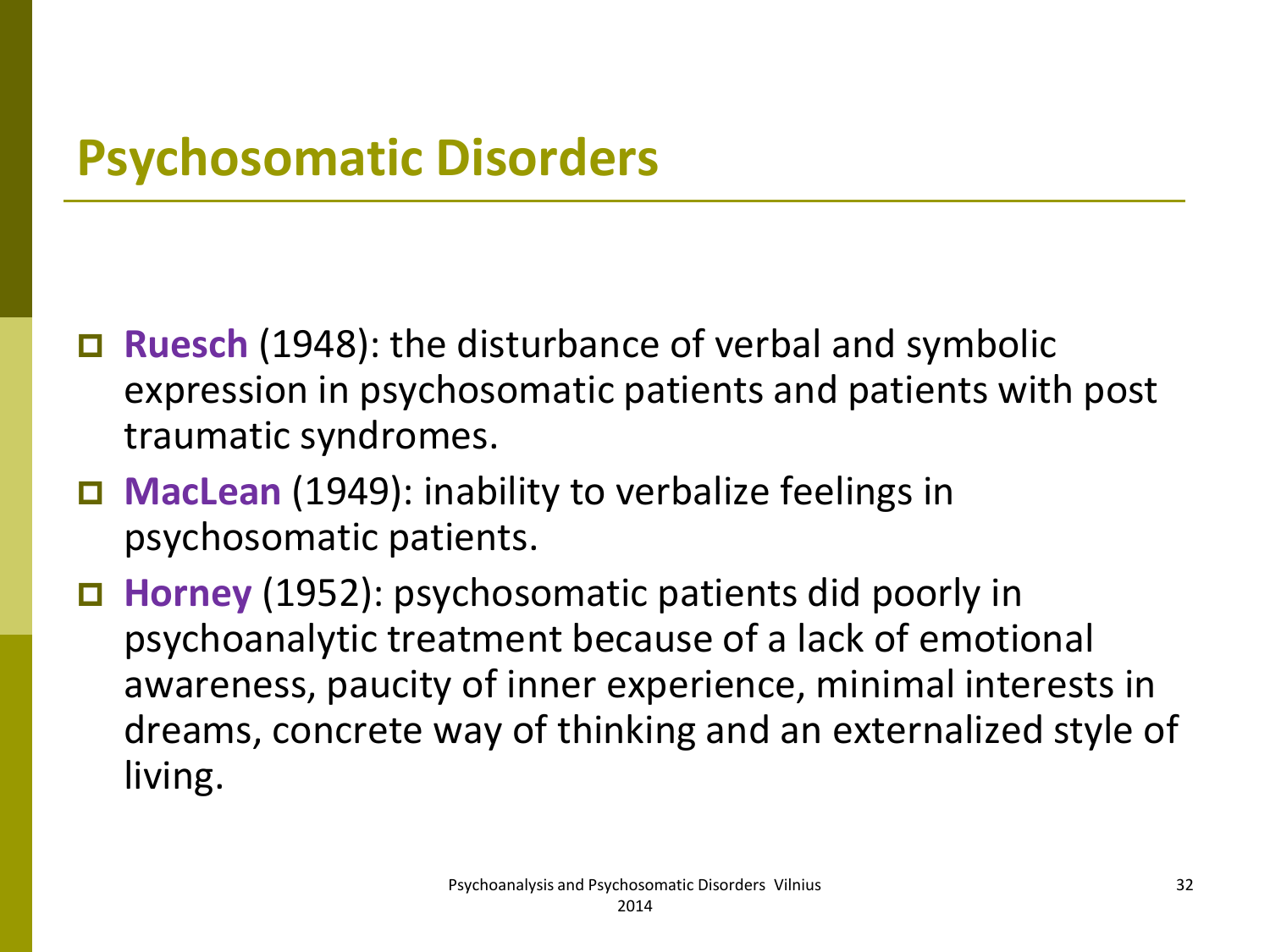## Psychosomatic Disorders

- **Ruesch** (1948): the disturbance of verbal and symbolic expression in psychosomatic patients and patients with post traumatic syndromes.
- **MacLean** (1949): inability to verbalize feelings in psychosomatic patients.
- **Horney** (1952): psychosomatic patients did poorly in psychoanalytic treatment because of a lack of emotional awareness, paucity of inner experience, minimal interests in dreams, concrete way of thinking and an externalized style of living.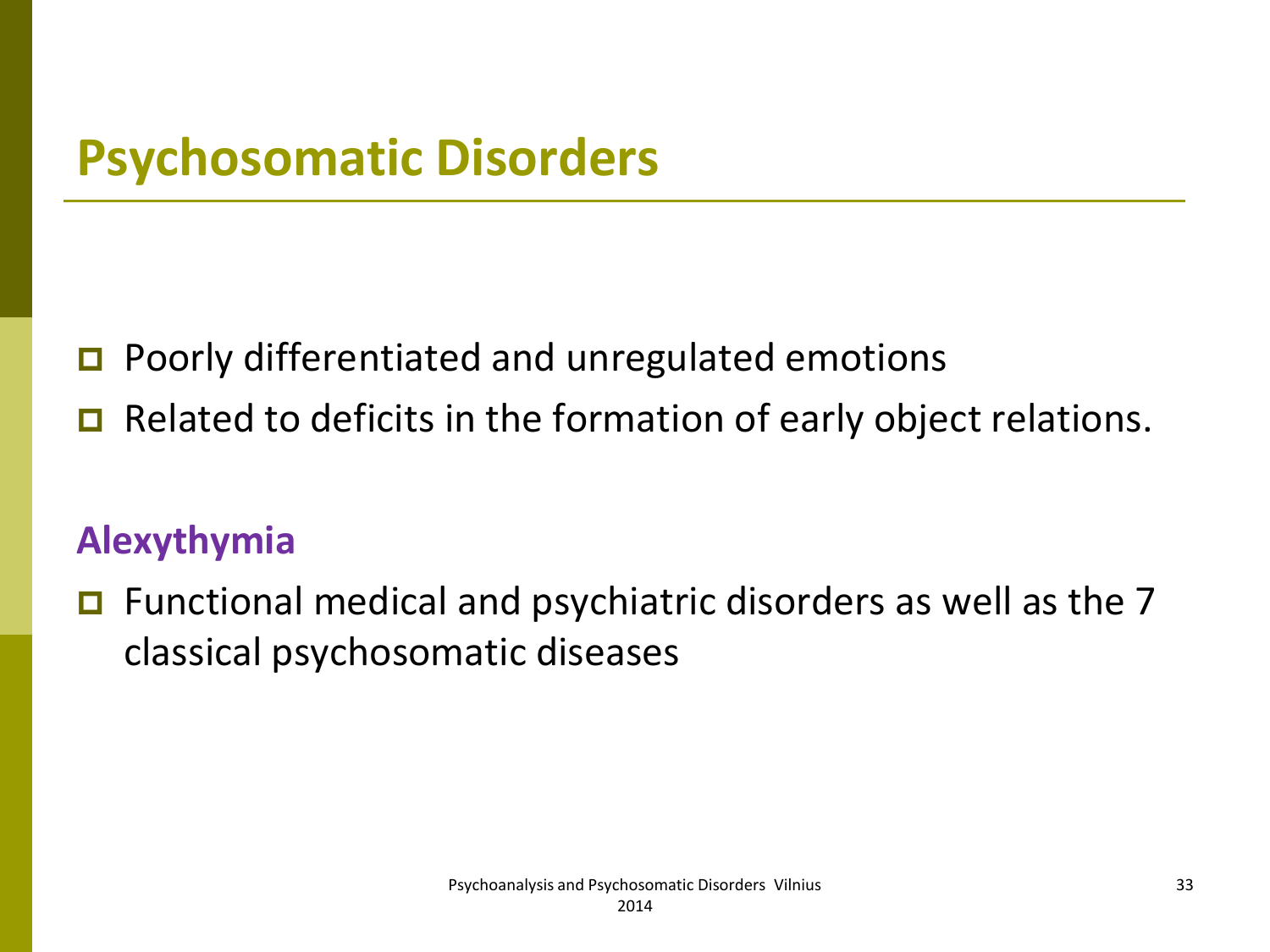# Psychosomatic Disorders

- Poorly differentiated and unregulated emotions
- Related to deficits in the formation of early object relations.

## Alexythymia

- Functional medical and psychiatric disorders as well as the 7 classical psychosomatic diseases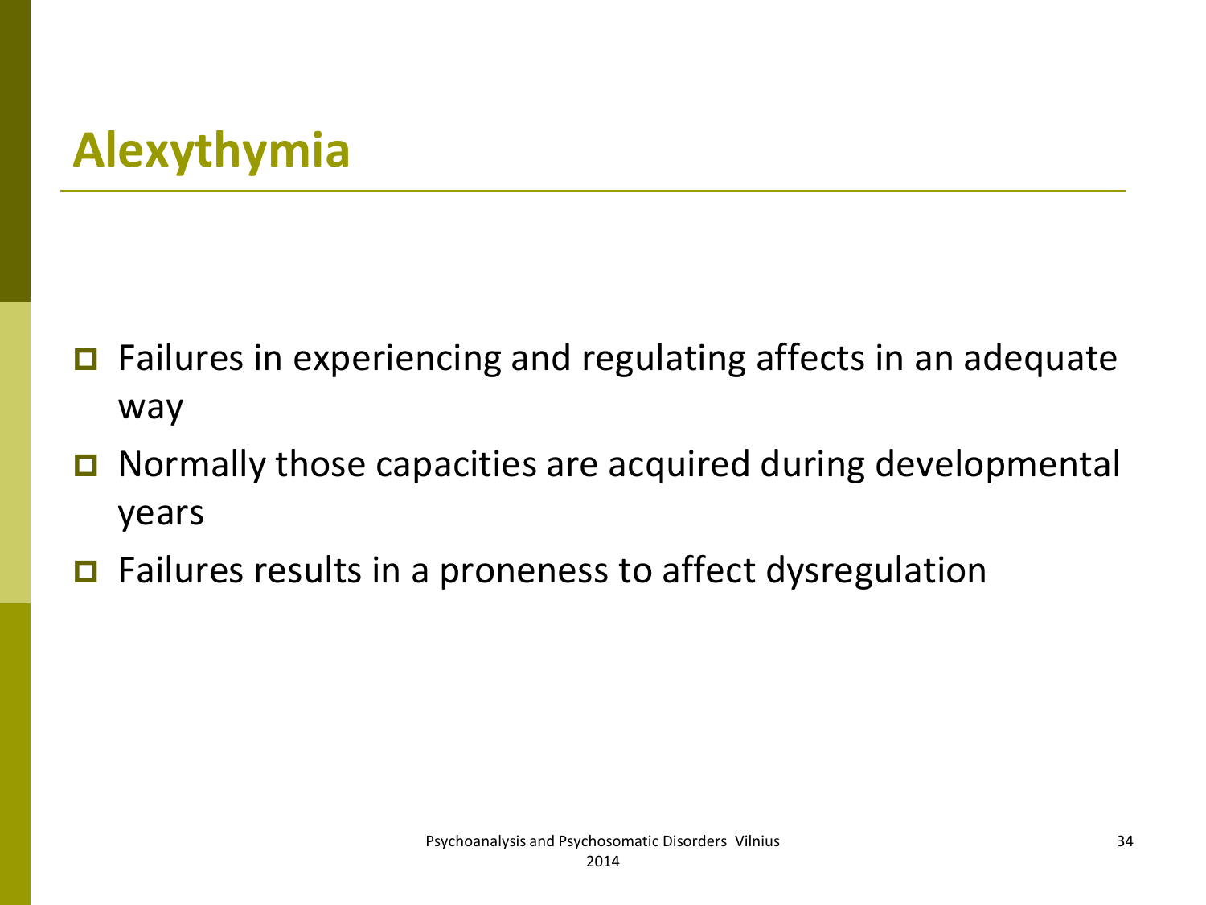# Alexythymia

- Failures in experiencing and regulating affects in an adequate way
- Normally those capacities are acquired during developmental years
- Failures results in a proneness to affect dysregulation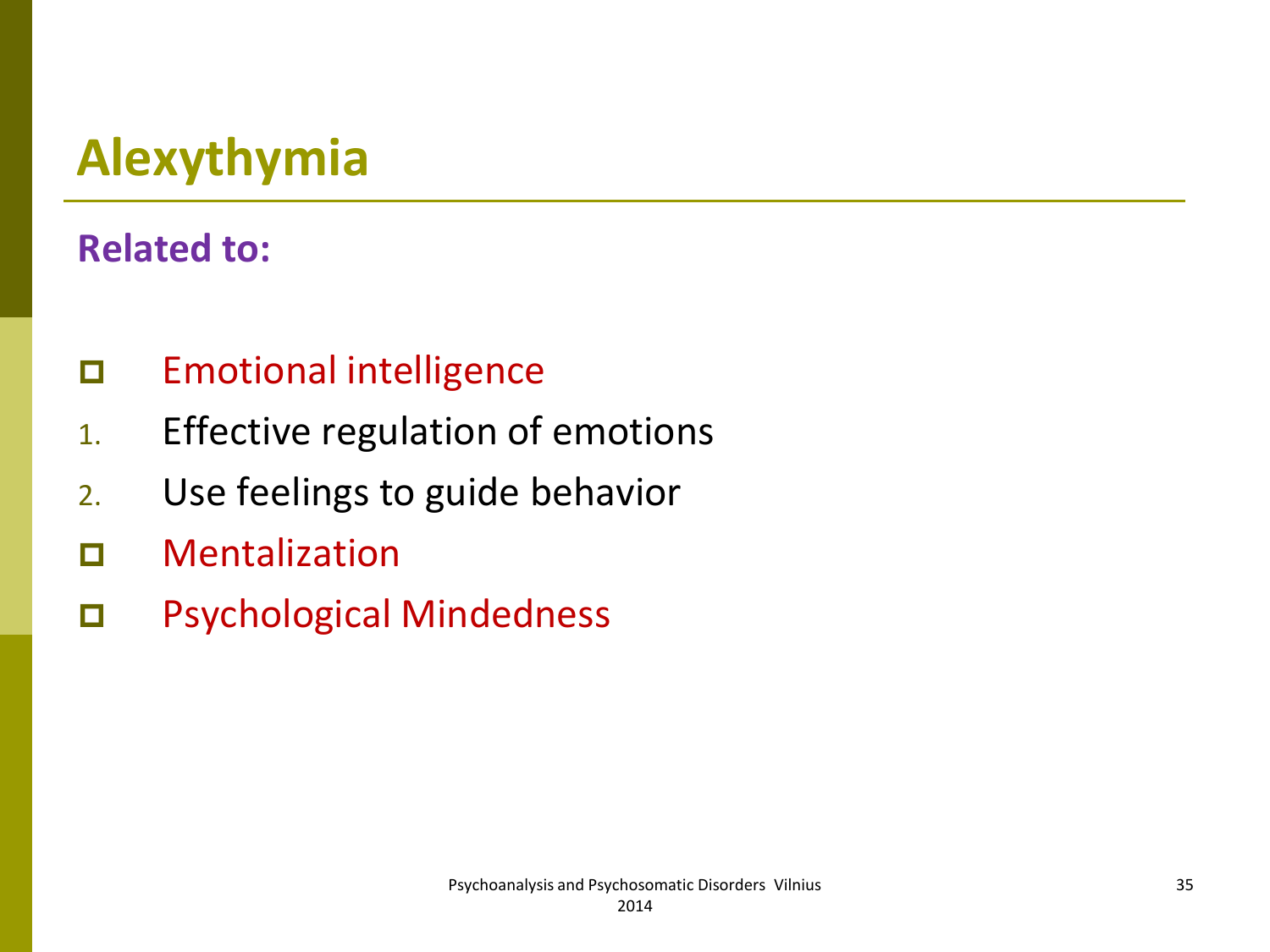# Alexythymia

**Related to:**

- Emotional intelligence
  1. Effective regulation of emotions
  2. Use feelings to guide behavior
- Mentalization
- Psychological Mindedness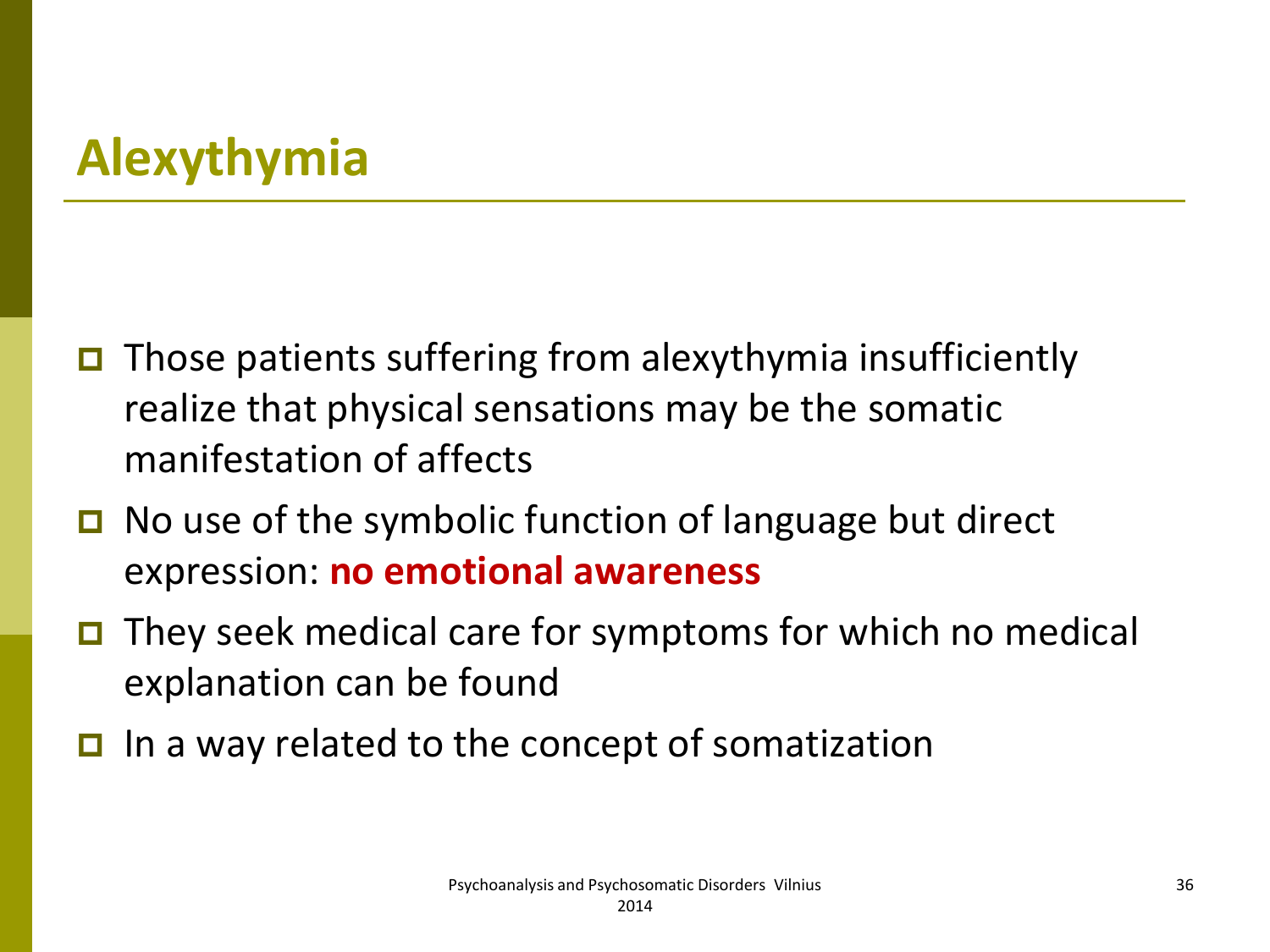# Alexythymia

- Those patients suffering from alexythymia insufficiently realize that physical sensations may be the somatic manifestation of affects
- No use of the symbolic function of language but direct expression: **no emotional awareness**
- They seek medical care for symptoms for which no medical explanation can be found
- In a way related to the concept of somatization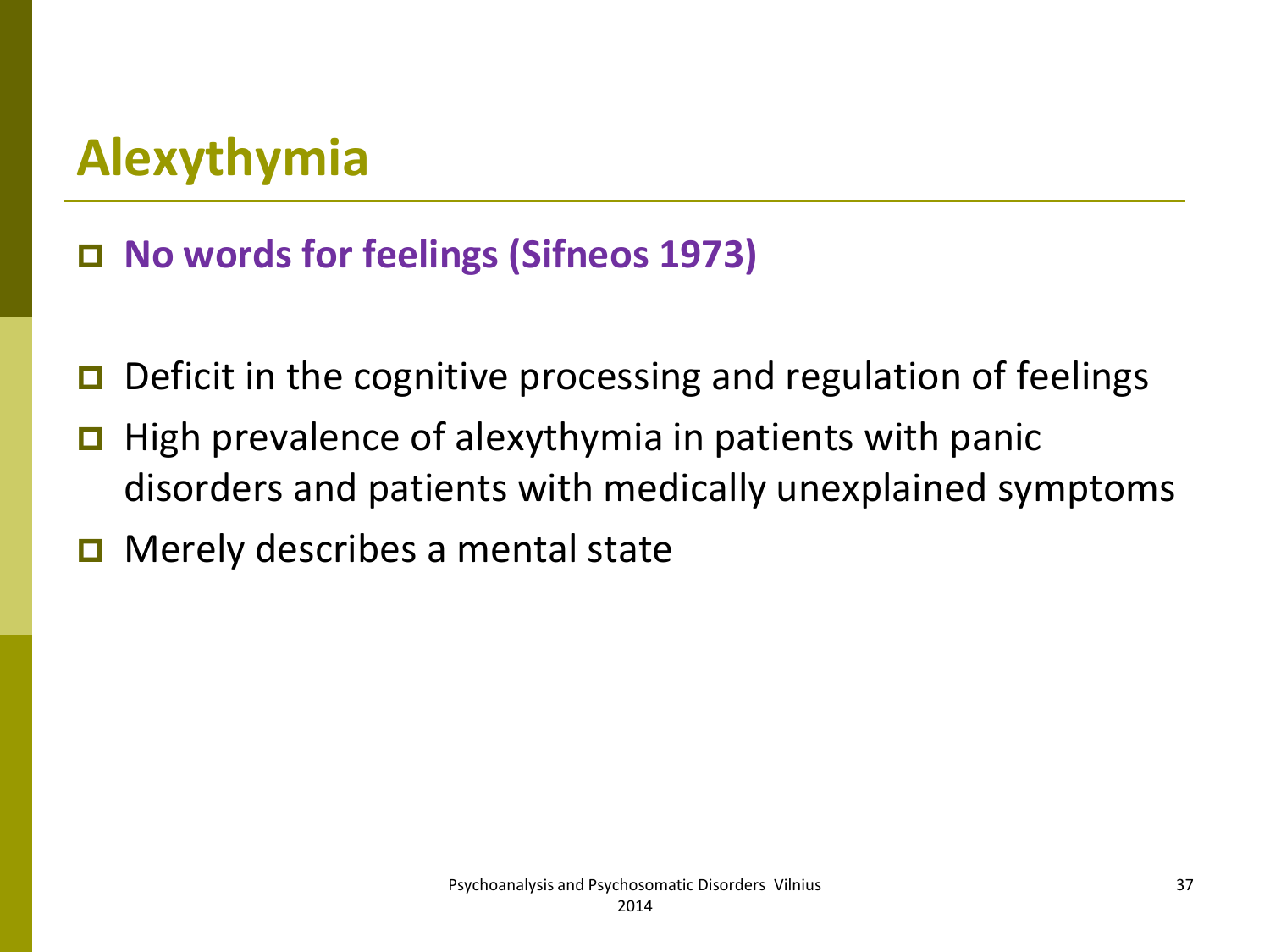# Alexythymia

- **No words for feelings (Sifneos 1973)**

- Deficit in the cognitive processing and regulation of feelings
- High prevalence of alexythymia in patients with panic disorders and patients with medically unexplained symptoms
- Merely describes a mental state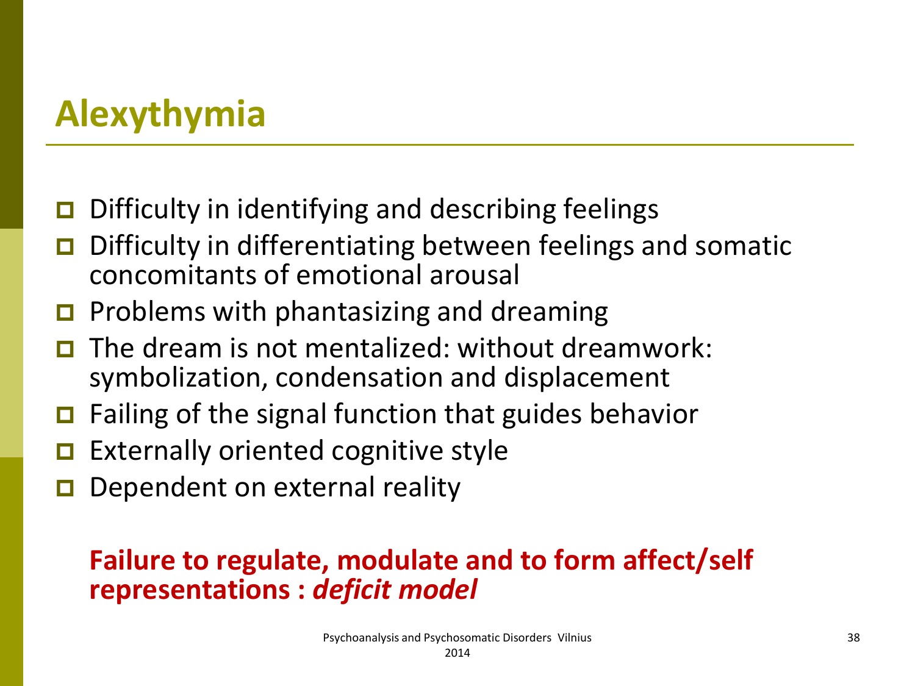# Alexythymia

- Difficulty in identifying and describing feelings
- Difficulty in differentiating between feelings and somatic concomitants of emotional arousal
- Problems with phantasizing and dreaming
- The dream is not mentalized: without dreamwork: symbolization, condensation and displacement
- Failing of the signal function that guides behavior
- Externally oriented cognitive style
- Dependent on external reality

**Failure to regulate, modulate and to form affect/self representations : *deficit model***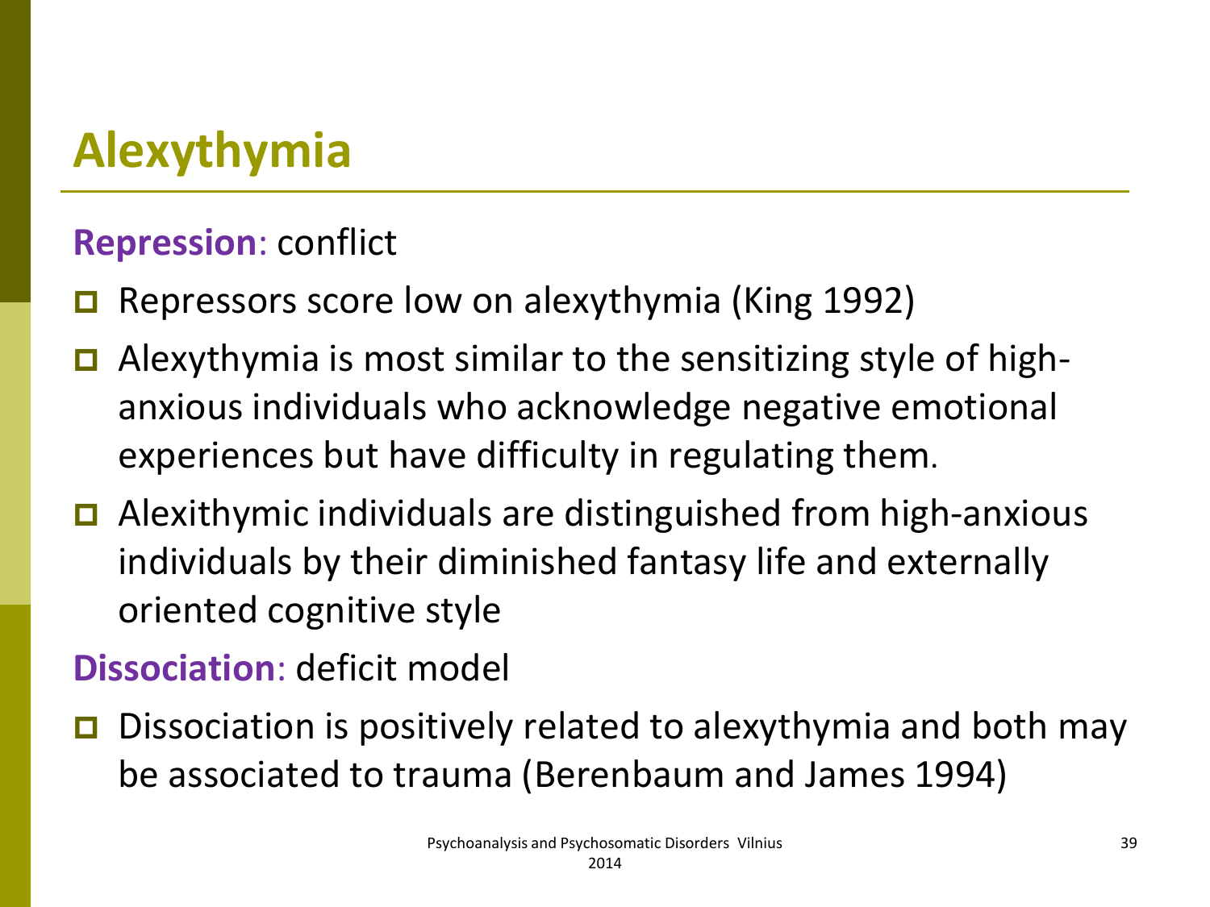# Alexythymia

**Repression**: conflict

- Repressors score low on alexythymia (King 1992)
- Alexythymia is most similar to the sensitizing style of high-anxious individuals who acknowledge negative emotional experiences but have difficulty in regulating them.
- Alexithymic individuals are distinguished from high-anxious individuals by their diminished fantasy life and externally oriented cognitive style

**Dissociation**: deficit model

- Dissociation is positively related to alexythymia and both may be associated to trauma (Berenbaum and James 1994)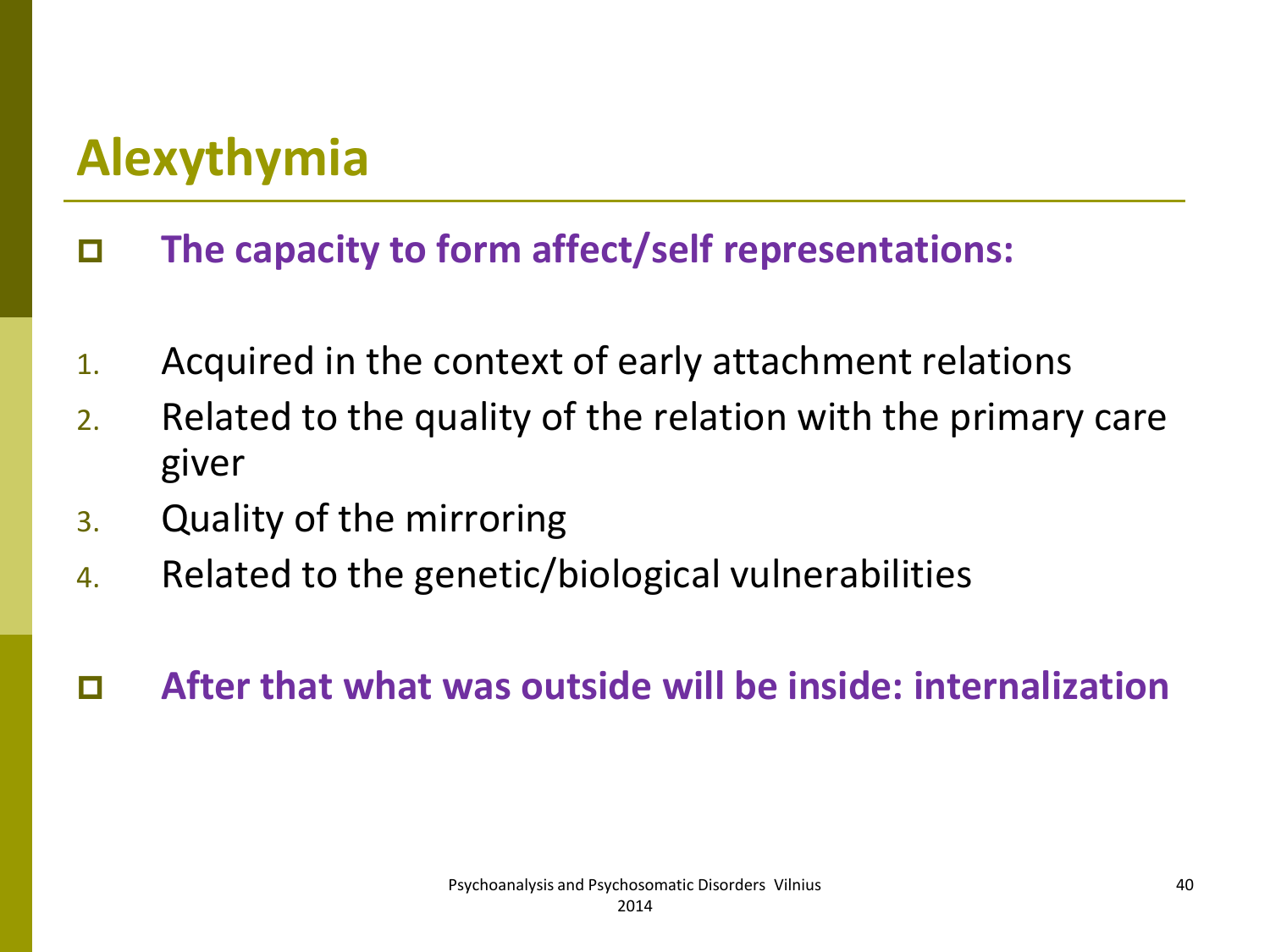# Alexythymia

- **The capacity to form affect/self representations:**

1. Acquired in the context of early attachment relations
2. Related to the quality of the relation with the primary care giver
3. Quality of the mirroring
4. Related to the genetic/biological vulnerabilities

- **After that what was outside will be inside: internalization**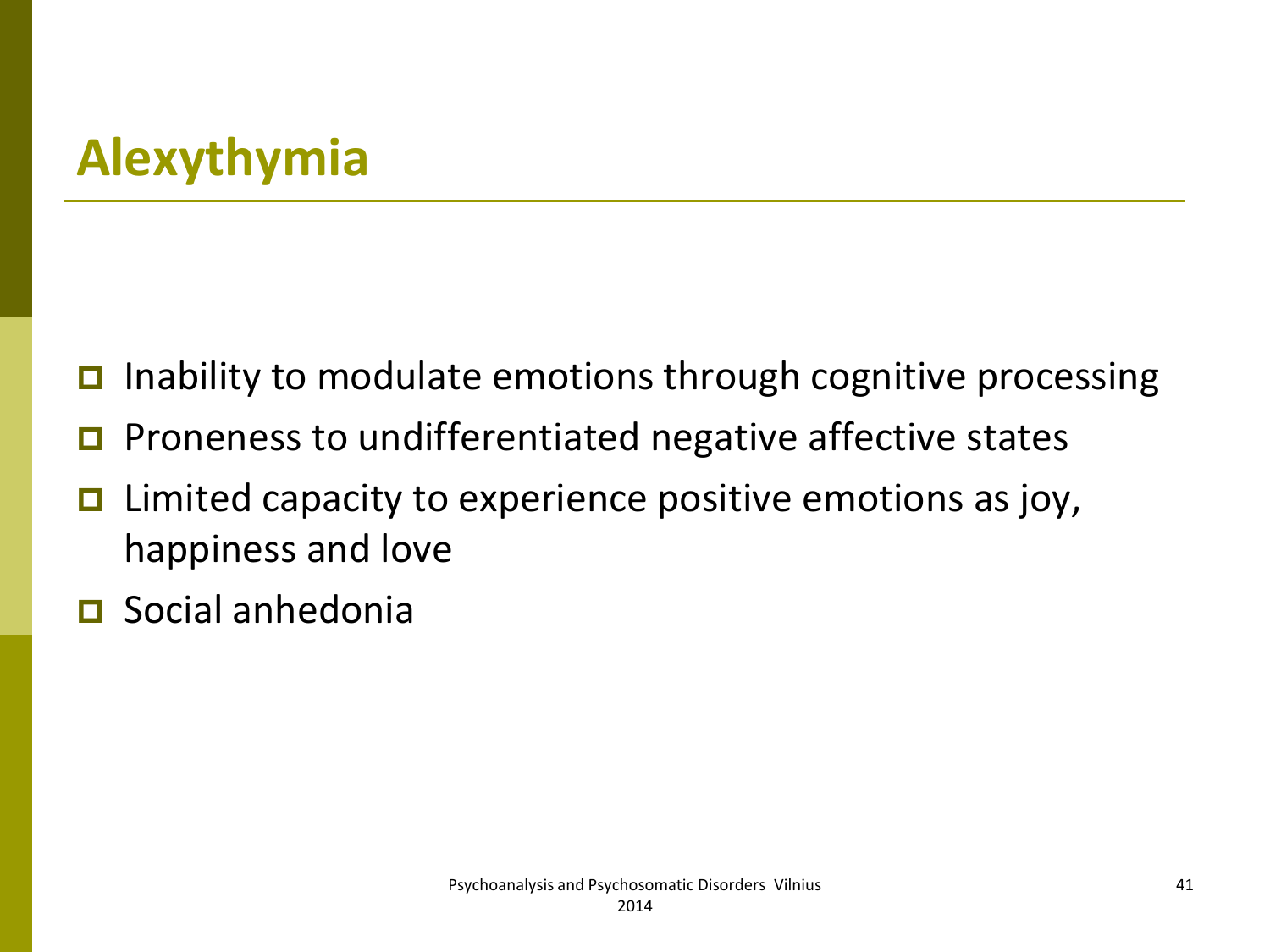## Alexythymia

- Inability to modulate emotions through cognitive processing
- Proneness to undifferentiated negative affective states
- Limited capacity to experience positive emotions as joy, happiness and love
- Social anhedonia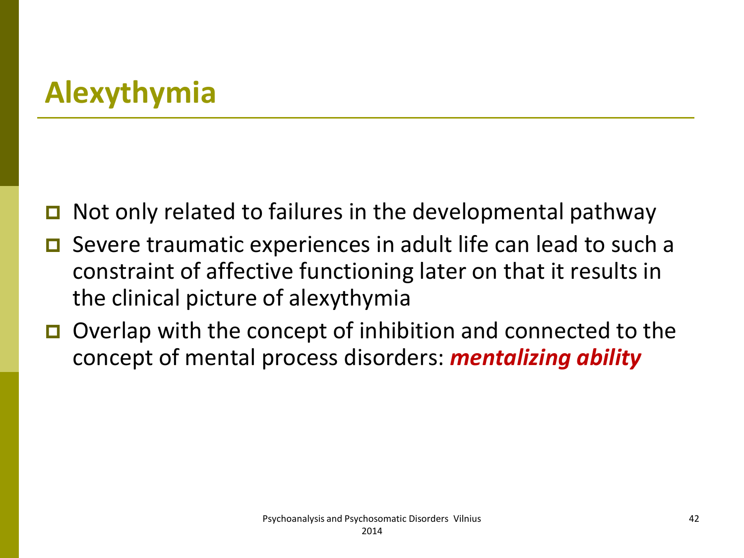## Alexythymia

- Not only related to failures in the developmental pathway
- Severe traumatic experiences in adult life can lead to such a constraint of affective functioning later on that it results in the clinical picture of alexythymia
- Overlap with the concept of inhibition and connected to the concept of mental process disorders: ***mentalizing ability***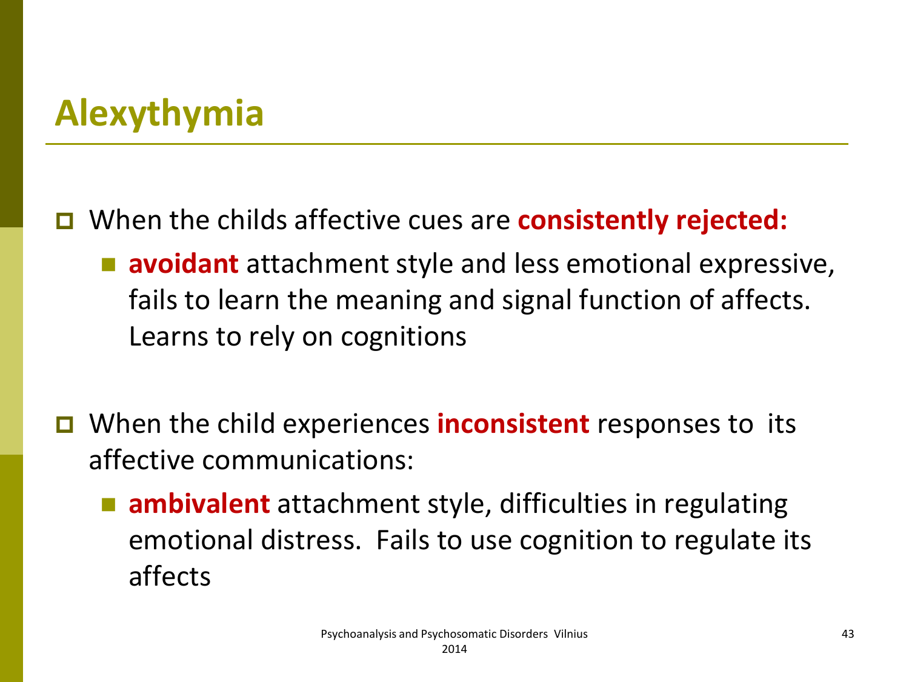# Alexythymia

- When the childs affective cues are **consistently rejected:**
  - **avoidant** attachment style and less emotional expressive, fails to learn the meaning and signal function of affects. Learns to rely on cognitions

- When the child experiences **inconsistent** responses to its affective communications:
  - **ambivalent** attachment style, difficulties in regulating emotional distress. Fails to use cognition to regulate its affects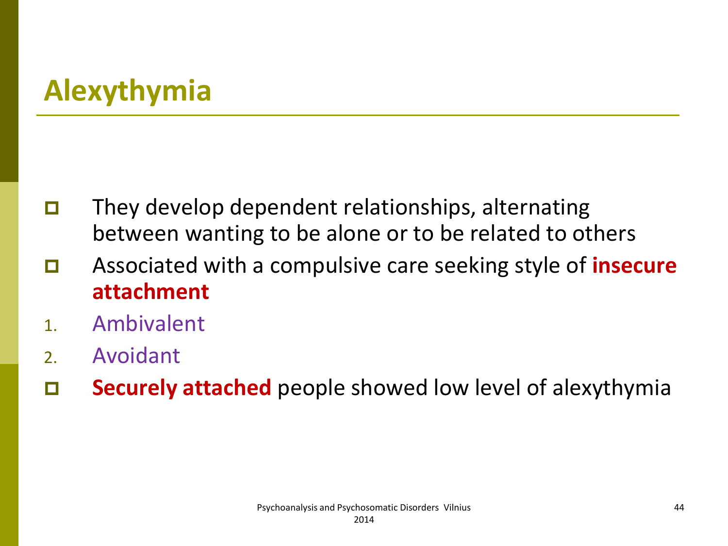# Alexythymia

- They develop dependent relationships, alternating between wanting to be alone or to be related to others
- Associated with a compulsive care seeking style of **insecure attachment**
  1. Ambivalent
  2. Avoidant
- **Securely attached** people showed low level of alexythymia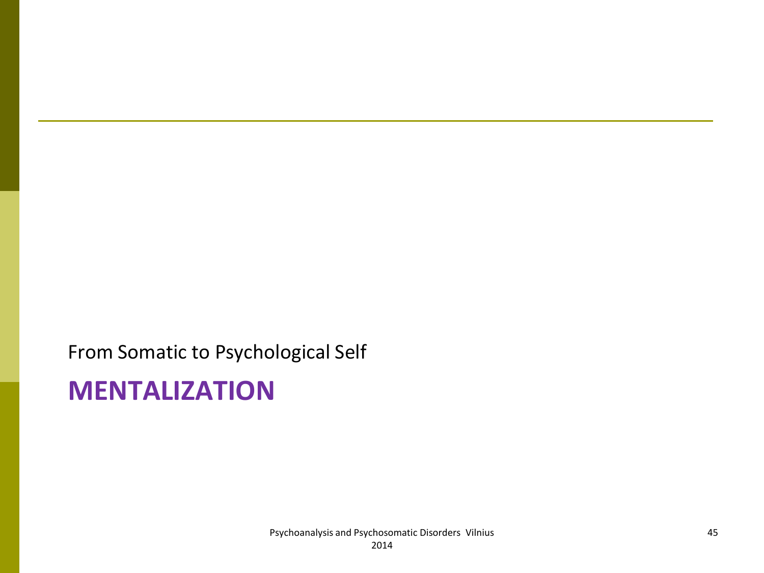From Somatic to Psychological Self

# MENTALIZATION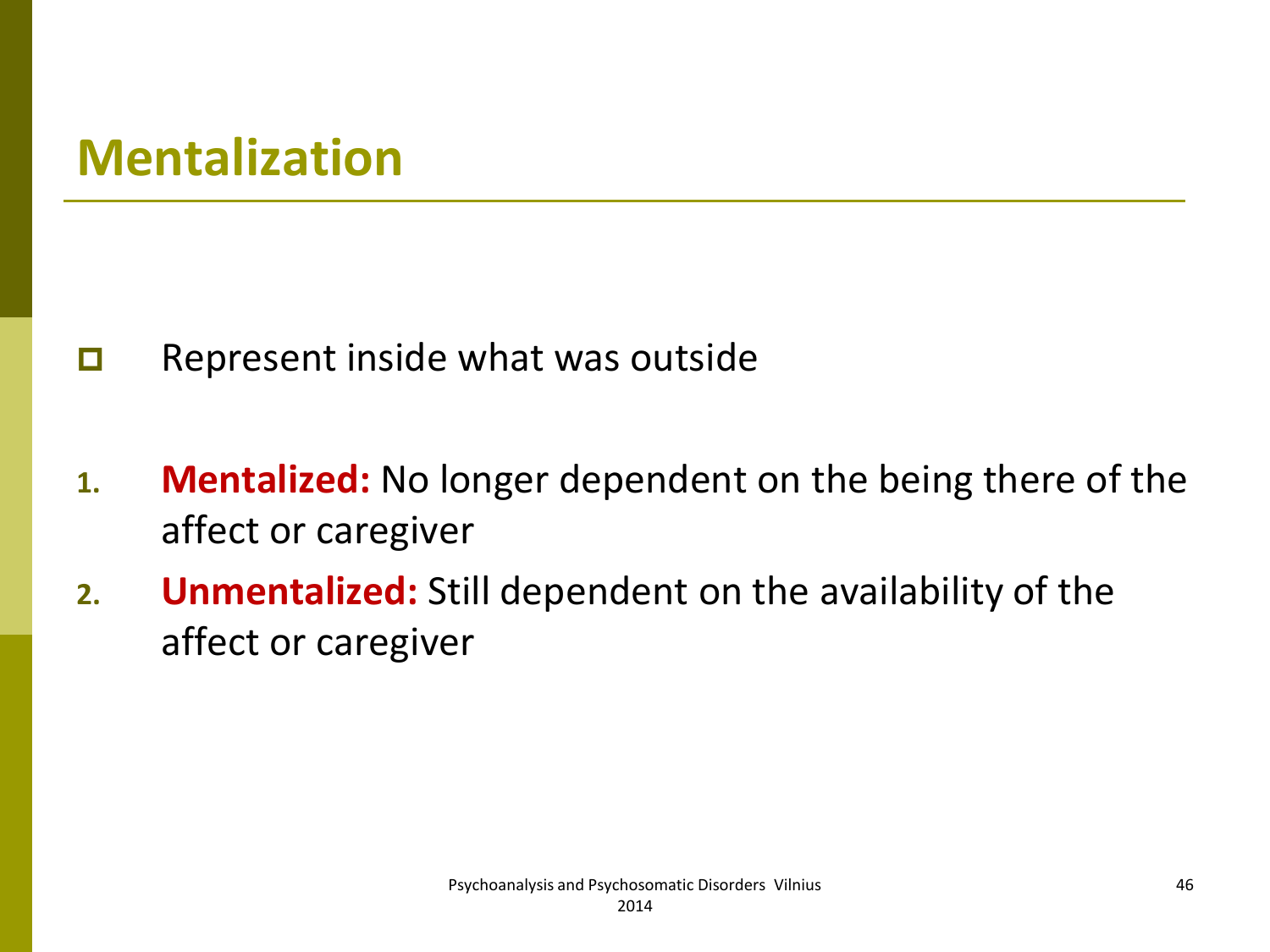# Mentalization

- Represent inside what was outside

1. **Mentalized:** No longer dependent on the being there of the affect or caregiver
2. **Unmentalized:** Still dependent on the availability of the affect or caregiver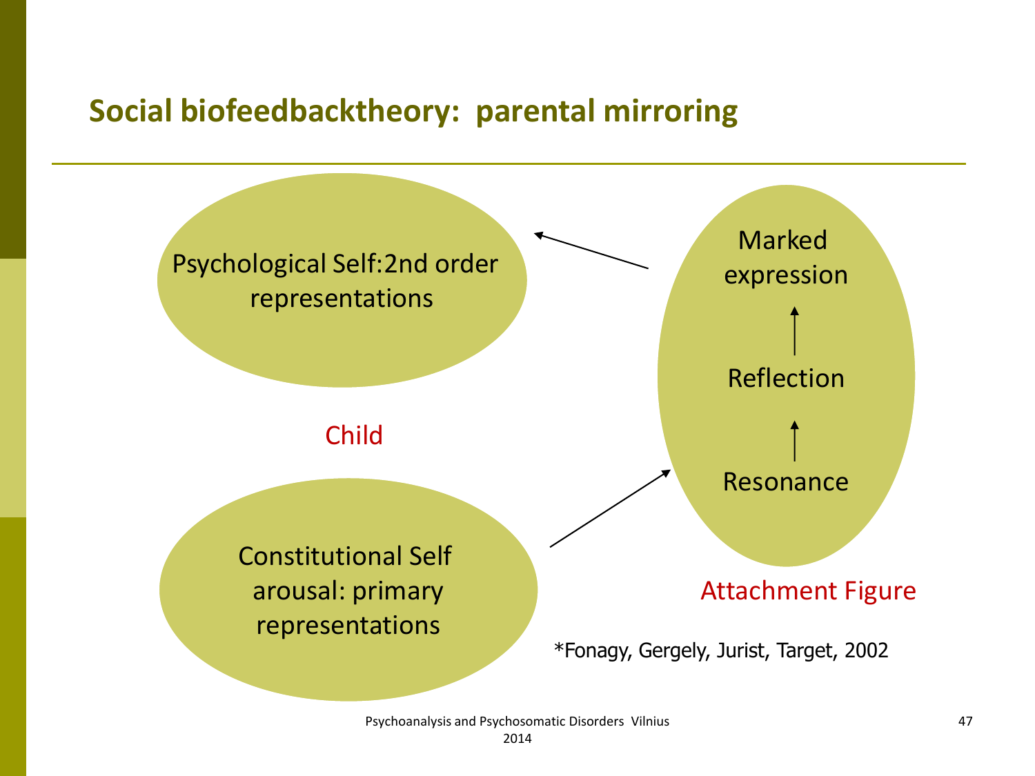## Social biofeedbacktheory: parental mirroring

Psychological Self:2nd order representations

Child

Constitutional Self arousal: primary representations

Marked expression

Reflection

Resonance

Attachment Figure

*Fonagy, Gergely, Jurist, Target, 2002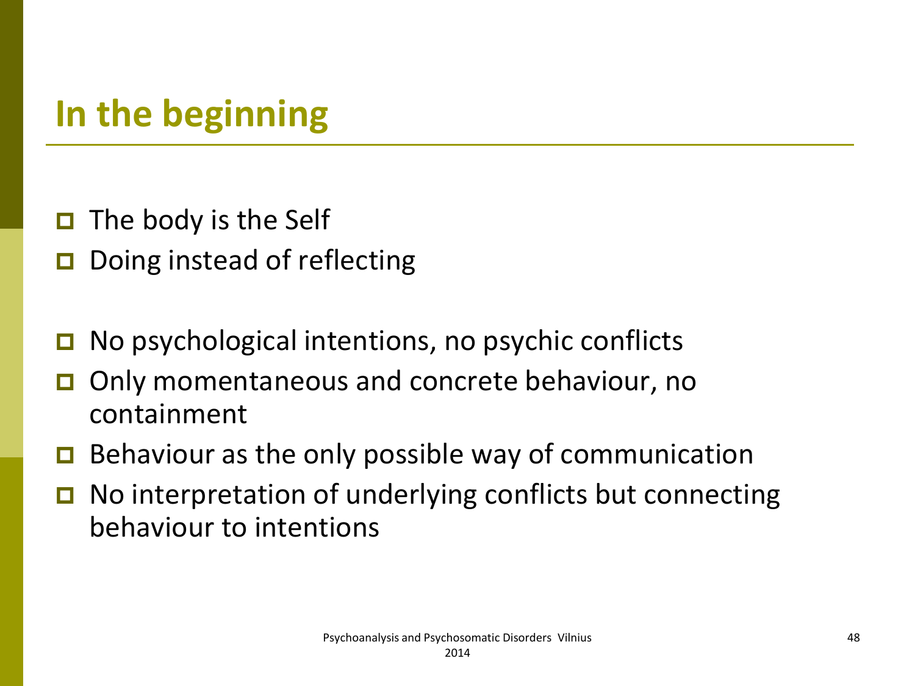# In the beginning

- The body is the Self
- Doing instead of reflecting

- No psychological intentions, no psychic conflicts
- Only momentaneous and concrete behaviour, no containment
- Behaviour as the only possible way of communication
- No interpretation of underlying conflicts but connecting behaviour to intentions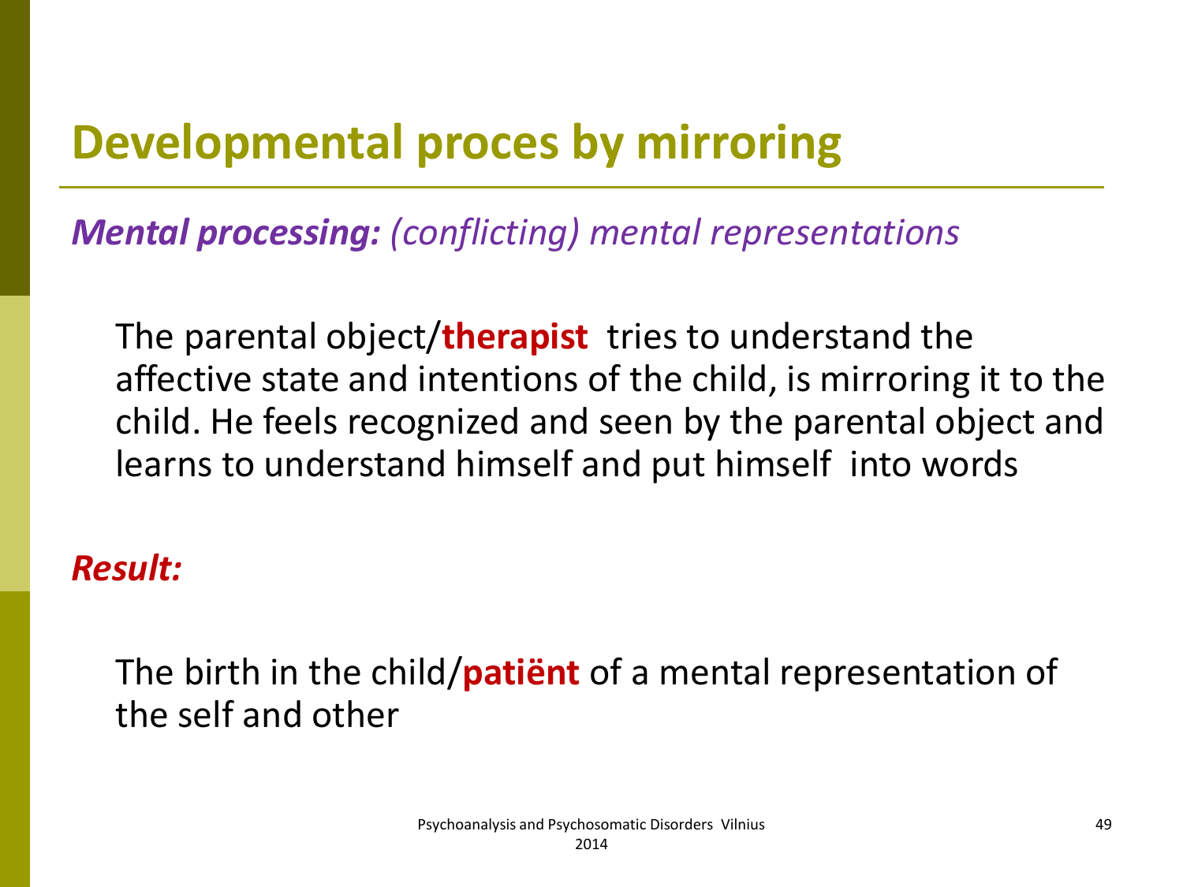# Developmental proces by mirroring

***Mental processing:*** *(conflicting) mental representations*

The parental object/**therapist** tries to understand the affective state and intentions of the child, is mirroring it to the child. He feels recognized and seen by the parental object and learns to understand himself and put himself into words

***Result:***

The birth in the child/**patiënt** of a mental representation of the self and other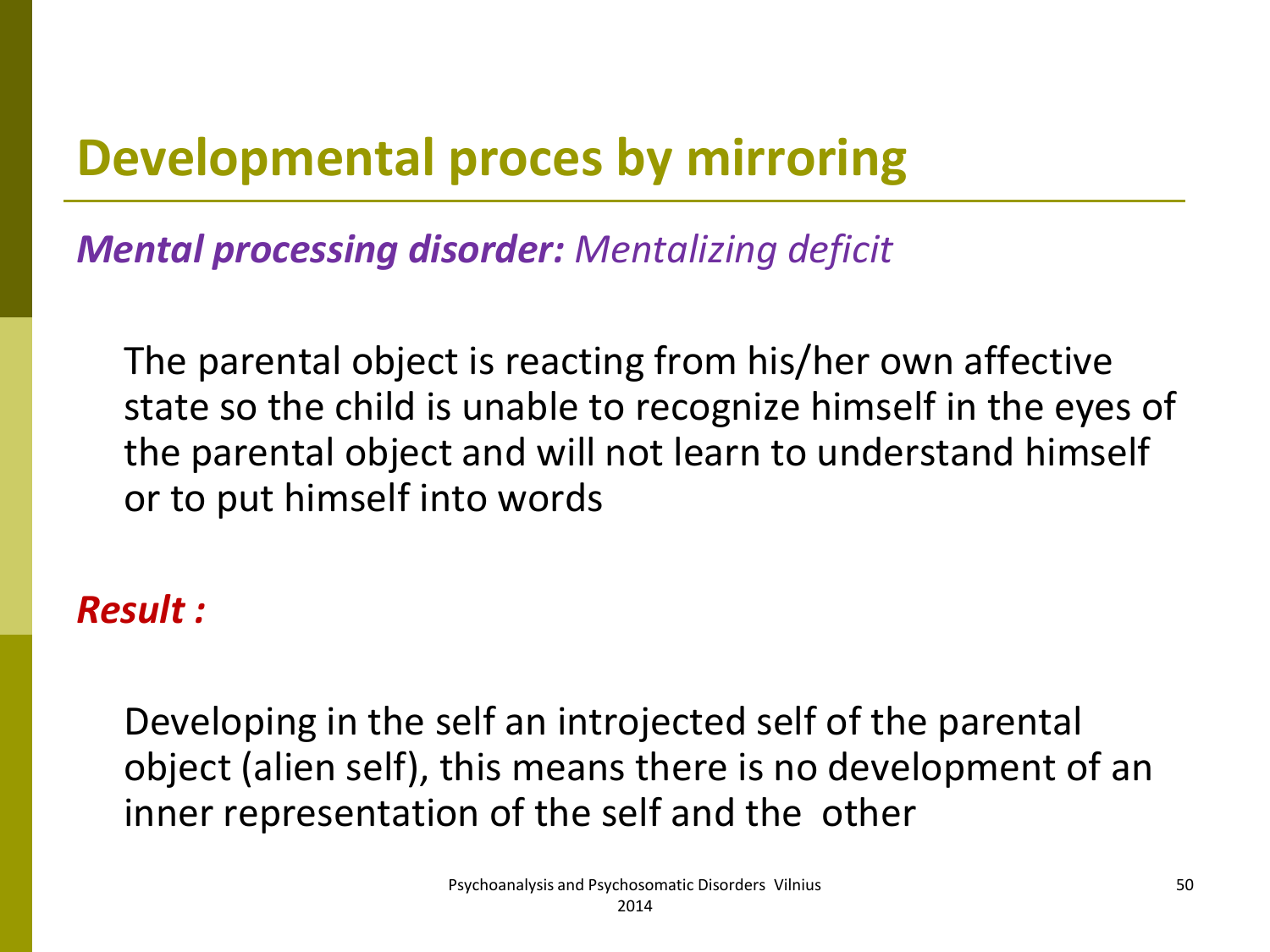# Developmental proces by mirroring

***Mental processing disorder:*** *Mentalizing deficit*

The parental object is reacting from his/her own affective state so the child is unable to recognize himself in the eyes of the parental object and will not learn to understand himself or to put himself into words

***Result :***

Developing in the self an introjected self of the parental object (alien self), this means there is no development of an inner representation of the self and the other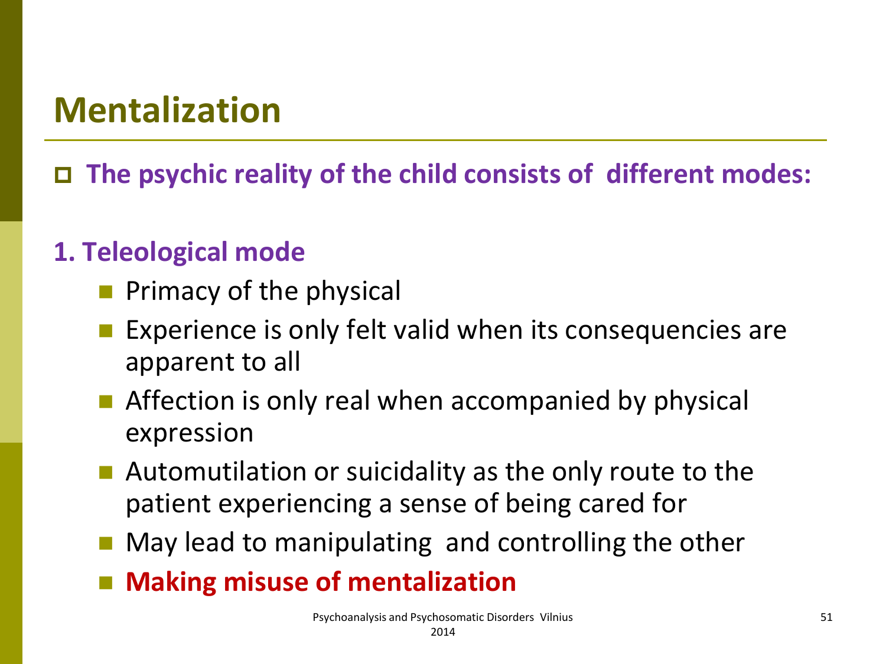# Mentalization

- **The psychic reality of the child consists of different modes:**

### 1. Teleological mode

- Primacy of the physical
- Experience is only felt valid when its consequencies are apparent to all
- Affection is only real when accompanied by physical expression
- Automutilation or suicidality as the only route to the patient experiencing a sense of being cared for
- May lead to manipulating and controlling the other
- **Making misuse of mentalization**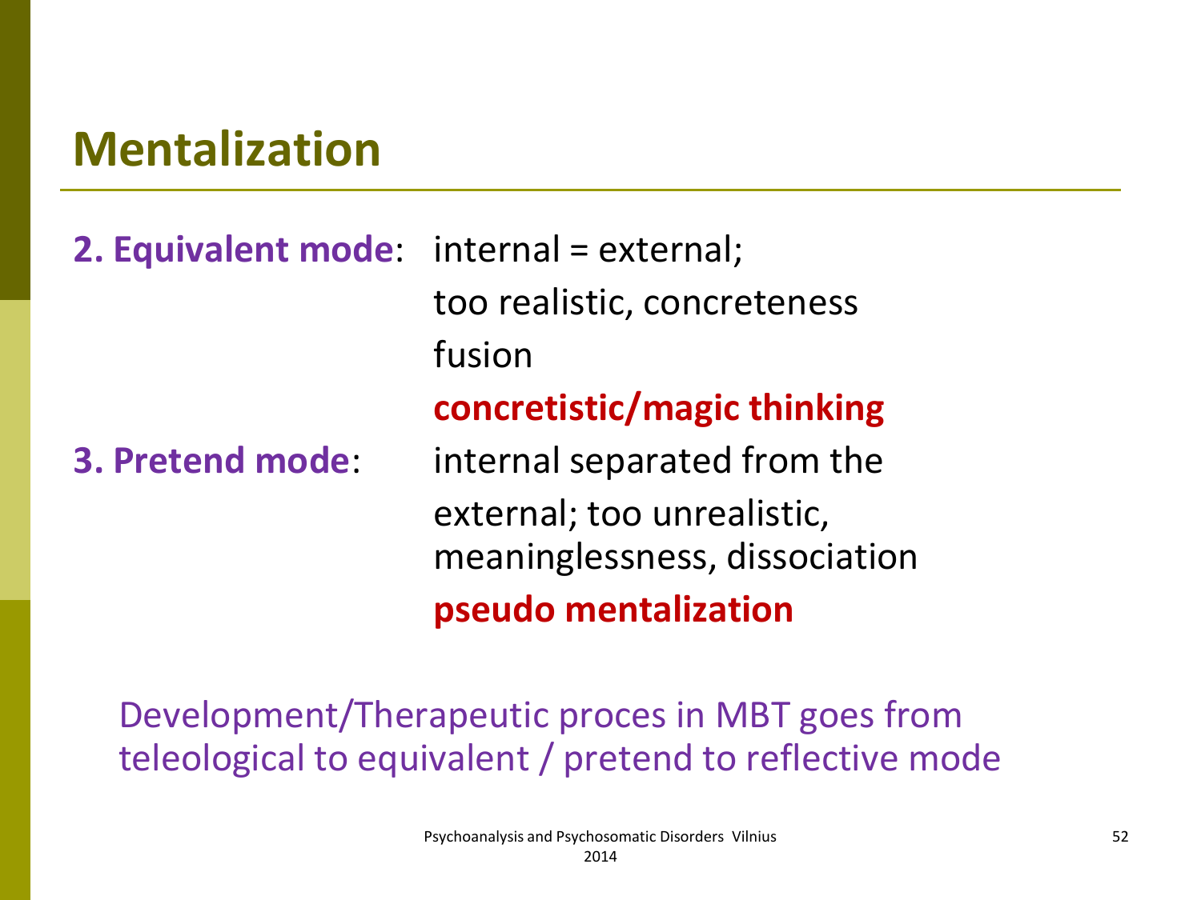# Mentalization

**2. Equivalent mode**: internal = external;
too realistic, concreteness
fusion
**concretistic/magic thinking**

**3. Pretend mode**: internal separated from the external; too unrealistic, meaninglessness, dissociation
**pseudo mentalization**

Development/Therapeutic proces in MBT goes from teleological to equivalent / pretend to reflective mode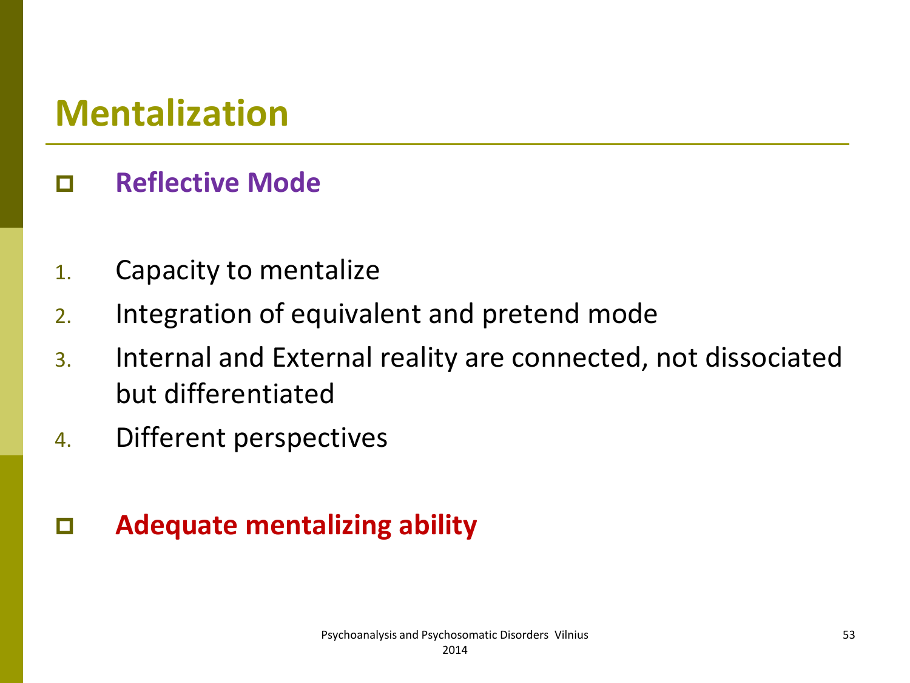# Mentalization

- **Reflective Mode**

1. Capacity to mentalize
2. Integration of equivalent and pretend mode
3. Internal and External reality are connected, not dissociated but differentiated
4. Different perspectives

- **Adequate mentalizing ability**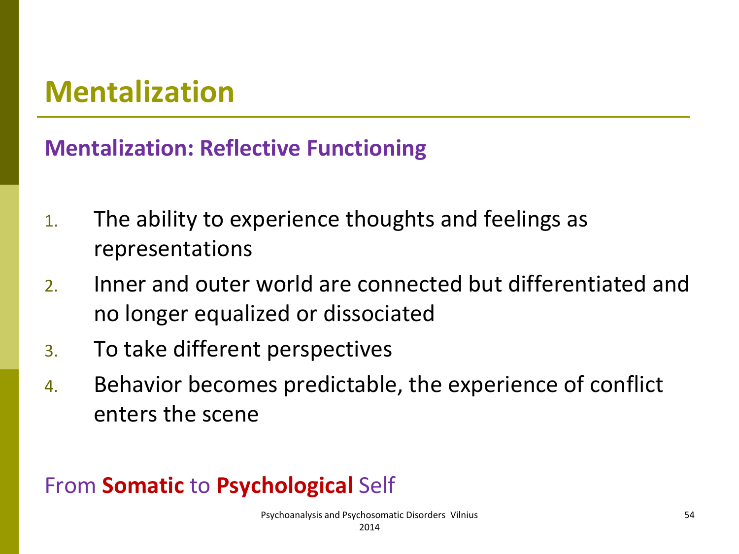# Mentalization

## Mentalization: Reflective Functioning

1. The ability to experience thoughts and feelings as representations
2. Inner and outer world are connected but differentiated and no longer equalized or dissociated
3. To take different perspectives
4. Behavior becomes predictable, the experience of conflict enters the scene

From **Somatic** to **Psychological** Self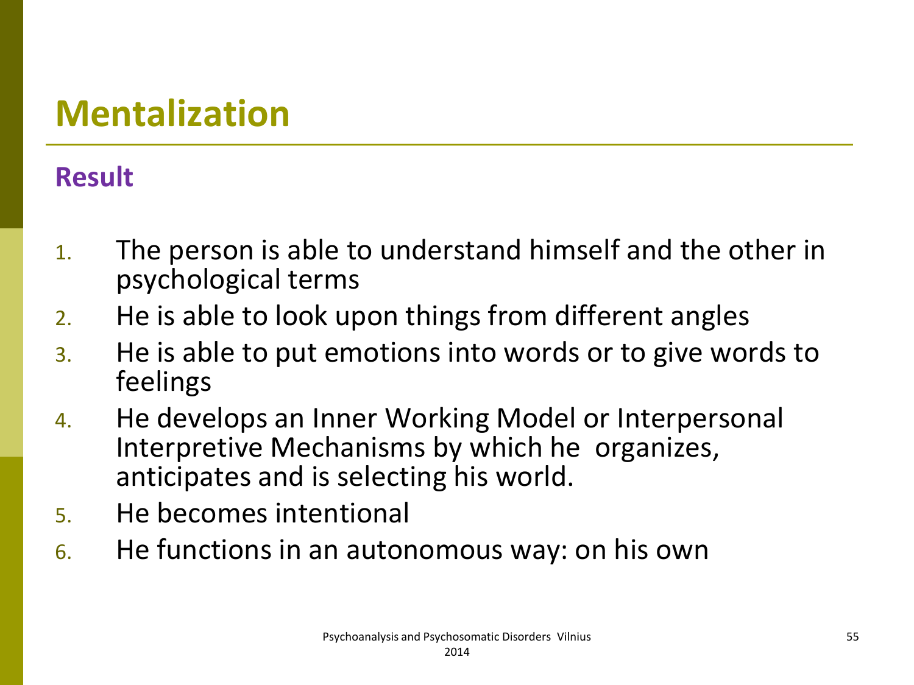# Mentalization

## Result

1. The person is able to understand himself and the other in psychological terms
2. He is able to look upon things from different angles
3. He is able to put emotions into words or to give words to feelings
4. He develops an Inner Working Model or Interpersonal Interpretive Mechanisms by which he organizes, anticipates and is selecting his world.
5. He becomes intentional
6. He functions in an autonomous way: on his own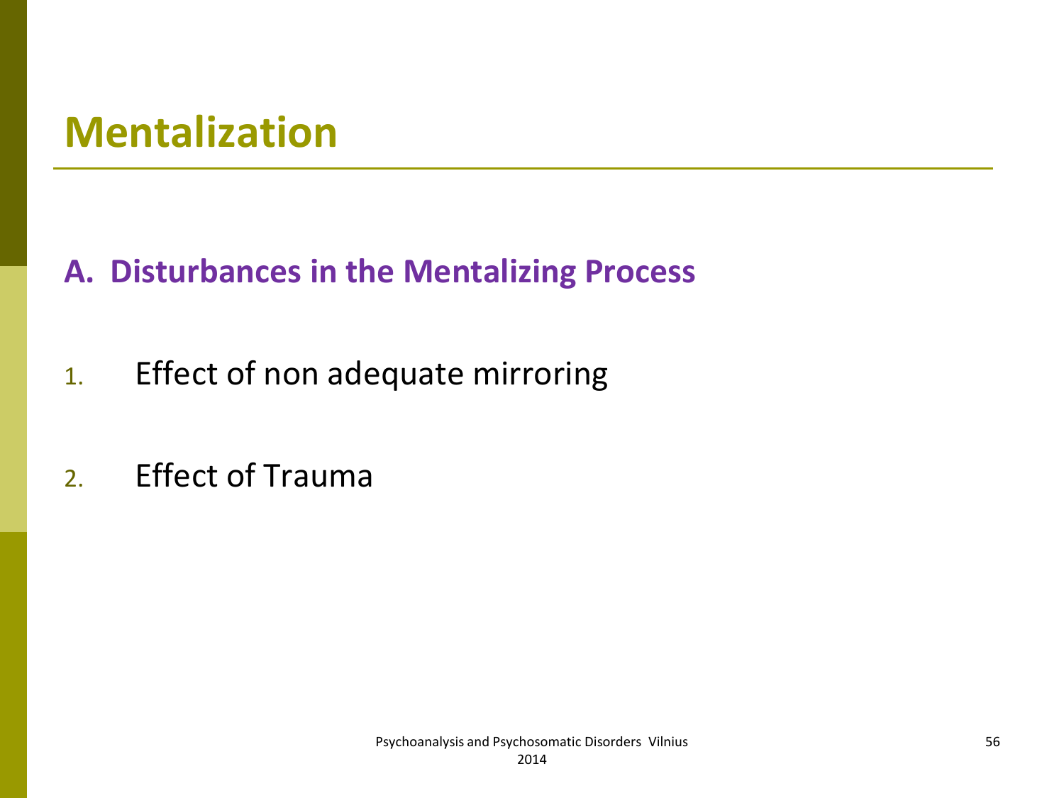# Mentalization

## A. Disturbances in the Mentalizing Process

1. Effect of non adequate mirroring
2. Effect of Trauma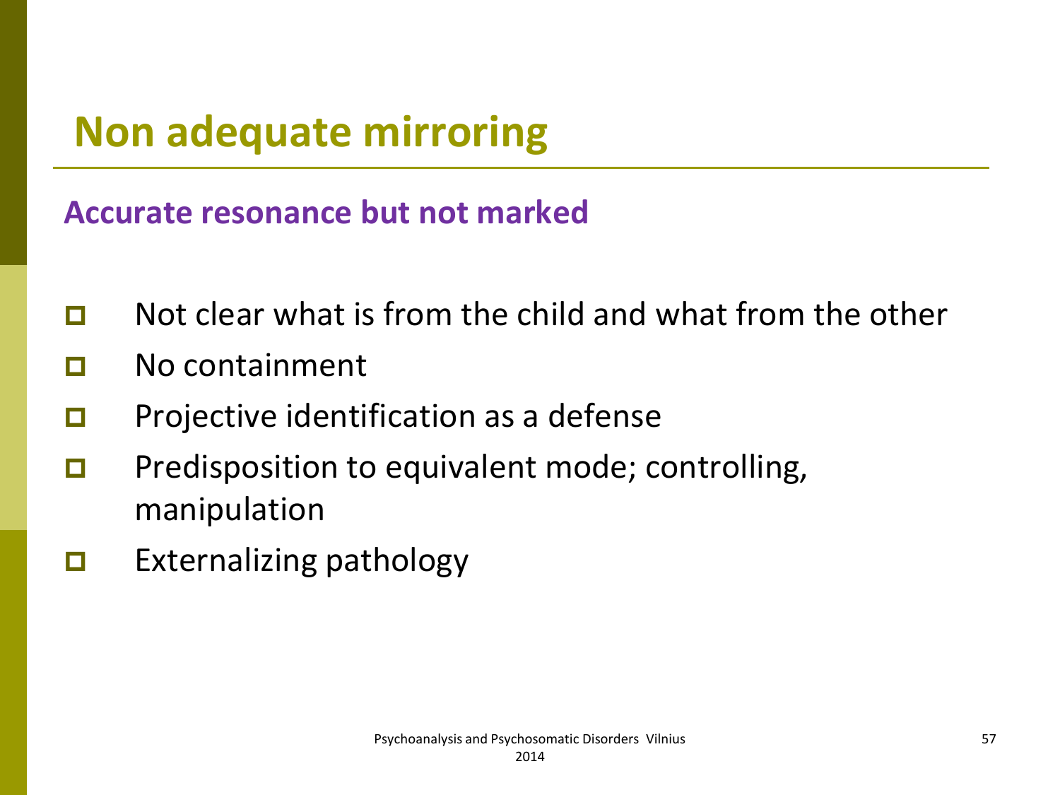# Non adequate mirroring

### Accurate resonance but not marked

- Not clear what is from the child and what from the other
- No containment
- Projective identification as a defense
- Predisposition to equivalent mode; controlling, manipulation
- Externalizing pathology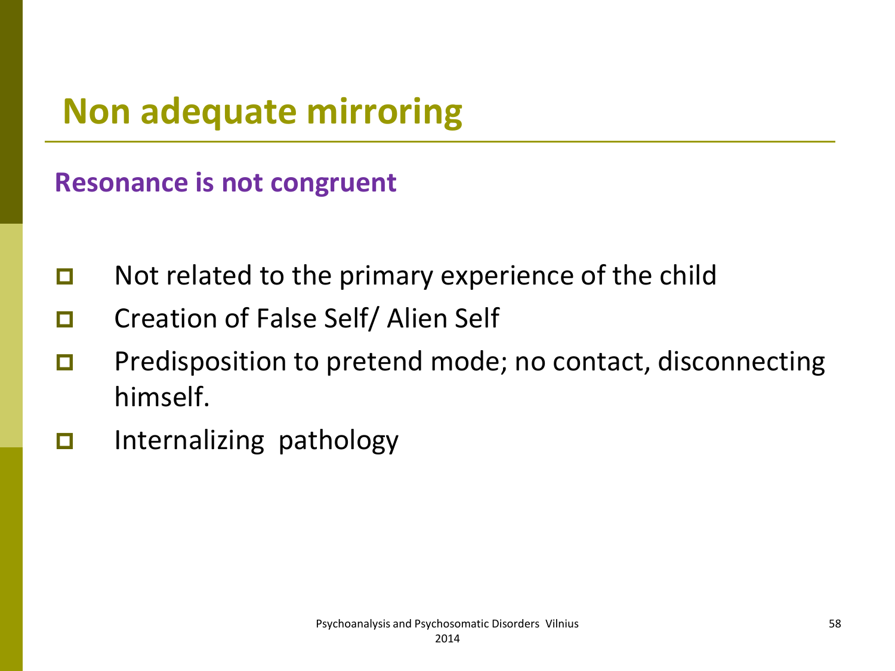# Non adequate mirroring

**Resonance is not congruent**

- Not related to the primary experience of the child
- Creation of False Self/ Alien Self
- Predisposition to pretend mode; no contact, disconnecting himself.
- Internalizing pathology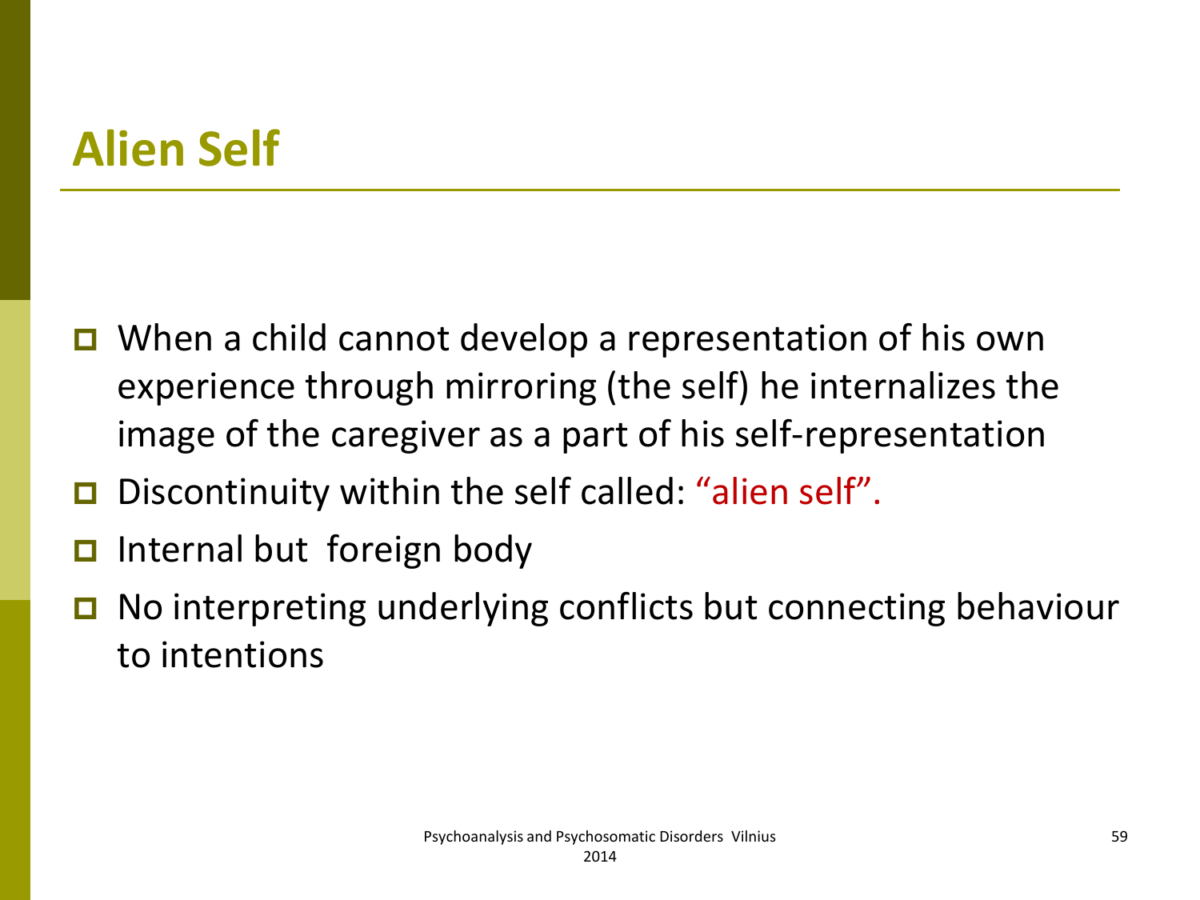# Alien Self

- When a child cannot develop a representation of his own experience through mirroring (the self) he internalizes the image of the caregiver as a part of his self-representation
- Discontinuity within the self called: "alien self".
- Internal but foreign body
- No interpreting underlying conflicts but connecting behaviour to intentions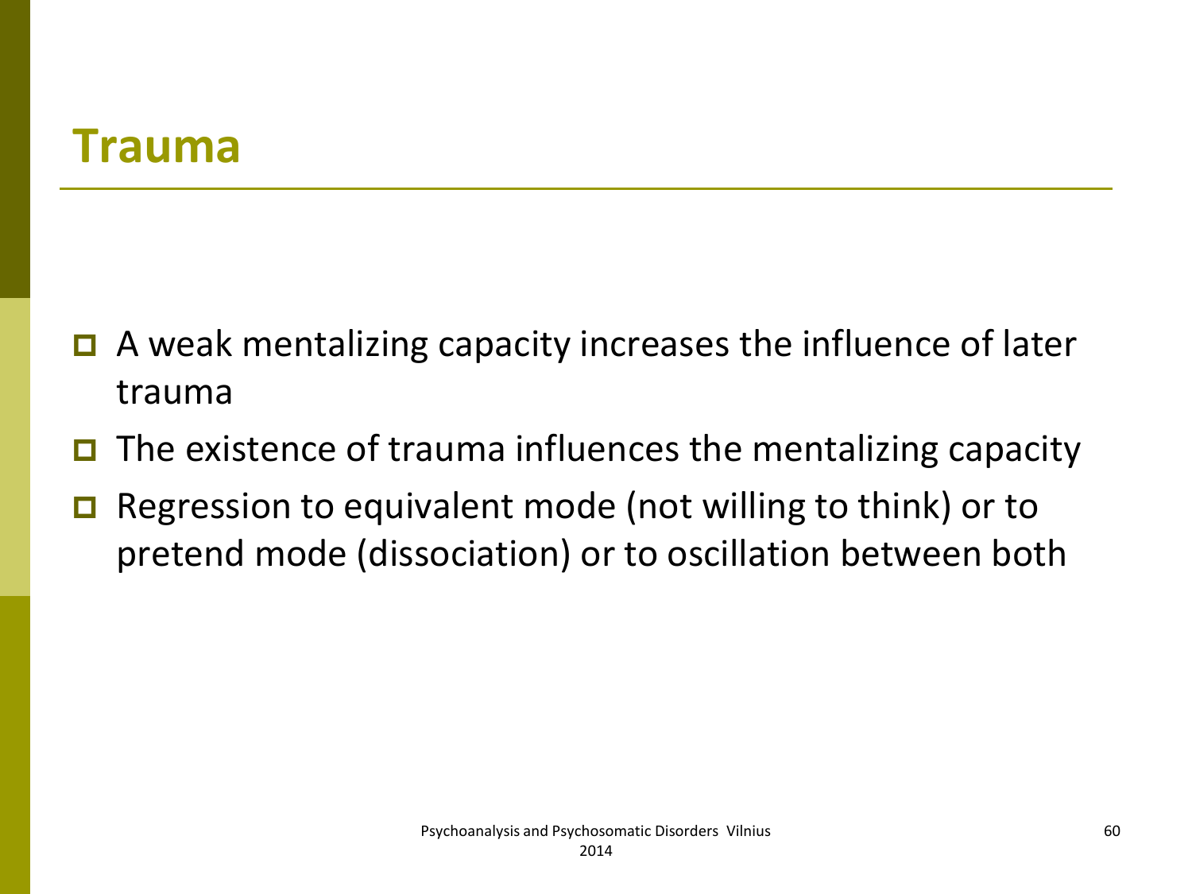# Trauma

- A weak mentalizing capacity increases the influence of later trauma
- The existence of trauma influences the mentalizing capacity
- Regression to equivalent mode (not willing to think) or to pretend mode (dissociation) or to oscillation between both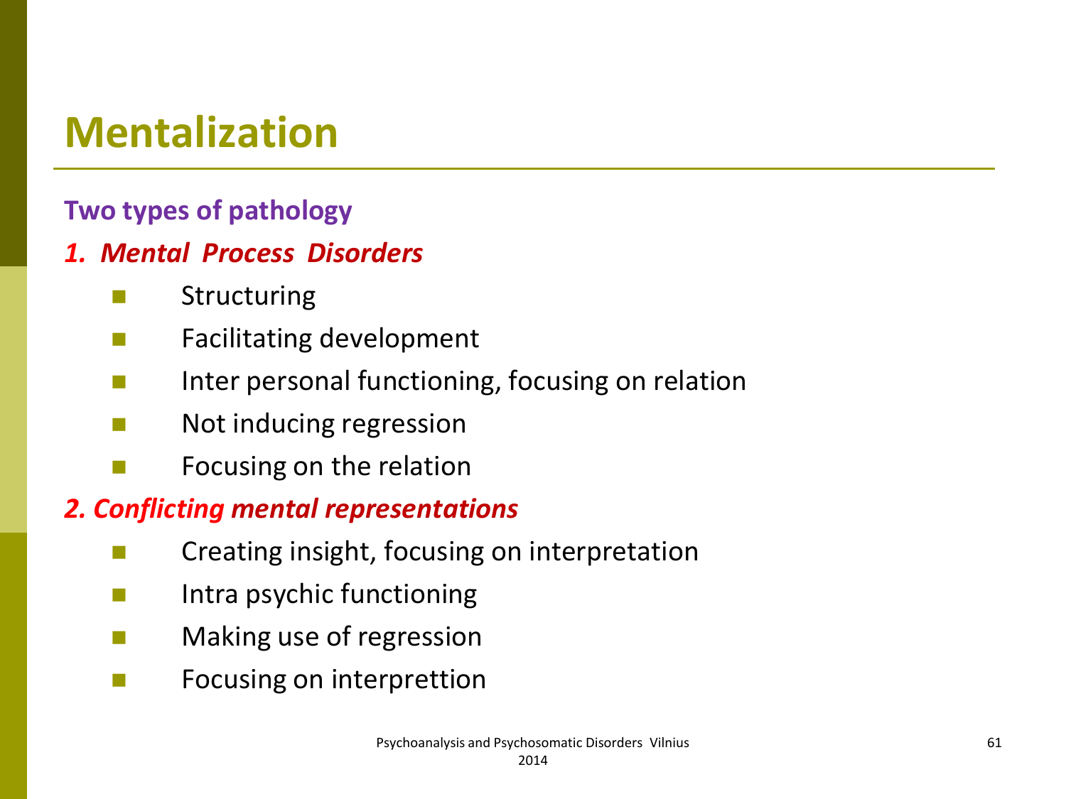# Mentalization

**Two types of pathology**

***1. Mental Process Disorders***

- Structuring
- Facilitating development
- Inter personal functioning, focusing on relation
- Not inducing regression
- Focusing on the relation

***2. Conflicting mental representations***

- Creating insight, focusing on interpretation
- Intra psychic functioning
- Making use of regression
- Focusing on interprettion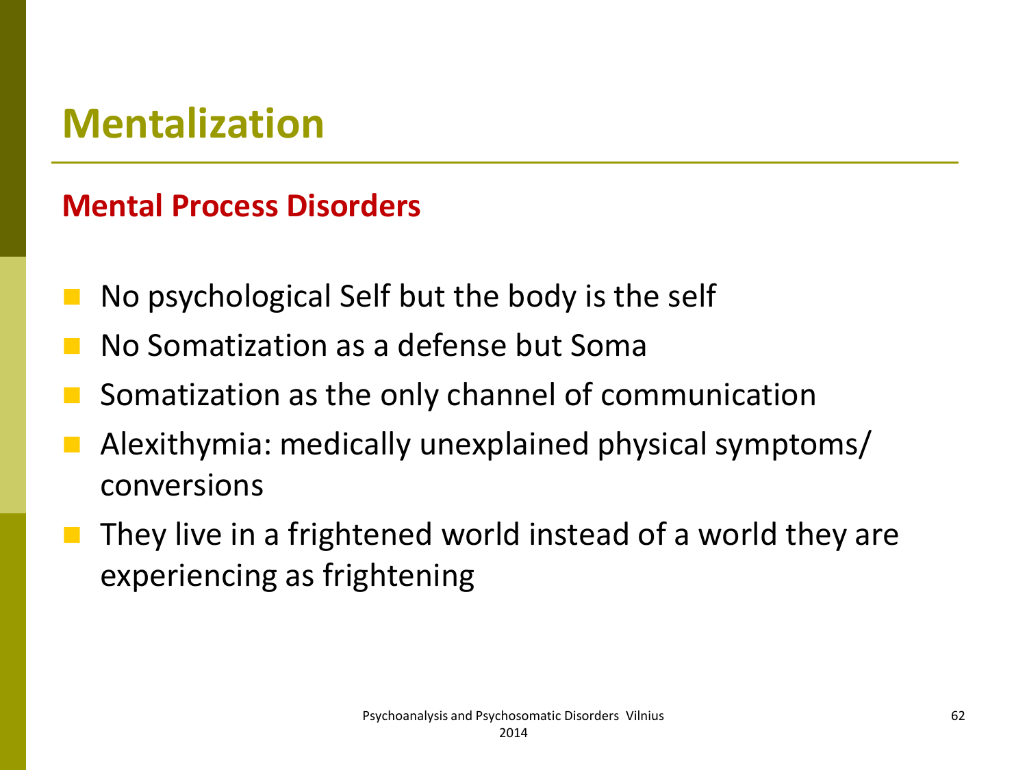# Mentalization

## Mental Process Disorders

- No psychological Self but the body is the self
- No Somatization as a defense but Soma
- Somatization as the only channel of communication
- Alexithymia: medically unexplained physical symptoms/ conversions
- They live in a frightened world instead of a world they are experiencing as frightening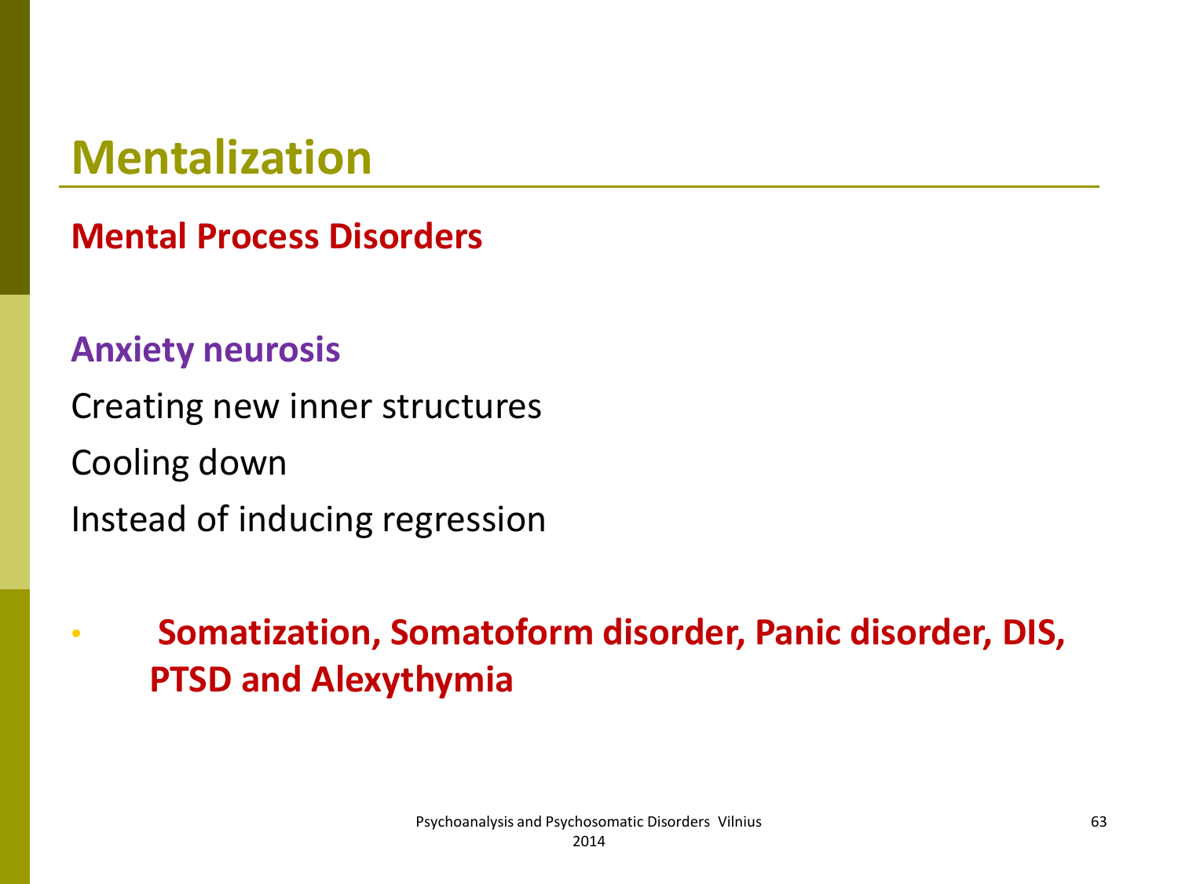# Mentalization

**Mental Process Disorders**

**Anxiety neurosis**

Creating new inner structures

Cooling down

Instead of inducing regression

- **Somatization, Somatoform disorder, Panic disorder, DIS, PTSD and Alexythymia**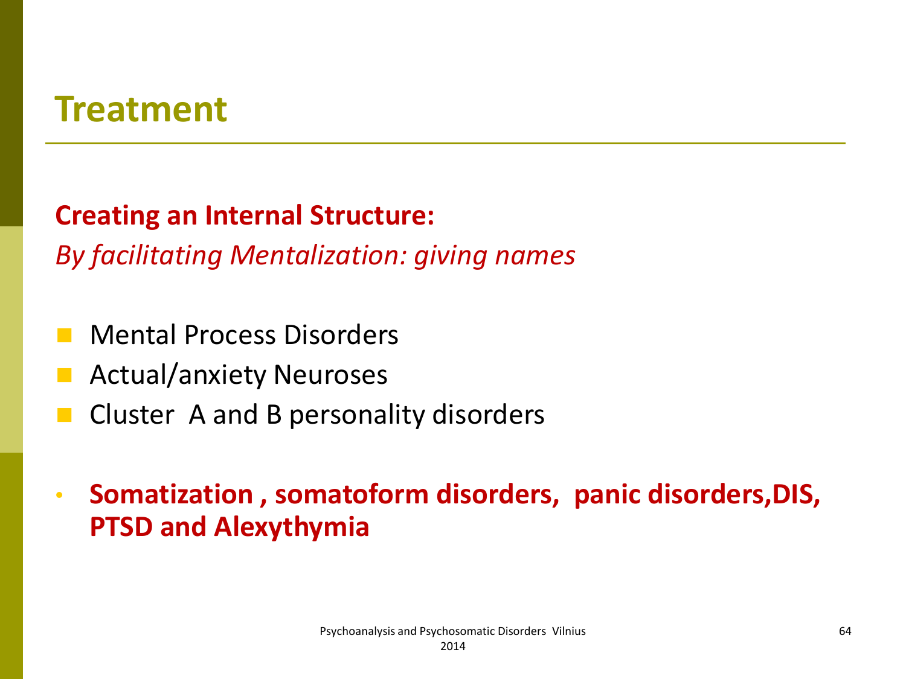# Treatment

**Creating an Internal Structure:**

*By facilitating Mentalization: giving names*

- Mental Process Disorders
- Actual/anxiety Neuroses
- Cluster A and B personality disorders

- **Somatization , somatoform disorders, panic disorders,DIS, PTSD and Alexythymia**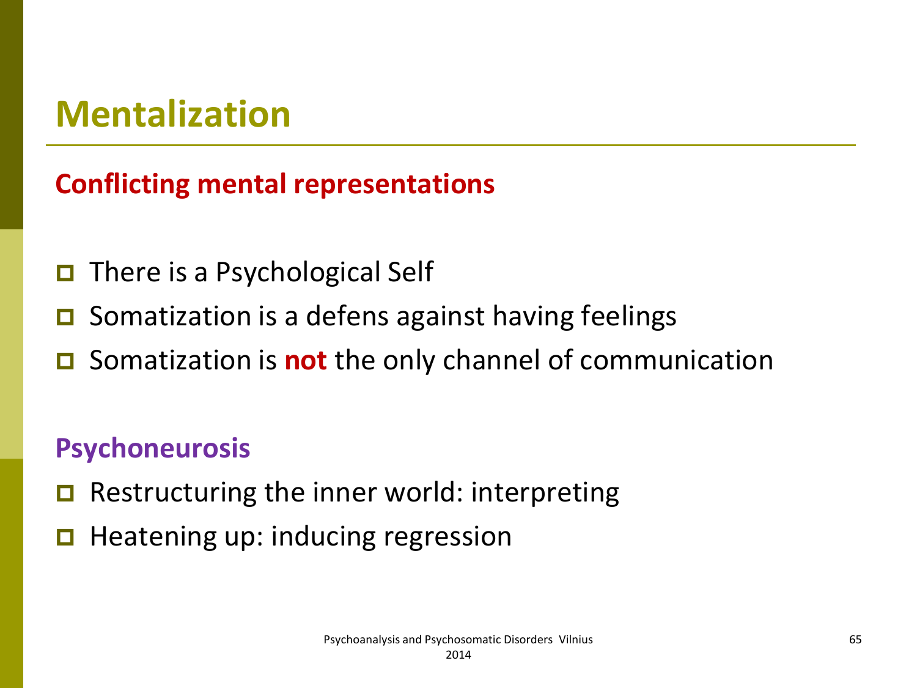# Mentalization

## Conflicting mental representations

- There is a Psychological Self
- Somatization is a defens against having feelings
- Somatization is **not** the only channel of communication

## Psychoneurosis

- Restructuring the inner world: interpreting
- Heatening up: inducing regression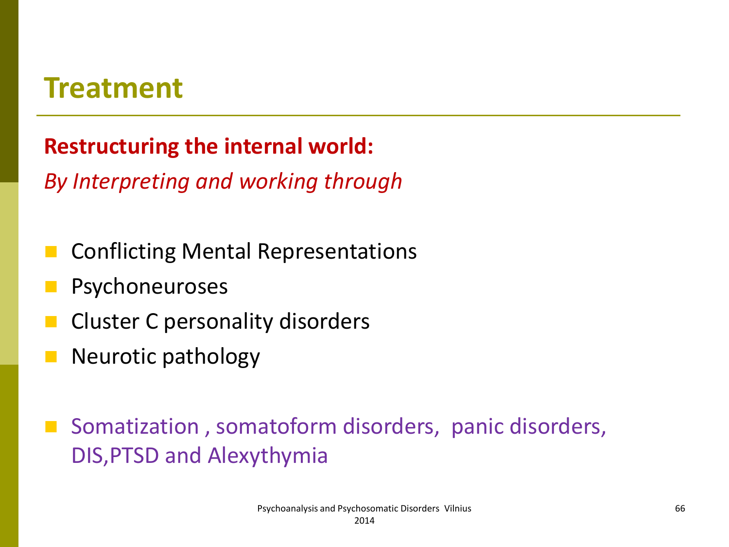# Treatment

**Restructuring the internal world:**

*By Interpreting and working through*

- Conflicting Mental Representations
- Psychoneuroses
- Cluster C personality disorders
- Neurotic pathology

- Somatization , somatoform disorders, panic disorders, DIS,PTSD and Alexythymia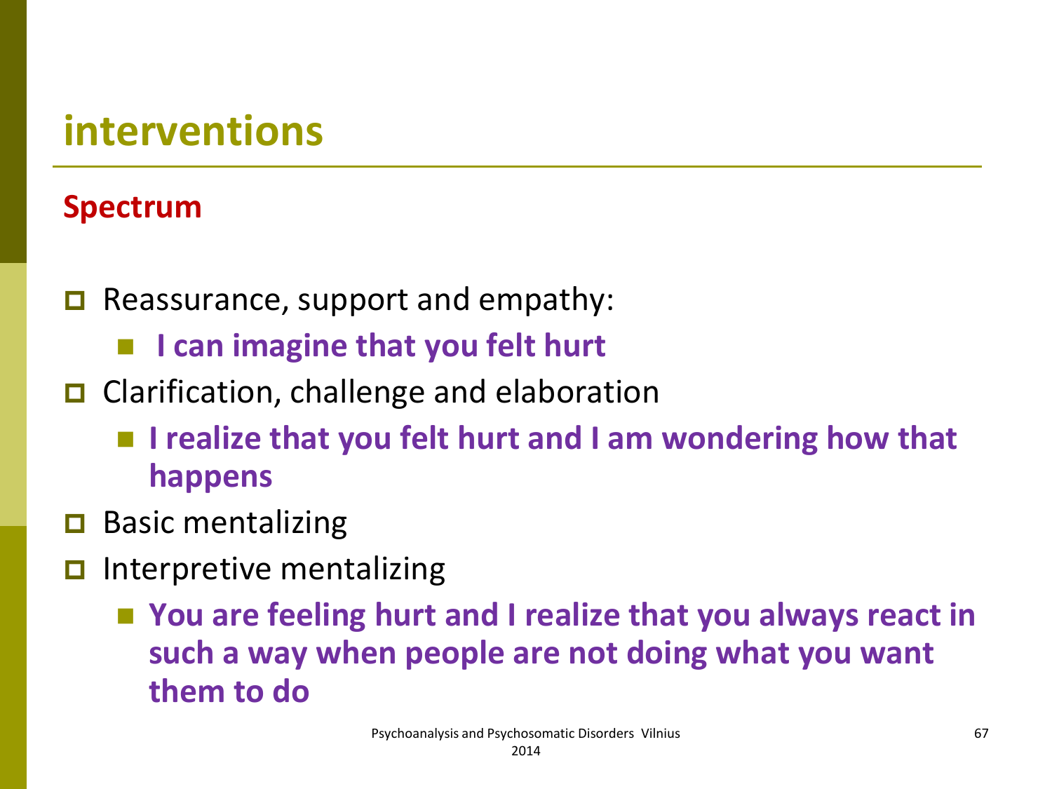# interventions

## Spectrum

- Reassurance, support and empathy:
  - **I can imagine that you felt hurt**
- Clarification, challenge and elaboration
  - **I realize that you felt hurt and I am wondering how that happens**
- Basic mentalizing
- Interpretive mentalizing
  - **You are feeling hurt and I realize that you always react in such a way when people are not doing what you want them to do**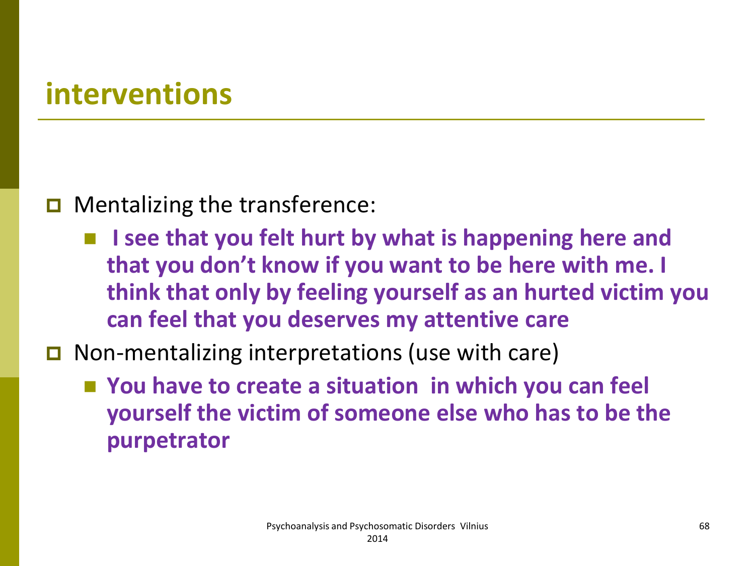## interventions

- Mentalizing the transference:
  - **I see that you felt hurt by what is happening here and that you don't know if you want to be here with me. I think that only by feeling yourself as an hurted victim you can feel that you deserves my attentive care**
- Non-mentalizing interpretations (use with care)
  - **You have to create a situation in which you can feel yourself the victim of someone else who has to be the purpetrator**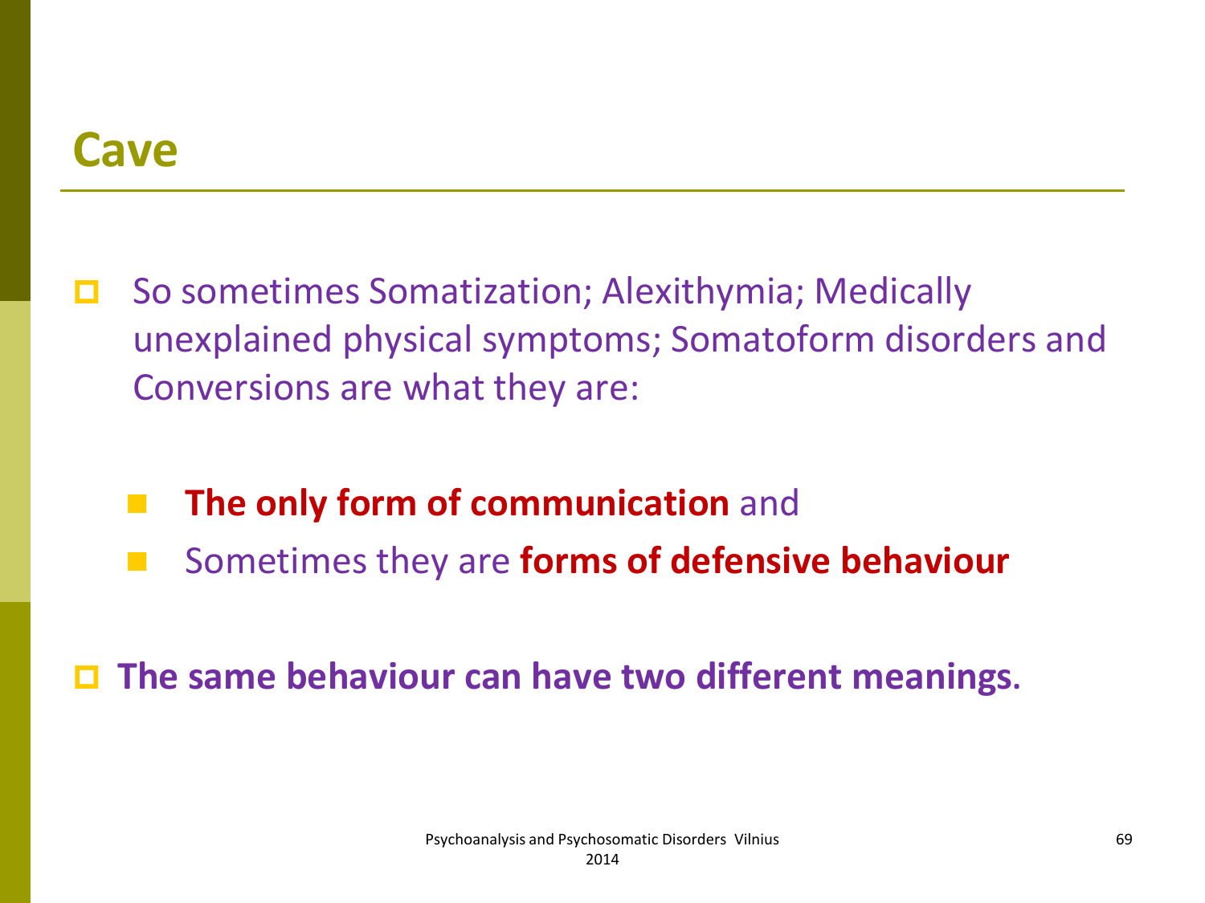## Cave

- So sometimes Somatization; Alexithymia; Medically unexplained physical symptoms; Somatoform disorders and Conversions are what they are:
  - **The only form of communication** and
  - Sometimes they are **forms of defensive behaviour**
- **The same behaviour can have two different meanings**.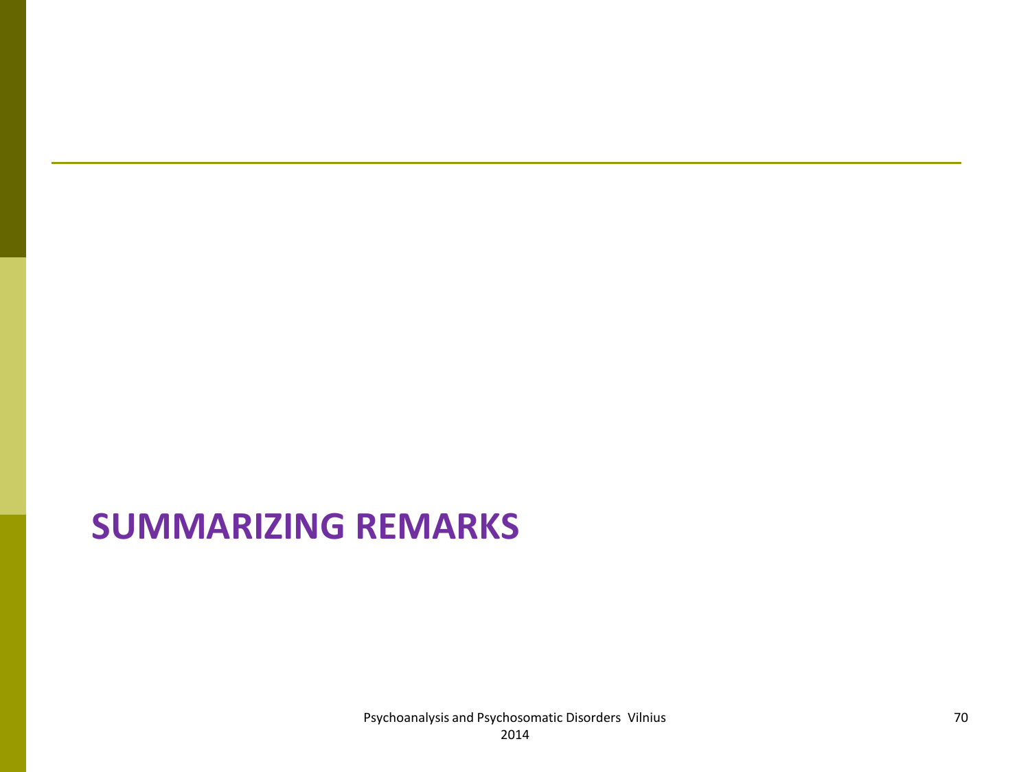# SUMMARIZING REMARKS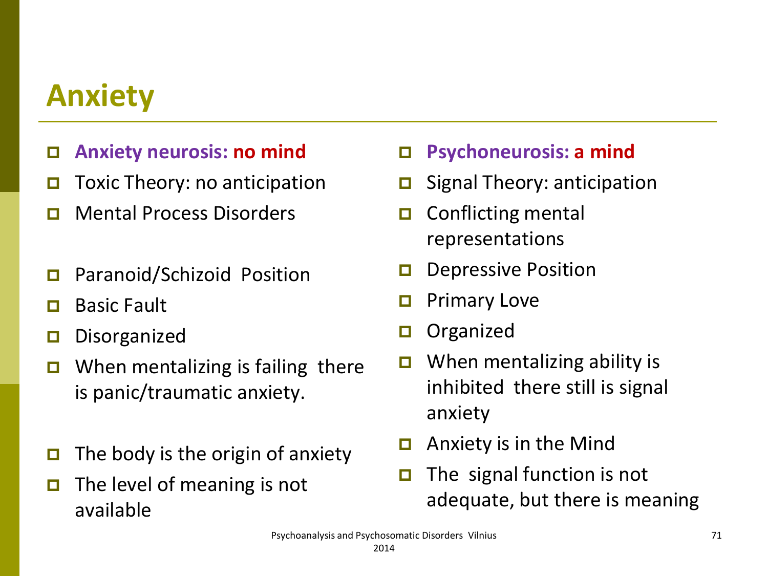# Anxiety

- **Anxiety neurosis: no mind**
- Toxic Theory: no anticipation
- Mental Process Disorders
- Paranoid/Schizoid Position
- Basic Fault
- Disorganized
- When mentalizing is failing there is panic/traumatic anxiety.
- The body is the origin of anxiety
- The level of meaning is not available

- **Psychoneurosis: a mind**
- Signal Theory: anticipation
- Conflicting mental representations
- Depressive Position
- Primary Love
- Organized
- When mentalizing ability is inhibited there still is signal anxiety
- Anxiety is in the Mind
- The signal function is not adequate, but there is meaning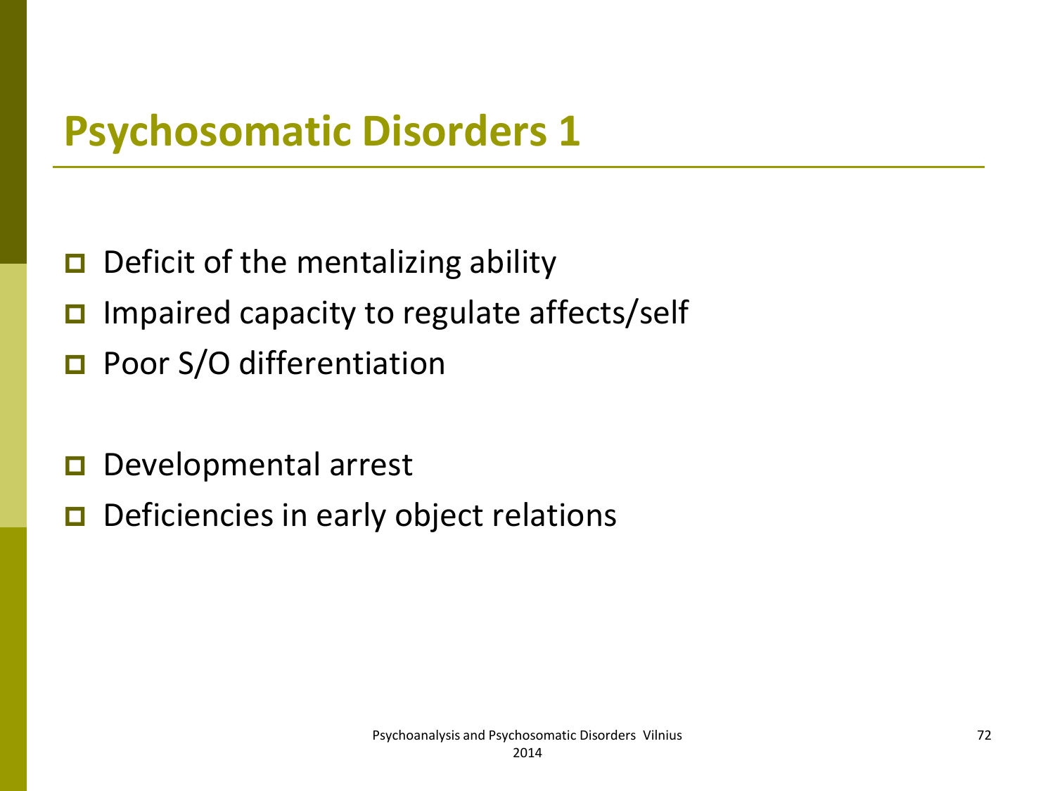# Psychosomatic Disorders 1

- Deficit of the mentalizing ability
- Impaired capacity to regulate affects/self
- Poor S/O differentiation

- Developmental arrest
- Deficiencies in early object relations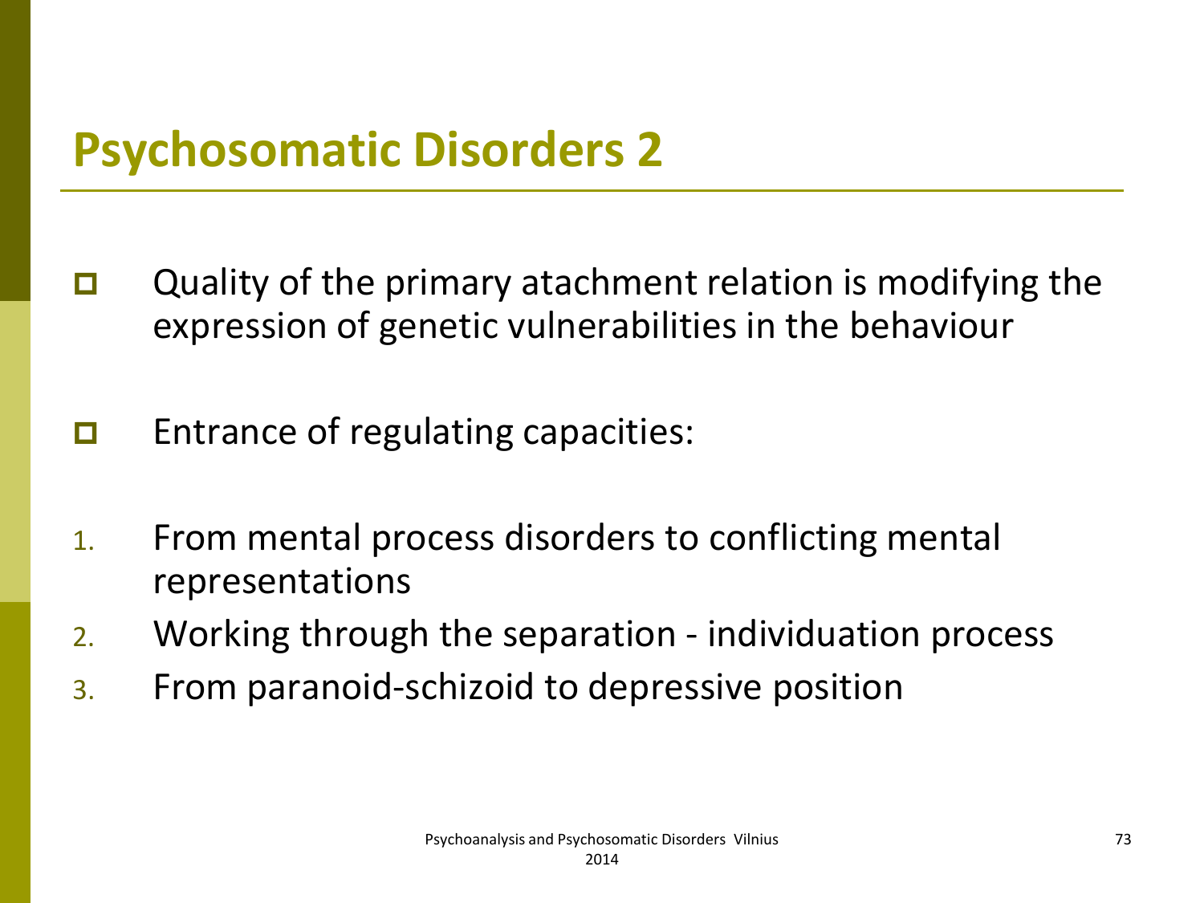# Psychosomatic Disorders 2

- Quality of the primary atachment relation is modifying the expression of genetic vulnerabilities in the behaviour

- Entrance of regulating capacities:

1. From mental process disorders to conflicting mental representations
2. Working through the separation - individuation process
3. From paranoid-schizoid to depressive position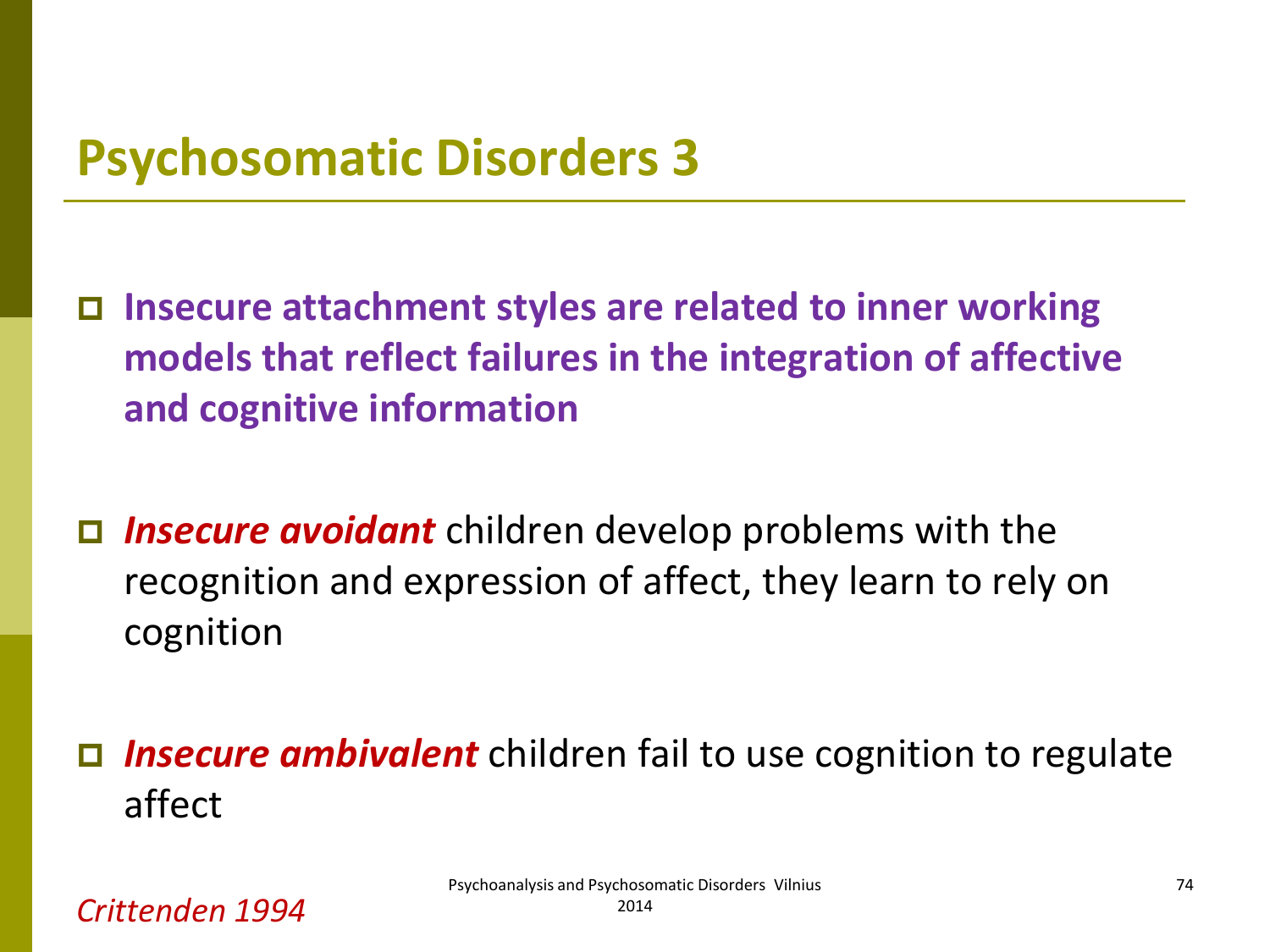# Psychosomatic Disorders 3

- **Insecure attachment styles are related to inner working models that reflect failures in the integration of affective and cognitive information**

- ***Insecure avoidant*** children develop problems with the recognition and expression of affect, they learn to rely on cognition

- ***Insecure ambivalent*** children fail to use cognition to regulate affect

*Crittenden 1994*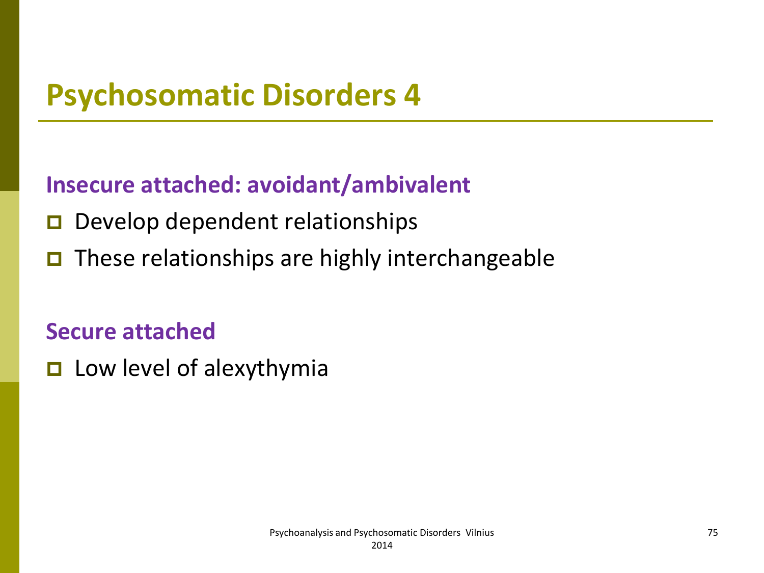# Psychosomatic Disorders 4

**Insecure attached: avoidant/ambivalent**

- Develop dependent relationships
- These relationships are highly interchangeable

**Secure attached**

- Low level of alexythymia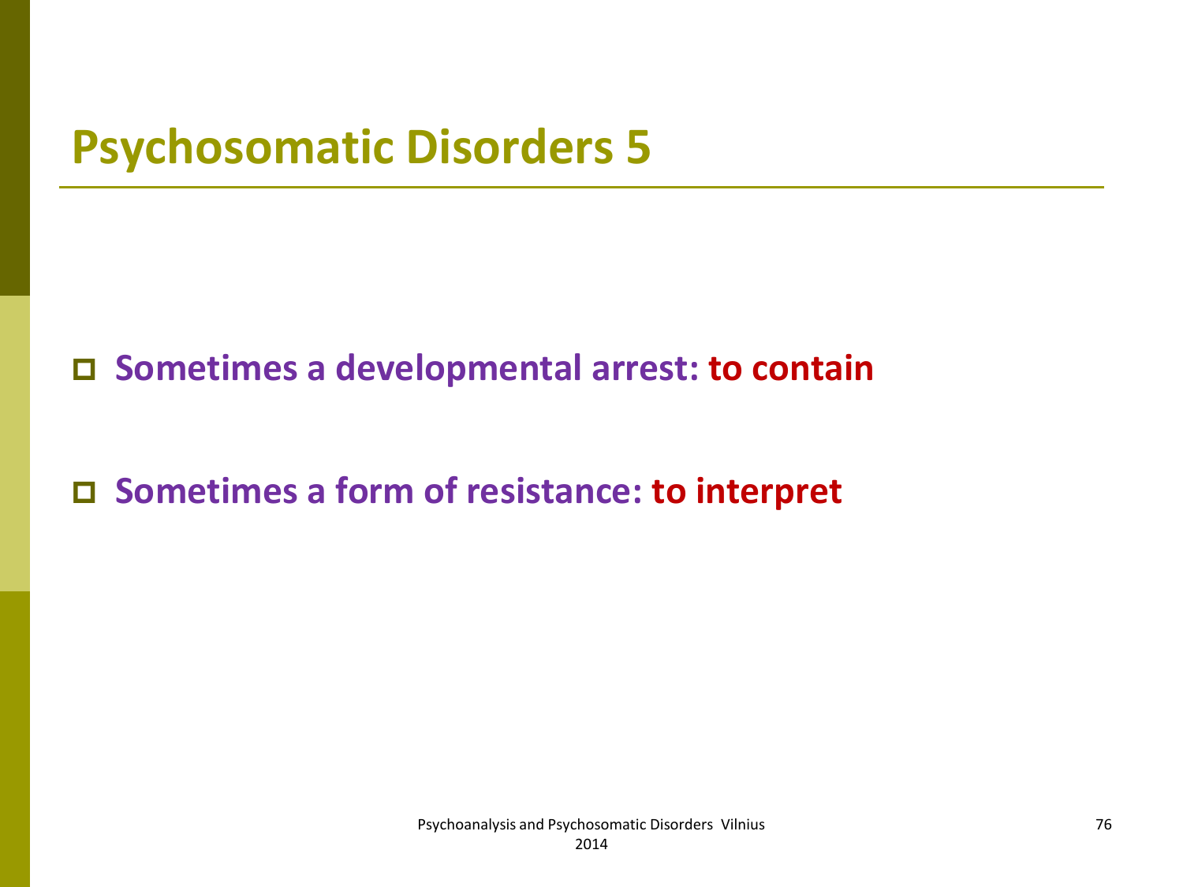# Psychosomatic Disorders 5

- **Sometimes a developmental arrest: to contain**
- **Sometimes a form of resistance: to interpret**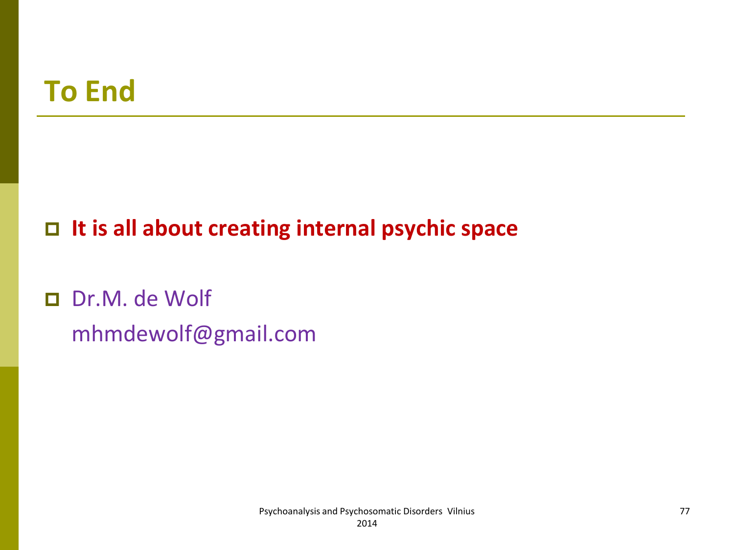# To End

- **It is all about creating internal psychic space**

- Dr.M. de Wolf
  mhmdewolf@gmail.com